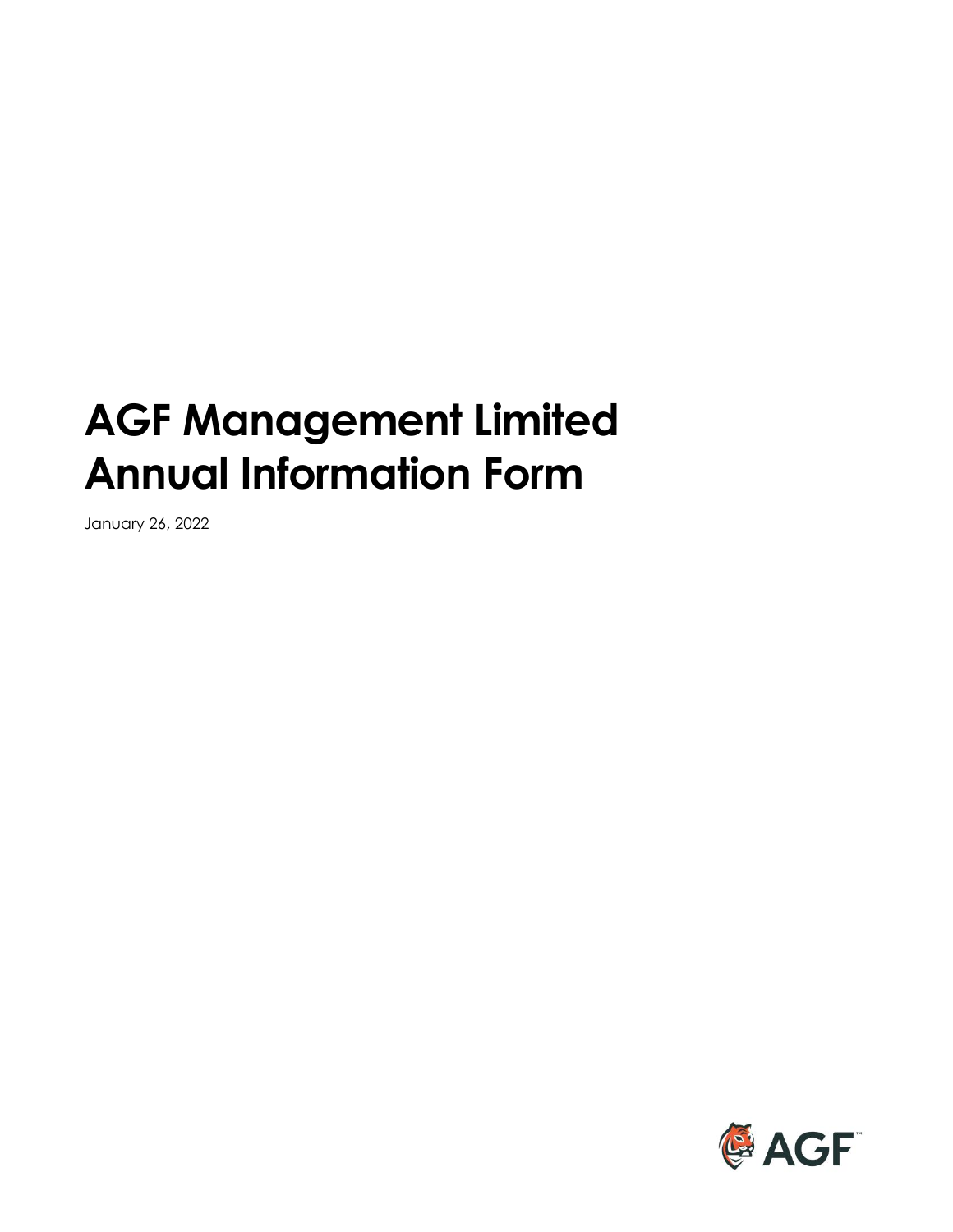# AGF Management Limited Annual Information Form

January 26, 2022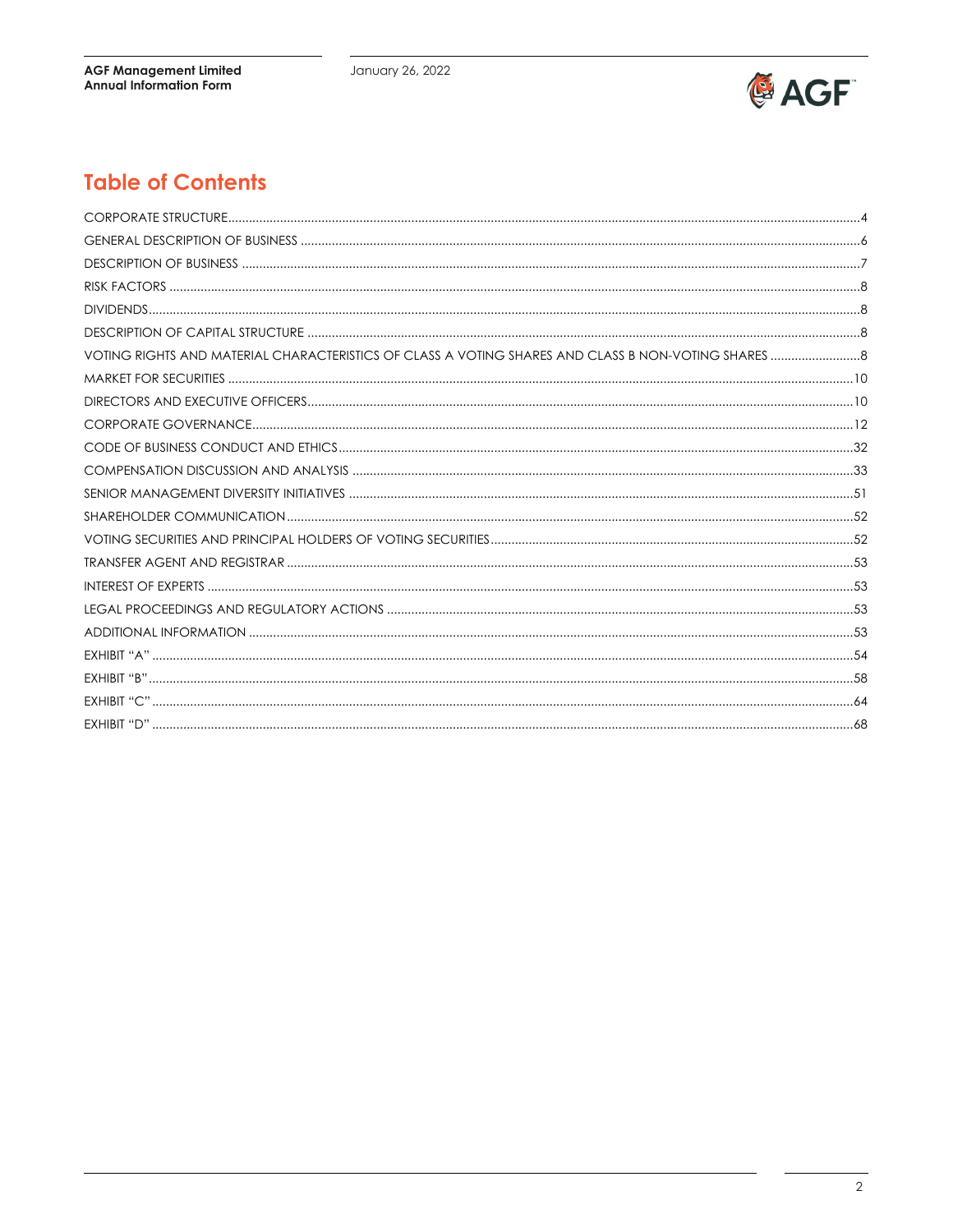# Table of Contents

| | |
|---|---|
| CORPORATE STRUCTURE | 4 |
| GENERAL DESCRIPTION OF BUSINESS | 6 |
| DESCRIPTION OF BUSINESS | 7 |
| RISK FACTORS | 8 |
| DIVIDENDS | 8 |
| DESCRIPTION OF CAPITAL STRUCTURE | 8 |
| VOTING RIGHTS AND MATERIAL CHARACTERISTICS OF CLASS A VOTING SHARES AND CLASS B NON-VOTING SHARES | 8 |
| MARKET FOR SECURITIES | 10 |
| DIRECTORS AND EXECUTIVE OFFICERS | 10 |
| CORPORATE GOVERNANCE | 12 |
| CODE OF BUSINESS CONDUCT AND ETHICS | 32 |
| COMPENSATION DISCUSSION AND ANALYSIS | 33 |
| SENIOR MANAGEMENT DIVERSITY INITIATIVES | 51 |
| SHAREHOLDER COMMUNICATION | 52 |
| VOTING SECURITIES AND PRINCIPAL HOLDERS OF VOTING SECURITIES | 52 |
| TRANSFER AGENT AND REGISTRAR | 53 |
| INTEREST OF EXPERTS | 53 |
| LEGAL PROCEEDINGS AND REGULATORY ACTIONS | 53 |
| ADDITIONAL INFORMATION | 53 |
| EXHIBIT "A" | 54 |
| EXHIBIT "B" | 58 |
| EXHIBIT "C" | 64 |
| EXHIBIT "D" | 68 |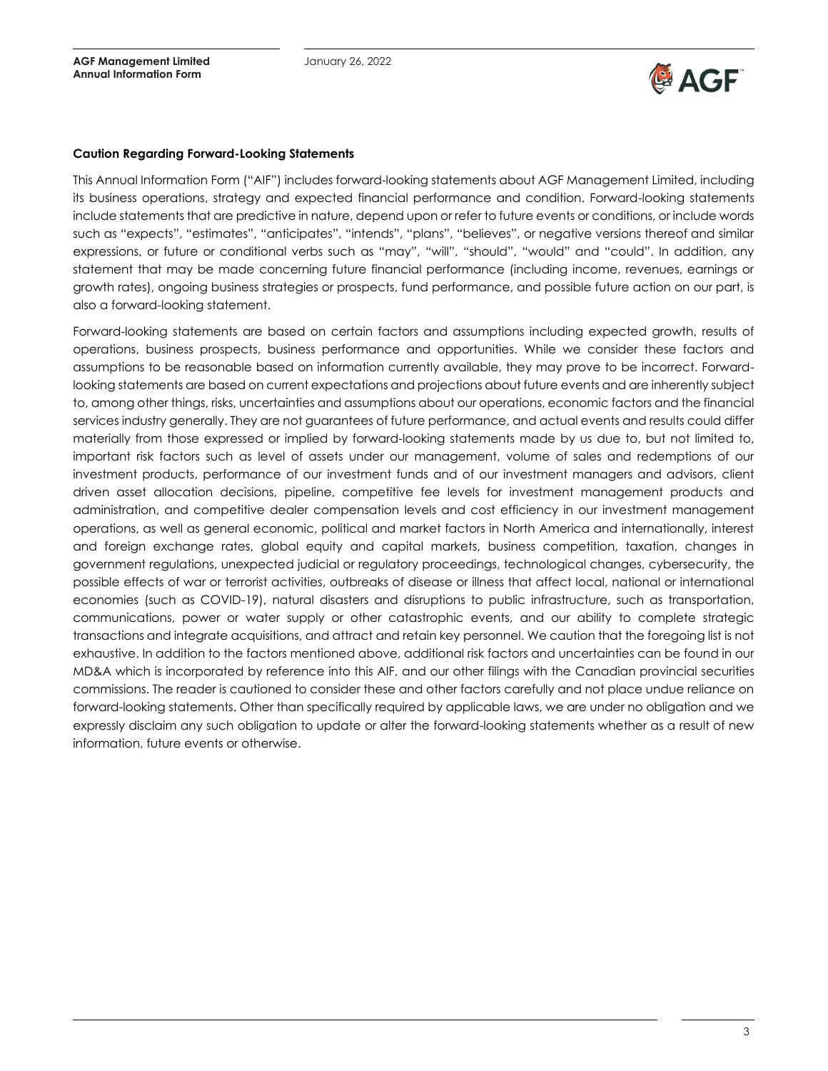**Caution Regarding Forward-Looking Statements**

This Annual Information Form ("AIF") includes forward-looking statements about AGF Management Limited, including its business operations, strategy and expected financial performance and condition. Forward-looking statements include statements that are predictive in nature, depend upon or refer to future events or conditions, or include words such as "expects", "estimates", "anticipates", "intends", "plans", "believes", or negative versions thereof and similar expressions, or future or conditional verbs such as "may", "will", "should", "would" and "could". In addition, any statement that may be made concerning future financial performance (including income, revenues, earnings or growth rates), ongoing business strategies or prospects, fund performance, and possible future action on our part, is also a forward-looking statement.

Forward-looking statements are based on certain factors and assumptions including expected growth, results of operations, business prospects, business performance and opportunities. While we consider these factors and assumptions to be reasonable based on information currently available, they may prove to be incorrect. Forward-looking statements are based on current expectations and projections about future events and are inherently subject to, among other things, risks, uncertainties and assumptions about our operations, economic factors and the financial services industry generally. They are not guarantees of future performance, and actual events and results could differ materially from those expressed or implied by forward-looking statements made by us due to, but not limited to, important risk factors such as level of assets under our management, volume of sales and redemptions of our investment products, performance of our investment funds and of our investment managers and advisors, client driven asset allocation decisions, pipeline, competitive fee levels for investment management products and administration, and competitive dealer compensation levels and cost efficiency in our investment management operations, as well as general economic, political and market factors in North America and internationally, interest and foreign exchange rates, global equity and capital markets, business competition, taxation, changes in government regulations, unexpected judicial or regulatory proceedings, technological changes, cybersecurity, the possible effects of war or terrorist activities, outbreaks of disease or illness that affect local, national or international economies (such as COVID-19), natural disasters and disruptions to public infrastructure, such as transportation, communications, power or water supply or other catastrophic events, and our ability to complete strategic transactions and integrate acquisitions, and attract and retain key personnel. We caution that the foregoing list is not exhaustive. In addition to the factors mentioned above, additional risk factors and uncertainties can be found in our MD&A which is incorporated by reference into this AIF, and our other filings with the Canadian provincial securities commissions. The reader is cautioned to consider these and other factors carefully and not place undue reliance on forward-looking statements. Other than specifically required by applicable laws, we are under no obligation and we expressly disclaim any such obligation to update or alter the forward-looking statements whether as a result of new information, future events or otherwise.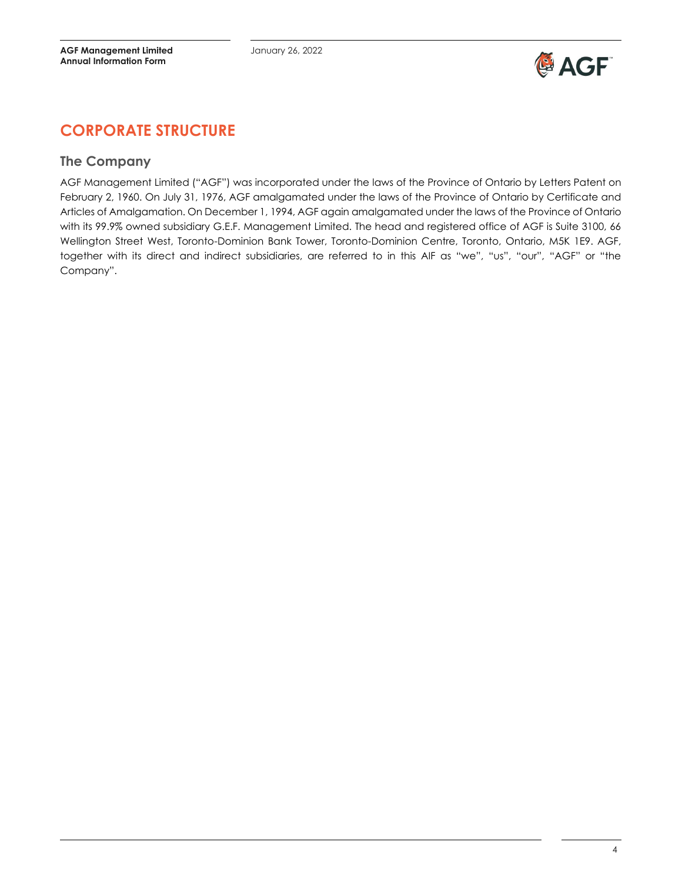# CORPORATE STRUCTURE

## The Company

AGF Management Limited ("AGF") was incorporated under the laws of the Province of Ontario by Letters Patent on February 2, 1960. On July 31, 1976, AGF amalgamated under the laws of the Province of Ontario by Certificate and Articles of Amalgamation. On December 1, 1994, AGF again amalgamated under the laws of the Province of Ontario with its 99.9% owned subsidiary G.E.F. Management Limited. The head and registered office of AGF is Suite 3100, 66 Wellington Street West, Toronto-Dominion Bank Tower, Toronto-Dominion Centre, Toronto, Ontario, M5K 1E9. AGF, together with its direct and indirect subsidiaries, are referred to in this AIF as "we", "us", "our", "AGF" or "the Company".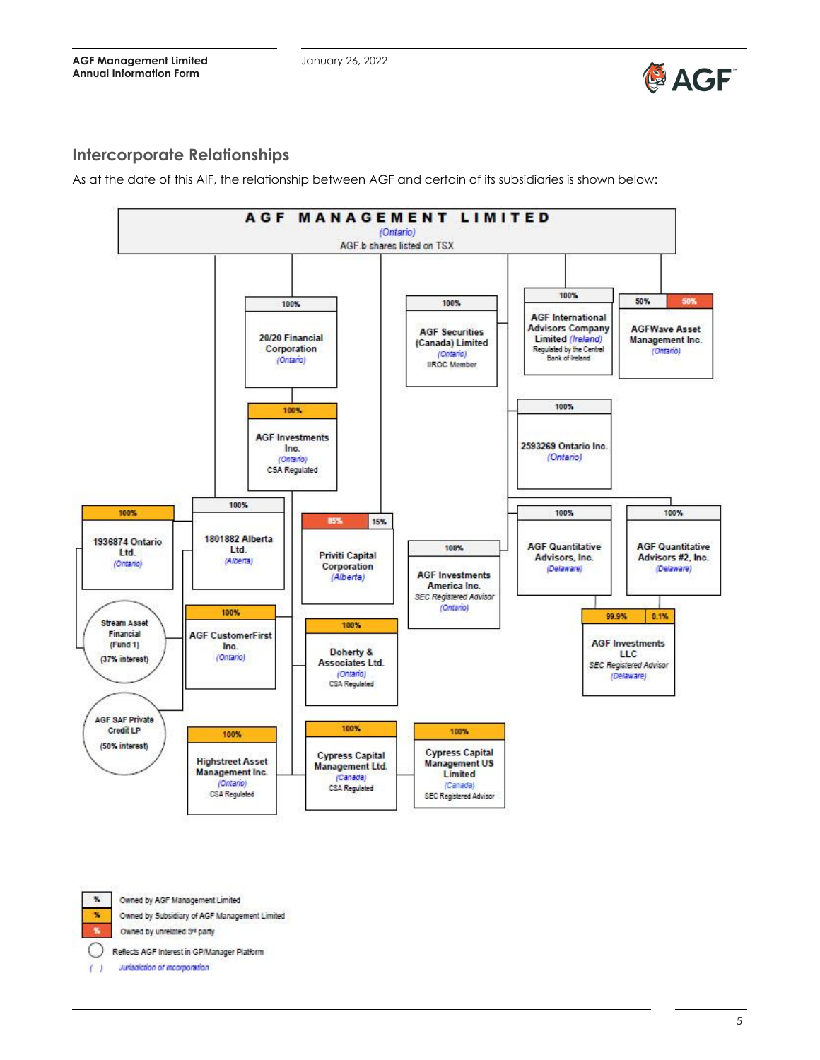## Intercorporate Relationships

As at the date of this AIF, the relationship between AGF and certain of its subsidiaries is shown below:

**AGF MANAGEMENT LIMITED**
*(Ontario)*
AGF.b shares listed on TSX

- 100% — 20/20 Financial Corporation *(Ontario)*
  - 100% — AGF Investments Inc. *(Ontario)* CSA Regulated
- 100% — AGF Securities (Canada) Limited *(Ontario)* IIROC Member
- 100% — AGF International Advisors Company Limited *(Ireland)* Regulated by the Central Bank of Ireland
- 50% / 50% — AGFWave Asset Management Inc. *(Ontario)*
- 100% — 2593269 Ontario Inc. *(Ontario)*
- 100% — 1936874 Ontario Ltd. *(Ontario)*
- 100% — 1801882 Alberta Ltd. *(Alberta)*
- Stream Asset Financial (Fund 1) (37% interest)
- AGF SAF Private Credit LP (50% interest)
- 85% / 15% — Priviti Capital Corporation *(Alberta)*
- 100% — AGF Investments America Inc. SEC Registered Advisor *(Ontario)*
- 100% — AGF Quantitative Advisors, Inc. *(Delaware)*
- 100% — AGF Quantitative Advisors #2, Inc. *(Delaware)*
  - 99.9% / 0.1% — AGF Investments LLC SEC Registered Advisor *(Delaware)*
- 100% — AGF CustomerFirst Inc. *(Ontario)*
- 100% — Doherty & Associates Ltd. *(Ontario)* CSA Regulated
- 100% — Highstreet Asset Management Inc. *(Ontario)* CSA Regulated
- 100% — Cypress Capital Management Ltd. *(Canada)* CSA Regulated
  - 100% — Cypress Capital Management US Limited *(Canada)* SEC Registered Advisor

Legend:
- % Owned by AGF Management Limited
- % Owned by Subsidiary of AGF Management Limited
- % Owned by unrelated 3rd party
- ◯ Reflects AGF Interest in GP/Manager Platform
- ( ) Jurisdiction of Incorporation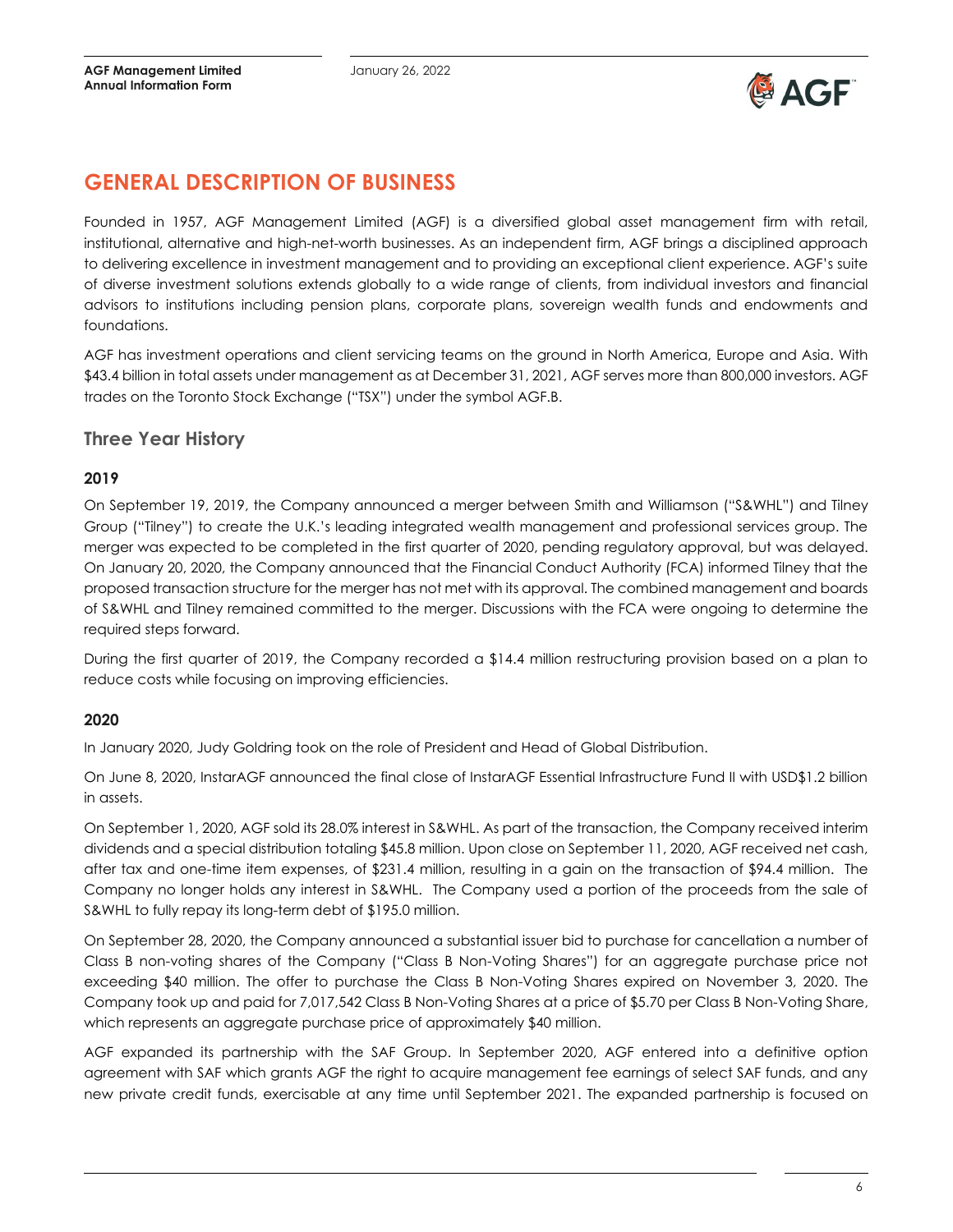# GENERAL DESCRIPTION OF BUSINESS

Founded in 1957, AGF Management Limited (AGF) is a diversified global asset management firm with retail, institutional, alternative and high-net-worth businesses. As an independent firm, AGF brings a disciplined approach to delivering excellence in investment management and to providing an exceptional client experience. AGF's suite of diverse investment solutions extends globally to a wide range of clients, from individual investors and financial advisors to institutions including pension plans, corporate plans, sovereign wealth funds and endowments and foundations.

AGF has investment operations and client servicing teams on the ground in North America, Europe and Asia. With $43.4 billion in total assets under management as at December 31, 2021, AGF serves more than 800,000 investors. AGF trades on the Toronto Stock Exchange ("TSX") under the symbol AGF.B.

## Three Year History

### 2019

On September 19, 2019, the Company announced a merger between Smith and Williamson ("S&WHL") and Tilney Group ("Tilney") to create the U.K.'s leading integrated wealth management and professional services group. The merger was expected to be completed in the first quarter of 2020, pending regulatory approval, but was delayed. On January 20, 2020, the Company announced that the Financial Conduct Authority (FCA) informed Tilney that the proposed transaction structure for the merger has not met with its approval. The combined management and boards of S&WHL and Tilney remained committed to the merger. Discussions with the FCA were ongoing to determine the required steps forward.

During the first quarter of 2019, the Company recorded a $14.4 million restructuring provision based on a plan to reduce costs while focusing on improving efficiencies.

### 2020

In January 2020, Judy Goldring took on the role of President and Head of Global Distribution.

On June 8, 2020, InstarAGF announced the final close of InstarAGF Essential Infrastructure Fund II with USD$1.2 billion in assets.

On September 1, 2020, AGF sold its 28.0% interest in S&WHL. As part of the transaction, the Company received interim dividends and a special distribution totaling $45.8 million. Upon close on September 11, 2020, AGF received net cash, after tax and one-time item expenses, of $231.4 million, resulting in a gain on the transaction of $94.4 million. The Company no longer holds any interest in S&WHL. The Company used a portion of the proceeds from the sale of S&WHL to fully repay its long-term debt of $195.0 million.

On September 28, 2020, the Company announced a substantial issuer bid to purchase for cancellation a number of Class B non-voting shares of the Company ("Class B Non-Voting Shares") for an aggregate purchase price not exceeding $40 million. The offer to purchase the Class B Non-Voting Shares expired on November 3, 2020. The Company took up and paid for 7,017,542 Class B Non-Voting Shares at a price of $5.70 per Class B Non-Voting Share, which represents an aggregate purchase price of approximately $40 million.

AGF expanded its partnership with the SAF Group. In September 2020, AGF entered into a definitive option agreement with SAF which grants AGF the right to acquire management fee earnings of select SAF funds, and any new private credit funds, exercisable at any time until September 2021. The expanded partnership is focused on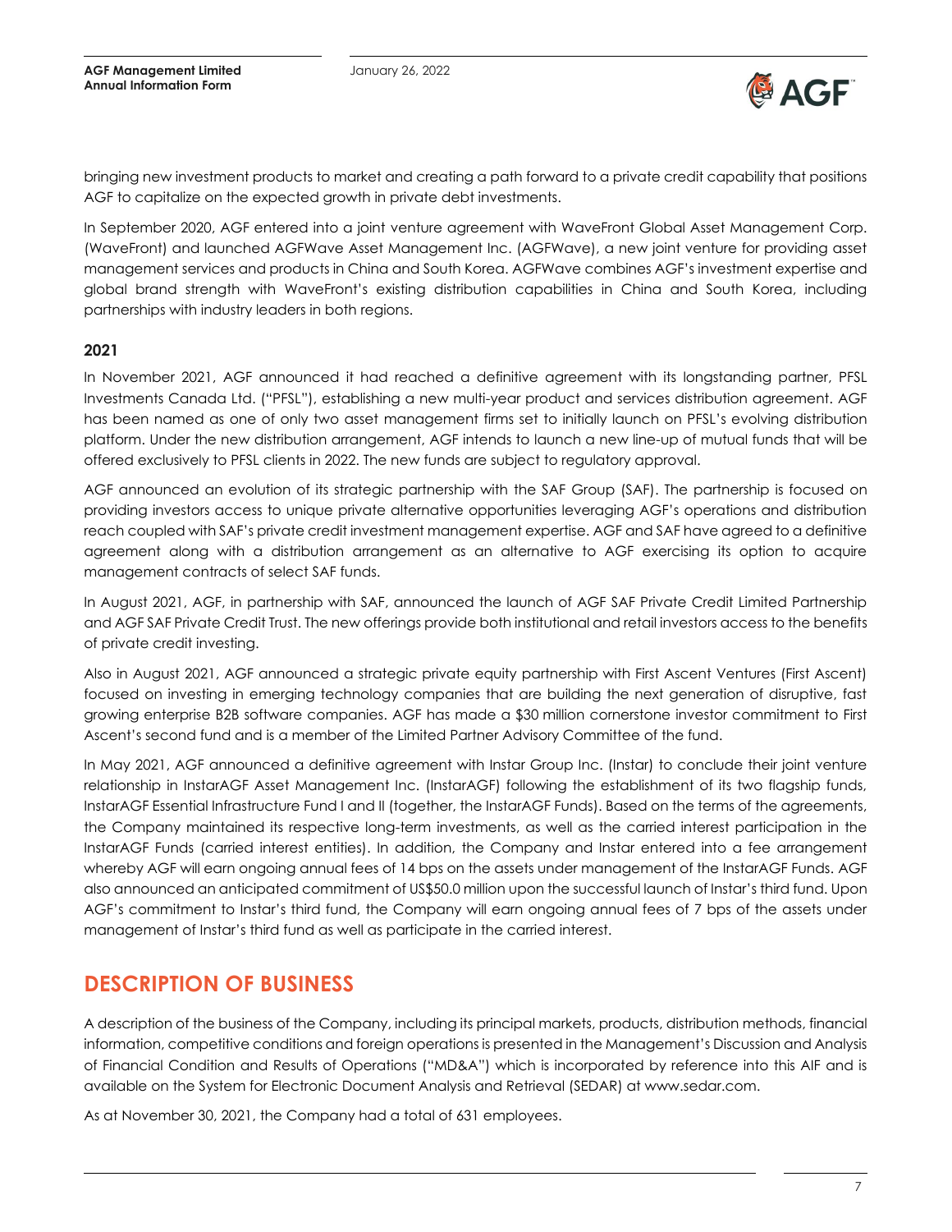bringing new investment products to market and creating a path forward to a private credit capability that positions AGF to capitalize on the expected growth in private debt investments.

In September 2020, AGF entered into a joint venture agreement with WaveFront Global Asset Management Corp. (WaveFront) and launched AGFWave Asset Management Inc. (AGFWave), a new joint venture for providing asset management services and products in China and South Korea. AGFWave combines AGF's investment expertise and global brand strength with WaveFront's existing distribution capabilities in China and South Korea, including partnerships with industry leaders in both regions.

### 2021

In November 2021, AGF announced it had reached a definitive agreement with its longstanding partner, PFSL Investments Canada Ltd. ("PFSL"), establishing a new multi-year product and services distribution agreement. AGF has been named as one of only two asset management firms set to initially launch on PFSL's evolving distribution platform. Under the new distribution arrangement, AGF intends to launch a new line-up of mutual funds that will be offered exclusively to PFSL clients in 2022. The new funds are subject to regulatory approval.

AGF announced an evolution of its strategic partnership with the SAF Group (SAF). The partnership is focused on providing investors access to unique private alternative opportunities leveraging AGF's operations and distribution reach coupled with SAF's private credit investment management expertise. AGF and SAF have agreed to a definitive agreement along with a distribution arrangement as an alternative to AGF exercising its option to acquire management contracts of select SAF funds.

In August 2021, AGF, in partnership with SAF, announced the launch of AGF SAF Private Credit Limited Partnership and AGF SAF Private Credit Trust. The new offerings provide both institutional and retail investors access to the benefits of private credit investing.

Also in August 2021, AGF announced a strategic private equity partnership with First Ascent Ventures (First Ascent) focused on investing in emerging technology companies that are building the next generation of disruptive, fast growing enterprise B2B software companies. AGF has made a $30 million cornerstone investor commitment to First Ascent's second fund and is a member of the Limited Partner Advisory Committee of the fund.

In May 2021, AGF announced a definitive agreement with Instar Group Inc. (Instar) to conclude their joint venture relationship in InstarAGF Asset Management Inc. (InstarAGF) following the establishment of its two flagship funds, InstarAGF Essential Infrastructure Fund I and II (together, the InstarAGF Funds). Based on the terms of the agreements, the Company maintained its respective long-term investments, as well as the carried interest participation in the InstarAGF Funds (carried interest entities). In addition, the Company and Instar entered into a fee arrangement whereby AGF will earn ongoing annual fees of 14 bps on the assets under management of the InstarAGF Funds. AGF also announced an anticipated commitment of US$50.0 million upon the successful launch of Instar's third fund. Upon AGF's commitment to Instar's third fund, the Company will earn ongoing annual fees of 7 bps of the assets under management of Instar's third fund as well as participate in the carried interest.

## DESCRIPTION OF BUSINESS

A description of the business of the Company, including its principal markets, products, distribution methods, financial information, competitive conditions and foreign operations is presented in the Management's Discussion and Analysis of Financial Condition and Results of Operations ("MD&A") which is incorporated by reference into this AIF and is available on the System for Electronic Document Analysis and Retrieval (SEDAR) at www.sedar.com.

As at November 30, 2021, the Company had a total of 631 employees.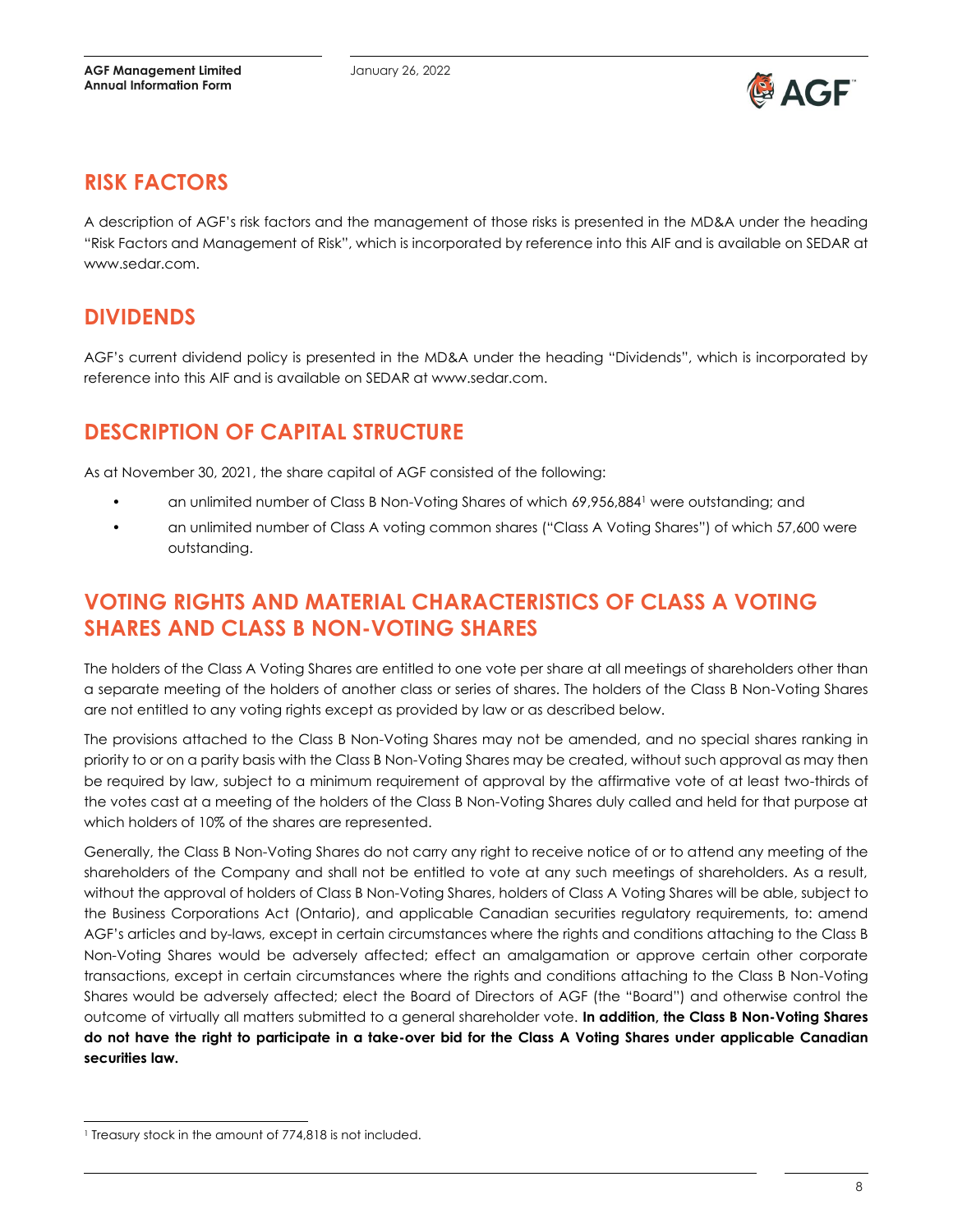## RISK FACTORS

A description of AGF's risk factors and the management of those risks is presented in the MD&A under the heading "Risk Factors and Management of Risk", which is incorporated by reference into this AIF and is available on SEDAR at www.sedar.com.

## DIVIDENDS

AGF's current dividend policy is presented in the MD&A under the heading "Dividends", which is incorporated by reference into this AIF and is available on SEDAR at www.sedar.com.

## DESCRIPTION OF CAPITAL STRUCTURE

As at November 30, 2021, the share capital of AGF consisted of the following:

- an unlimited number of Class B Non-Voting Shares of which 69,956,884[1] were outstanding; and
- an unlimited number of Class A voting common shares ("Class A Voting Shares") of which 57,600 were outstanding.

## VOTING RIGHTS AND MATERIAL CHARACTERISTICS OF CLASS A VOTING SHARES AND CLASS B NON-VOTING SHARES

The holders of the Class A Voting Shares are entitled to one vote per share at all meetings of shareholders other than a separate meeting of the holders of another class or series of shares. The holders of the Class B Non-Voting Shares are not entitled to any voting rights except as provided by law or as described below.

The provisions attached to the Class B Non-Voting Shares may not be amended, and no special shares ranking in priority to or on a parity basis with the Class B Non-Voting Shares may be created, without such approval as may then be required by law, subject to a minimum requirement of approval by the affirmative vote of at least two-thirds of the votes cast at a meeting of the holders of the Class B Non-Voting Shares duly called and held for that purpose at which holders of 10% of the shares are represented.

Generally, the Class B Non-Voting Shares do not carry any right to receive notice of or to attend any meeting of the shareholders of the Company and shall not be entitled to vote at any such meetings of shareholders. As a result, without the approval of holders of Class B Non-Voting Shares, holders of Class A Voting Shares will be able, subject to the Business Corporations Act (Ontario), and applicable Canadian securities regulatory requirements, to: amend AGF's articles and by-laws, except in certain circumstances where the rights and conditions attaching to the Class B Non-Voting Shares would be adversely affected; effect an amalgamation or approve certain other corporate transactions, except in certain circumstances where the rights and conditions attaching to the Class B Non-Voting Shares would be adversely affected; elect the Board of Directors of AGF (the "Board") and otherwise control the outcome of virtually all matters submitted to a general shareholder vote. **In addition, the Class B Non-Voting Shares do not have the right to participate in a take-over bid for the Class A Voting Shares under applicable Canadian securities law.**

[1] Treasury stock in the amount of 774,818 is not included.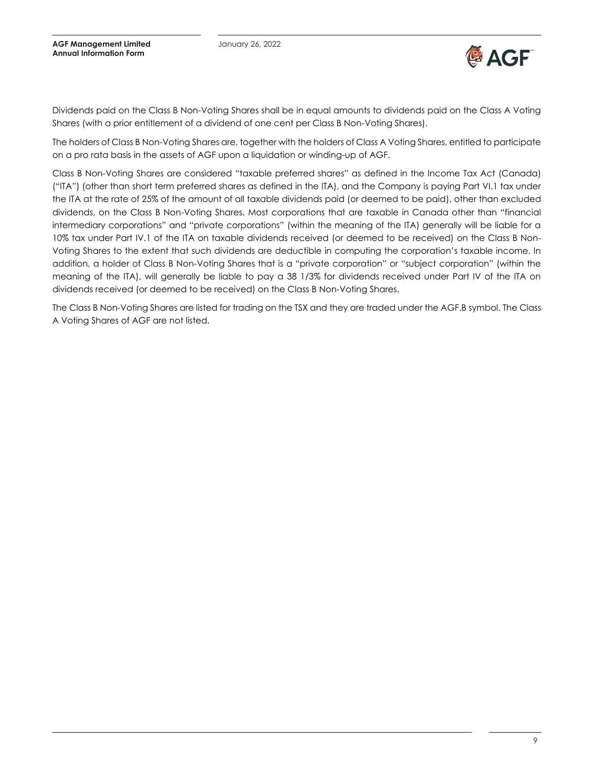Dividends paid on the Class B Non-Voting Shares shall be in equal amounts to dividends paid on the Class A Voting Shares (with a prior entitlement of a dividend of one cent per Class B Non-Voting Shares).

The holders of Class B Non-Voting Shares are, together with the holders of Class A Voting Shares, entitled to participate on a pro rata basis in the assets of AGF upon a liquidation or winding-up of AGF.

Class B Non-Voting Shares are considered "taxable preferred shares" as defined in the Income Tax Act (Canada) ("ITA") (other than short term preferred shares as defined in the ITA), and the Company is paying Part VI.1 tax under the ITA at the rate of 25% of the amount of all taxable dividends paid (or deemed to be paid), other than excluded dividends, on the Class B Non-Voting Shares. Most corporations that are taxable in Canada other than "financial intermediary corporations" and "private corporations" (within the meaning of the ITA) generally will be liable for a 10% tax under Part IV.1 of the ITA on taxable dividends received (or deemed to be received) on the Class B Non-Voting Shares to the extent that such dividends are deductible in computing the corporation's taxable income. In addition, a holder of Class B Non-Voting Shares that is a "private corporation" or "subject corporation" (within the meaning of the ITA), will generally be liable to pay a 38 1/3% for dividends received under Part IV of the ITA on dividends received (or deemed to be received) on the Class B Non-Voting Shares.

The Class B Non-Voting Shares are listed for trading on the TSX and they are traded under the AGF.B symbol. The Class A Voting Shares of AGF are not listed.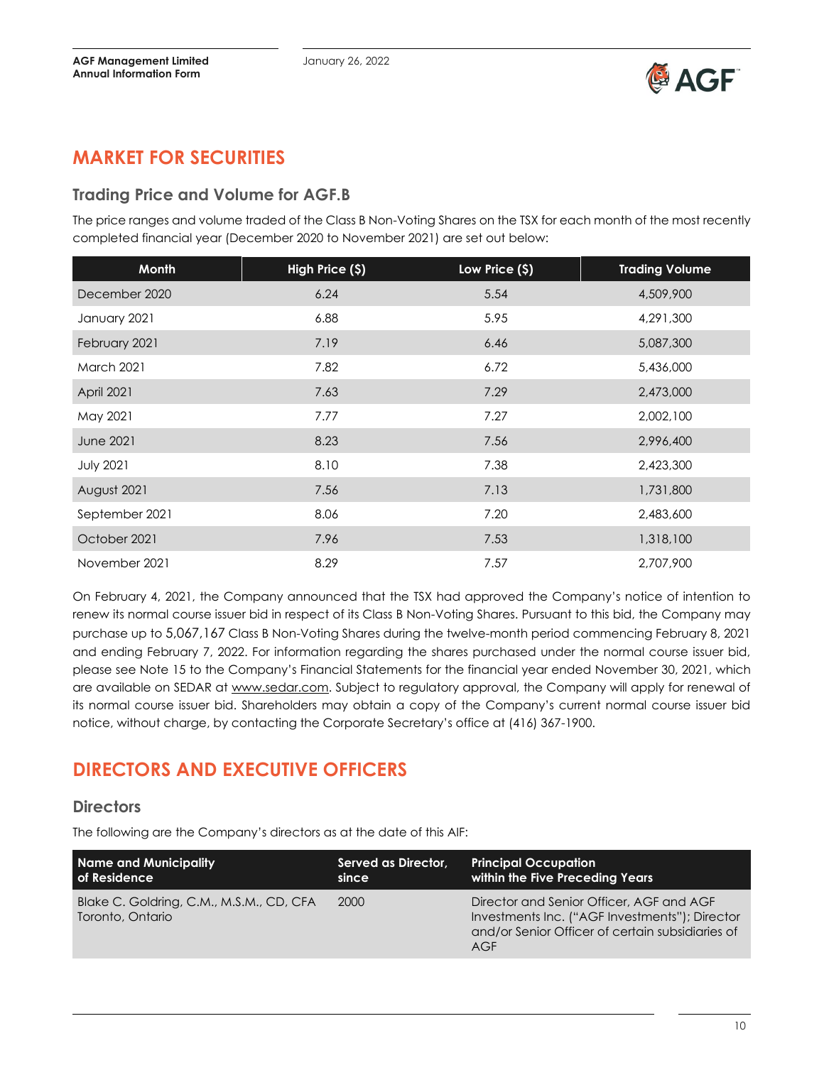# MARKET FOR SECURITIES

## Trading Price and Volume for AGF.B

The price ranges and volume traded of the Class B Non-Voting Shares on the TSX for each month of the most recently completed financial year (December 2020 to November 2021) are set out below:

| Month | High Price ($) | Low Price ($) | Trading Volume |
|---|---|---|---|
| December 2020 | 6.24 | 5.54 | 4,509,900 |
| January 2021 | 6.88 | 5.95 | 4,291,300 |
| February 2021 | 7.19 | 6.46 | 5,087,300 |
| March 2021 | 7.82 | 6.72 | 5,436,000 |
| April 2021 | 7.63 | 7.29 | 2,473,000 |
| May 2021 | 7.77 | 7.27 | 2,002,100 |
| June 2021 | 8.23 | 7.56 | 2,996,400 |
| July 2021 | 8.10 | 7.38 | 2,423,300 |
| August 2021 | 7.56 | 7.13 | 1,731,800 |
| September 2021 | 8.06 | 7.20 | 2,483,600 |
| October 2021 | 7.96 | 7.53 | 1,318,100 |
| November 2021 | 8.29 | 7.57 | 2,707,900 |

On February 4, 2021, the Company announced that the TSX had approved the Company's notice of intention to renew its normal course issuer bid in respect of its Class B Non-Voting Shares. Pursuant to this bid, the Company may purchase up to 5,067,167 Class B Non-Voting Shares during the twelve-month period commencing February 8, 2021 and ending February 7, 2022. For information regarding the shares purchased under the normal course issuer bid, please see Note 15 to the Company's Financial Statements for the financial year ended November 30, 2021, which are available on SEDAR at www.sedar.com. Subject to regulatory approval, the Company will apply for renewal of its normal course issuer bid. Shareholders may obtain a copy of the Company's current normal course issuer bid notice, without charge, by contacting the Corporate Secretary's office at (416) 367-1900.

# DIRECTORS AND EXECUTIVE OFFICERS

## Directors

The following are the Company's directors as at the date of this AIF:

| Name and Municipality of Residence | Served as Director, since | Principal Occupation within the Five Preceding Years |
|---|---|---|
| Blake C. Goldring, C.M., M.S.M., CD, CFA<br>Toronto, Ontario | 2000 | Director and Senior Officer, AGF and AGF Investments Inc. ("AGF Investments"); Director and/or Senior Officer of certain subsidiaries of AGF |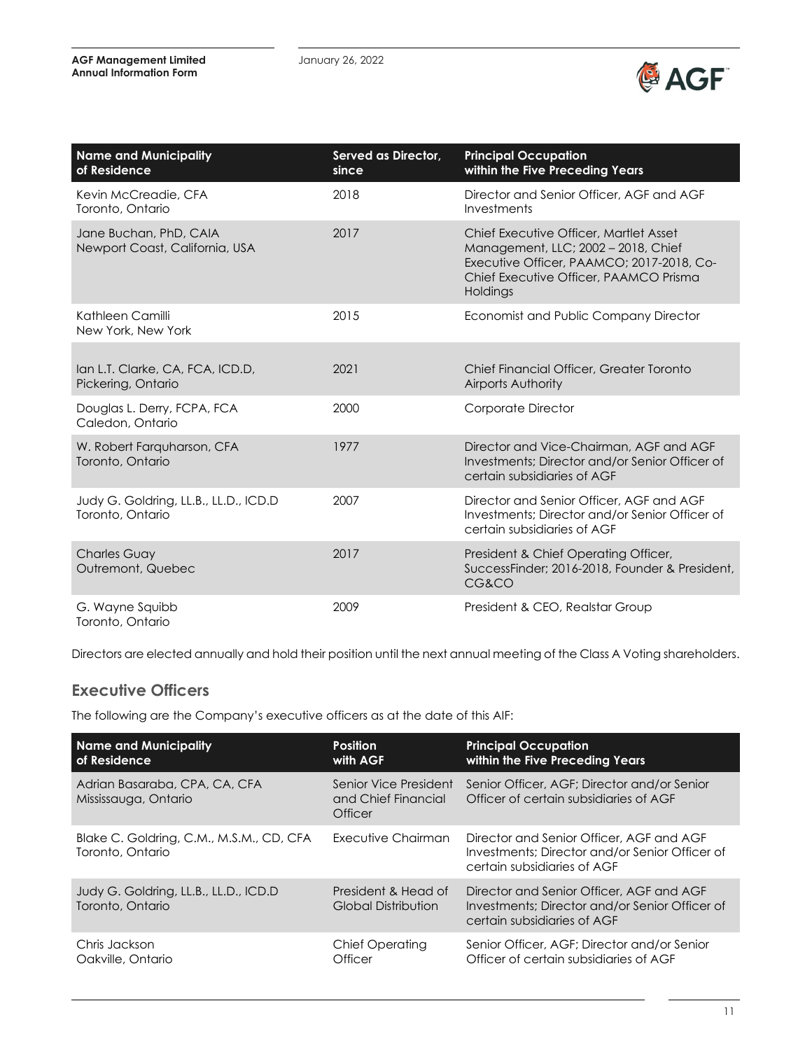| Name and Municipality of Residence | Served as Director, since | Principal Occupation within the Five Preceding Years |
|---|---|---|
| Kevin McCreadie, CFA<br>Toronto, Ontario | 2018 | Director and Senior Officer, AGF and AGF Investments |
| Jane Buchan, PhD, CAIA<br>Newport Coast, California, USA | 2017 | Chief Executive Officer, Martlet Asset Management, LLC; 2002 – 2018, Chief Executive Officer, PAAMCO; 2017-2018, Co-Chief Executive Officer, PAAMCO Prisma Holdings |
| Kathleen Camilli<br>New York, New York | 2015 | Economist and Public Company Director |
| Ian L.T. Clarke, CA, FCA, ICD.D,<br>Pickering, Ontario | 2021 | Chief Financial Officer, Greater Toronto Airports Authority |
| Douglas L. Derry, FCPA, FCA<br>Caledon, Ontario | 2000 | Corporate Director |
| W. Robert Farquharson, CFA<br>Toronto, Ontario | 1977 | Director and Vice-Chairman, AGF and AGF Investments; Director and/or Senior Officer of certain subsidiaries of AGF |
| Judy G. Goldring, LL.B., LL.D., ICD.D<br>Toronto, Ontario | 2007 | Director and Senior Officer, AGF and AGF Investments; Director and/or Senior Officer of certain subsidiaries of AGF |
| Charles Guay<br>Outremont, Quebec | 2017 | President & Chief Operating Officer, SuccessFinder; 2016-2018, Founder & President, CG&CO |
| G. Wayne Squibb<br>Toronto, Ontario | 2009 | President & CEO, Realstar Group |

Directors are elected annually and hold their position until the next annual meeting of the Class A Voting shareholders.

## Executive Officers

The following are the Company's executive officers as at the date of this AIF:

| Name and Municipality of Residence | Position with AGF | Principal Occupation within the Five Preceding Years |
|---|---|---|
| Adrian Basaraba, CPA, CA, CFA<br>Mississauga, Ontario | Senior Vice President and Chief Financial Officer | Senior Officer, AGF; Director and/or Senior Officer of certain subsidiaries of AGF |
| Blake C. Goldring, C.M., M.S.M., CD, CFA<br>Toronto, Ontario | Executive Chairman | Director and Senior Officer, AGF and AGF Investments; Director and/or Senior Officer of certain subsidiaries of AGF |
| Judy G. Goldring, LL.B., LL.D., ICD.D<br>Toronto, Ontario | President & Head of Global Distribution | Director and Senior Officer, AGF and AGF Investments; Director and/or Senior Officer of certain subsidiaries of AGF |
| Chris Jackson<br>Oakville, Ontario | Chief Operating Officer | Senior Officer, AGF; Director and/or Senior Officer of certain subsidiaries of AGF |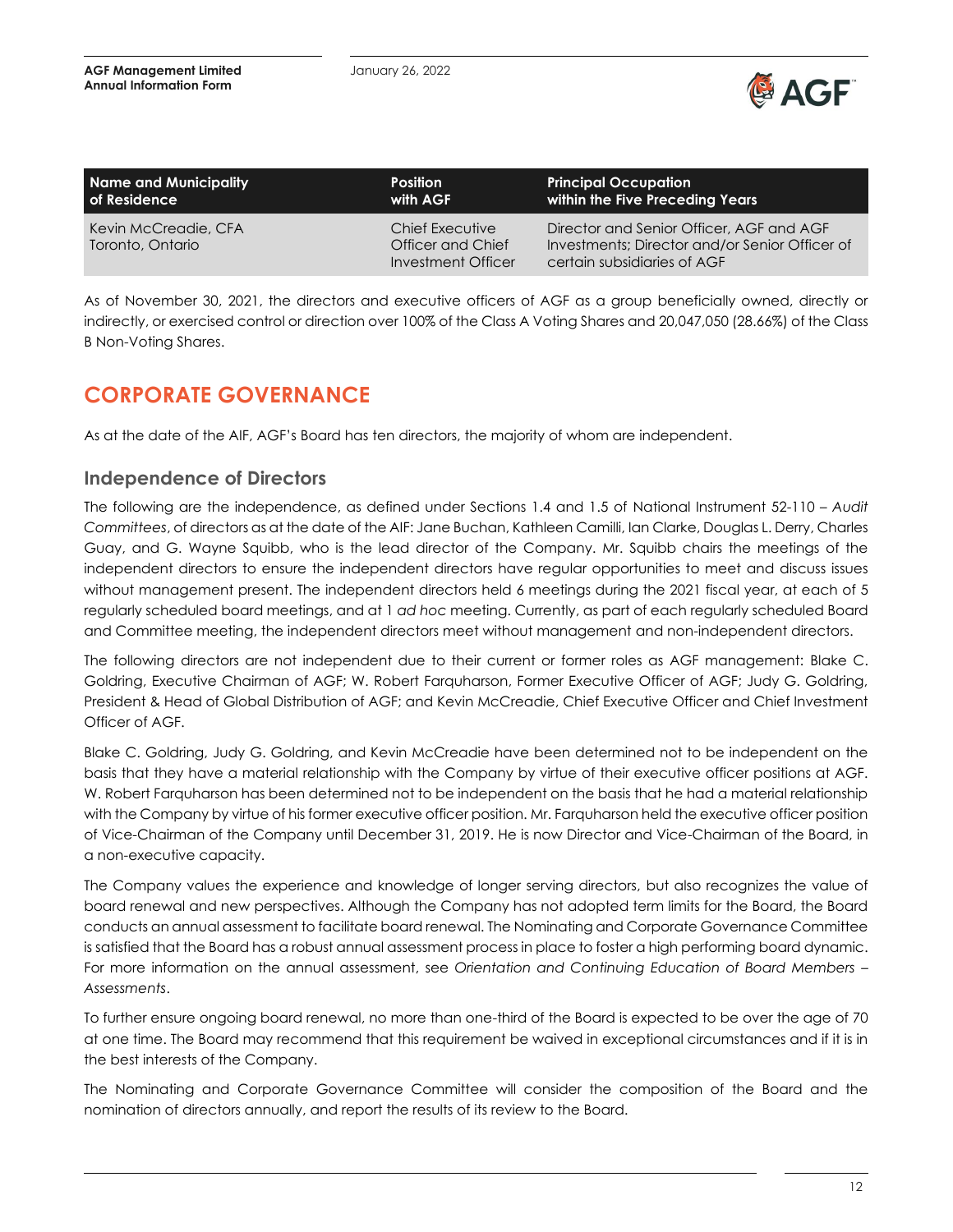| Name and Municipality of Residence | Position with AGF | Principal Occupation within the Five Preceding Years |
|---|---|---|
| Kevin McCreadie, CFA<br>Toronto, Ontario | Chief Executive Officer and Chief Investment Officer | Director and Senior Officer, AGF and AGF Investments; Director and/or Senior Officer of certain subsidiaries of AGF |

As of November 30, 2021, the directors and executive officers of AGF as a group beneficially owned, directly or indirectly, or exercised control or direction over 100% of the Class A Voting Shares and 20,047,050 (28.66%) of the Class B Non-Voting Shares.

# CORPORATE GOVERNANCE

As at the date of the AIF, AGF's Board has ten directors, the majority of whom are independent.

## Independence of Directors

The following are the independence, as defined under Sections 1.4 and 1.5 of National Instrument 52-110 – *Audit Committees*, of directors as at the date of the AIF: Jane Buchan, Kathleen Camilli, Ian Clarke, Douglas L. Derry, Charles Guay, and G. Wayne Squibb, who is the lead director of the Company. Mr. Squibb chairs the meetings of the independent directors to ensure the independent directors have regular opportunities to meet and discuss issues without management present. The independent directors held 6 meetings during the 2021 fiscal year, at each of 5 regularly scheduled board meetings, and at 1 *ad hoc* meeting. Currently, as part of each regularly scheduled Board and Committee meeting, the independent directors meet without management and non-independent directors.

The following directors are not independent due to their current or former roles as AGF management: Blake C. Goldring, Executive Chairman of AGF; W. Robert Farquharson, Former Executive Officer of AGF; Judy G. Goldring, President & Head of Global Distribution of AGF; and Kevin McCreadie, Chief Executive Officer and Chief Investment Officer of AGF.

Blake C. Goldring, Judy G. Goldring, and Kevin McCreadie have been determined not to be independent on the basis that they have a material relationship with the Company by virtue of their executive officer positions at AGF. W. Robert Farquharson has been determined not to be independent on the basis that he had a material relationship with the Company by virtue of his former executive officer position. Mr. Farquharson held the executive officer position of Vice-Chairman of the Company until December 31, 2019. He is now Director and Vice-Chairman of the Board, in a non-executive capacity.

The Company values the experience and knowledge of longer serving directors, but also recognizes the value of board renewal and new perspectives. Although the Company has not adopted term limits for the Board, the Board conducts an annual assessment to facilitate board renewal. The Nominating and Corporate Governance Committee is satisfied that the Board has a robust annual assessment process in place to foster a high performing board dynamic. For more information on the annual assessment, see *Orientation and Continuing Education of Board Members – Assessments*.

To further ensure ongoing board renewal, no more than one-third of the Board is expected to be over the age of 70 at one time. The Board may recommend that this requirement be waived in exceptional circumstances and if it is in the best interests of the Company.

The Nominating and Corporate Governance Committee will consider the composition of the Board and the nomination of directors annually, and report the results of its review to the Board.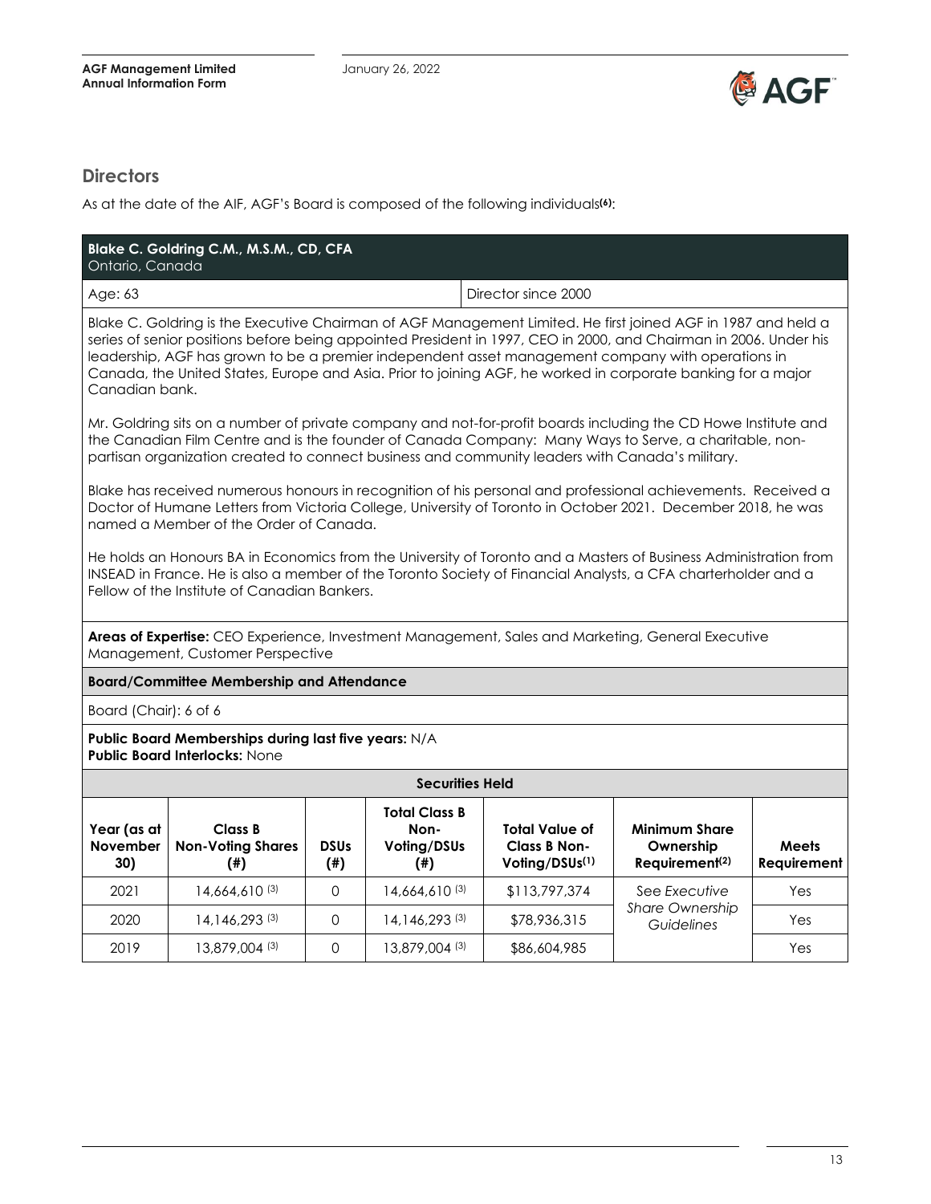## Directors

As at the date of the AIF, AGF's Board is composed of the following individuals[6]:

### Blake C. Goldring C.M., M.S.M., CD, CFA

Ontario, Canada

| Age: 63 | Director since 2000 |
|---|---|

Blake C. Goldring is the Executive Chairman of AGF Management Limited. He first joined AGF in 1987 and held a series of senior positions before being appointed President in 1997, CEO in 2000, and Chairman in 2006. Under his leadership, AGF has grown to be a premier independent asset management company with operations in Canada, the United States, Europe and Asia. Prior to joining AGF, he worked in corporate banking for a major Canadian bank.

Mr. Goldring sits on a number of private company and not-for-profit boards including the CD Howe Institute and the Canadian Film Centre and is the founder of Canada Company: Many Ways to Serve, a charitable, non-partisan organization created to connect business and community leaders with Canada's military.

Blake has received numerous honours in recognition of his personal and professional achievements. Received a Doctor of Humane Letters from Victoria College, University of Toronto in October 2021. December 2018, he was named a Member of the Order of Canada.

He holds an Honours BA in Economics from the University of Toronto and a Masters of Business Administration from INSEAD in France. He is also a member of the Toronto Society of Financial Analysts, a CFA charterholder and a Fellow of the Institute of Canadian Bankers.

**Areas of Expertise:** CEO Experience, Investment Management, Sales and Marketing, General Executive Management, Customer Perspective

**Board/Committee Membership and Attendance**

Board (Chair): 6 of 6

**Public Board Memberships during last five years:** N/A
**Public Board Interlocks:** None

**Securities Held**

| Year (as at November 30) | Class B Non-Voting Shares (#) | DSUs (#) | Total Class B Non-Voting/DSUs (#) | Total Value of Class B Non-Voting/DSUs[1] | Minimum Share Ownership Requirement[2] | Meets Requirement |
|---|---|---|---|---|---|---|
| 2021 | 14,664,610 [3] | 0 | 14,664,610 [3] | $113,797,374 | See *Executive Share Ownership Guidelines* | Yes |
| 2020 | 14,146,293 [3] | 0 | 14,146,293 [3] | $78,936,315 | | Yes |
| 2019 | 13,879,004 [3] | 0 | 13,879,004 [3] | $86,604,985 | | Yes |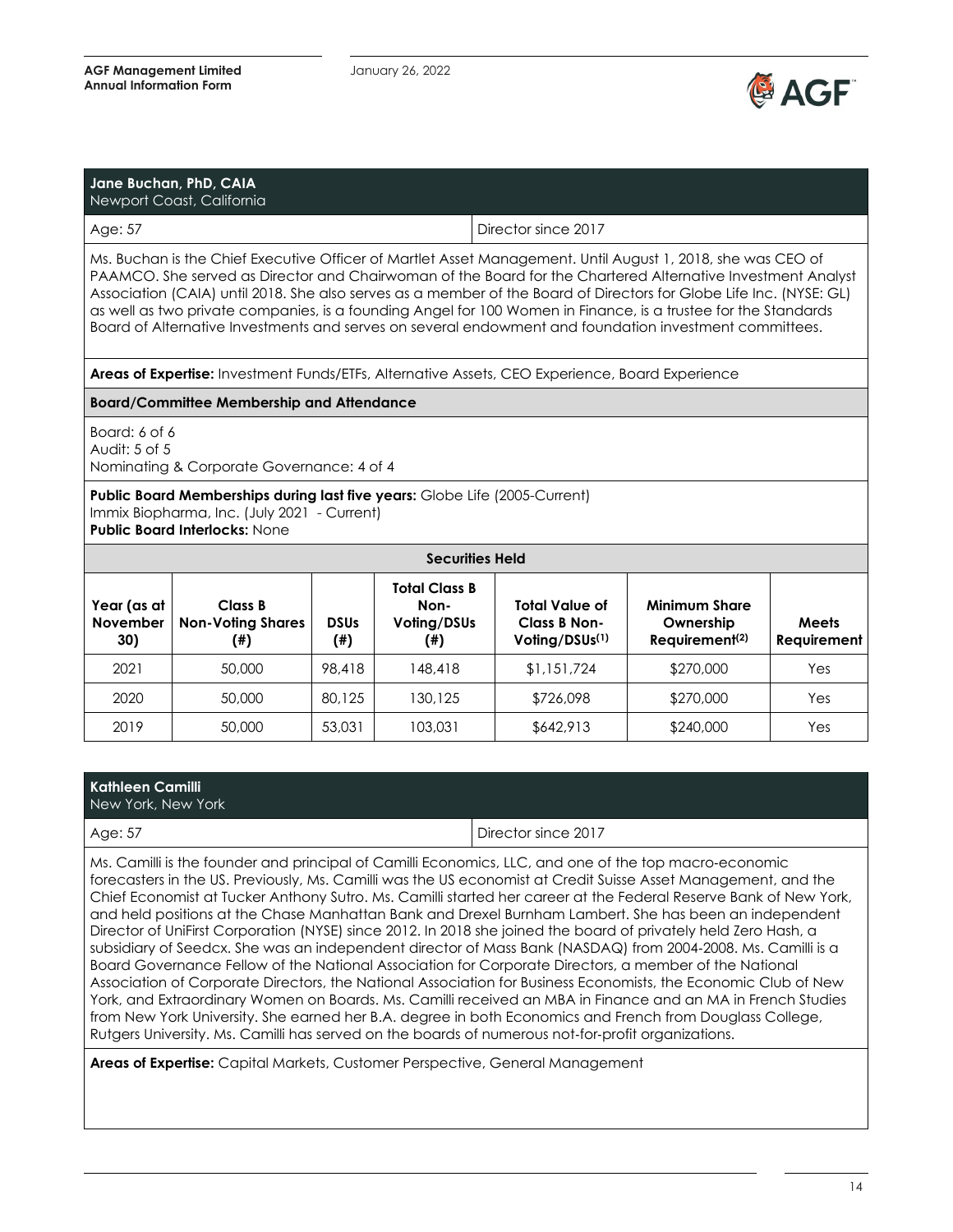### Jane Buchan, PhD, CAIA
Newport Coast, California

Age: 57 | Director since 2017

Ms. Buchan is the Chief Executive Officer of Martlet Asset Management. Until August 1, 2018, she was CEO of PAAMCO. She served as Director and Chairwoman of the Board for the Chartered Alternative Investment Analyst Association (CAIA) until 2018. She also serves as a member of the Board of Directors for Globe Life Inc. (NYSE: GL) as well as two private companies, is a founding Angel for 100 Women in Finance, is a trustee for the Standards Board of Alternative Investments and serves on several endowment and foundation investment committees.

**Areas of Expertise:** Investment Funds/ETFs, Alternative Assets, CEO Experience, Board Experience

**Board/Committee Membership and Attendance**

Board: 6 of 6
Audit: 5 of 5
Nominating & Corporate Governance: 4 of 4

**Public Board Memberships during last five years:** Globe Life (2005-Current)
Immix Biopharma, Inc. (July 2021 - Current)
**Public Board Interlocks:** None

**Securities Held**

| Year (as at November 30) | Class B Non-Voting Shares (#) | DSUs (#) | Total Class B Non-Voting/DSUs (#) | Total Value of Class B Non-Voting/DSUs[1] | Minimum Share Ownership Requirement[2] | Meets Requirement |
|---|---|---|---|---|---|---|
| 2021 | 50,000 | 98,418 | 148,418 | $1,151,724 | $270,000 | Yes |
| 2020 | 50,000 | 80,125 | 130,125 | $726,098 | $270,000 | Yes |
| 2019 | 50,000 | 53,031 | 103,031 | $642,913 | $240,000 | Yes |

### Kathleen Camilli
New York, New York

Age: 57 | Director since 2017

Ms. Camilli is the founder and principal of Camilli Economics, LLC, and one of the top macro-economic forecasters in the US. Previously, Ms. Camilli was the US economist at Credit Suisse Asset Management, and the Chief Economist at Tucker Anthony Sutro. Ms. Camilli started her career at the Federal Reserve Bank of New York, and held positions at the Chase Manhattan Bank and Drexel Burnham Lambert. She has been an independent Director of UniFirst Corporation (NYSE) since 2012. In 2018 she joined the board of privately held Zero Hash, a subsidiary of Seedcx. She was an independent director of Mass Bank (NASDAQ) from 2004-2008. Ms. Camilli is a Board Governance Fellow of the National Association for Corporate Directors, a member of the National Association of Corporate Directors, the National Association for Business Economists, the Economic Club of New York, and Extraordinary Women on Boards. Ms. Camilli received an MBA in Finance and an MA in French Studies from New York University. She earned her B.A. degree in both Economics and French from Douglass College, Rutgers University. Ms. Camilli has served on the boards of numerous not-for-profit organizations.

**Areas of Expertise:** Capital Markets, Customer Perspective, General Management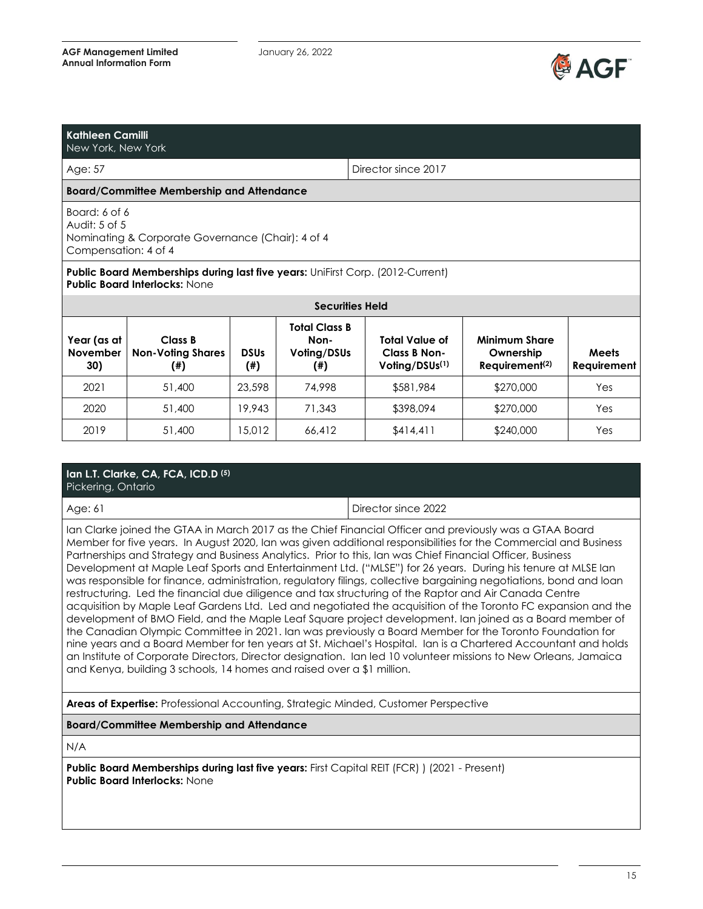### Kathleen Camilli
New York, New York

Age: 57 | Director since 2017

**Board/Committee Membership and Attendance**

Board: 6 of 6
Audit: 5 of 5
Nominating & Corporate Governance (Chair): 4 of 4
Compensation: 4 of 4

**Public Board Memberships during last five years:** UniFirst Corp. (2012-Current)
**Public Board Interlocks:** None

**Securities Held**

| Year (as at November 30) | Class B Non-Voting Shares (#) | DSUs (#) | Total Class B Non-Voting/DSUs (#) | Total Value of Class B Non-Voting/DSUs(1) | Minimum Share Ownership Requirement(2) | Meets Requirement |
|---|---|---|---|---|---|---|
| 2021 | 51,400 | 23,598 | 74,998 | $581,984 | $270,000 | Yes |
| 2020 | 51,400 | 19,943 | 71,343 | $398,094 | $270,000 | Yes |
| 2019 | 51,400 | 15,012 | 66,412 | $414,411 | $240,000 | Yes |

### Ian L.T. Clarke, CA, FCA, ICD.D (5)
Pickering, Ontario

Age: 61 | Director since 2022

Ian Clarke joined the GTAA in March 2017 as the Chief Financial Officer and previously was a GTAA Board Member for five years. In August 2020, Ian was given additional responsibilities for the Commercial and Business Partnerships and Strategy and Business Analytics. Prior to this, Ian was Chief Financial Officer, Business Development at Maple Leaf Sports and Entertainment Ltd. ("MLSE") for 26 years. During his tenure at MLSE Ian was responsible for finance, administration, regulatory filings, collective bargaining negotiations, bond and loan restructuring. Led the financial due diligence and tax structuring of the Raptor and Air Canada Centre acquisition by Maple Leaf Gardens Ltd. Led and negotiated the acquisition of the Toronto FC expansion and the development of BMO Field, and the Maple Leaf Square project development. Ian joined as a Board member of the Canadian Olympic Committee in 2021. Ian was previously a Board Member for the Toronto Foundation for nine years and a Board Member for ten years at St. Michael's Hospital. Ian is a Chartered Accountant and holds an Institute of Corporate Directors, Director designation. Ian led 10 volunteer missions to New Orleans, Jamaica and Kenya, building 3 schools, 14 homes and raised over a $1 million.

**Areas of Expertise:** Professional Accounting, Strategic Minded, Customer Perspective

**Board/Committee Membership and Attendance**

N/A

**Public Board Memberships during last five years:** First Capital REIT (FCR) ) (2021 - Present)
**Public Board Interlocks:** None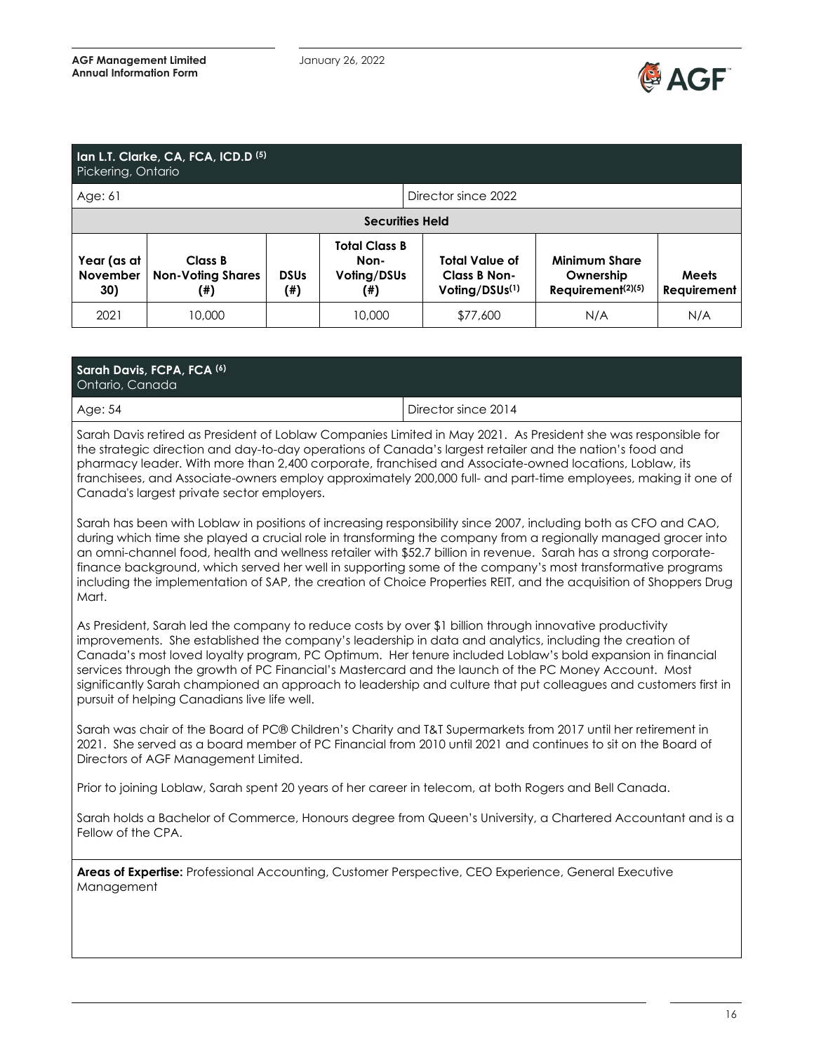**Ian L.T. Clarke, CA, FCA, ICD.D [5]**
Pickering, Ontario

| Age: 61 | Director since 2022 |
|---|---|

**Securities Held**

| Year (as at November 30) | Class B Non-Voting Shares (#) | DSUs (#) | Total Class B Non-Voting/DSUs (#) | Total Value of Class B Non-Voting/DSUs[1] | Minimum Share Ownership Requirement[2][5] | Meets Requirement |
|---|---|---|---|---|---|---|
| 2021 | 10,000 | | 10,000 | $77,600 | N/A | N/A |

**Sarah Davis, FCPA, FCA [6]**
Ontario, Canada

| Age: 54 | Director since 2014 |
|---|---|

Sarah Davis retired as President of Loblaw Companies Limited in May 2021. As President she was responsible for the strategic direction and day-to-day operations of Canada's largest retailer and the nation's food and pharmacy leader. With more than 2,400 corporate, franchised and Associate-owned locations, Loblaw, its franchisees, and Associate-owners employ approximately 200,000 full- and part-time employees, making it one of Canada's largest private sector employers.

Sarah has been with Loblaw in positions of increasing responsibility since 2007, including both as CFO and CAO, during which time she played a crucial role in transforming the company from a regionally managed grocer into an omni-channel food, health and wellness retailer with $52.7 billion in revenue. Sarah has a strong corporate-finance background, which served her well in supporting some of the company's most transformative programs including the implementation of SAP, the creation of Choice Properties REIT, and the acquisition of Shoppers Drug Mart.

As President, Sarah led the company to reduce costs by over $1 billion through innovative productivity improvements. She established the company's leadership in data and analytics, including the creation of Canada's most loved loyalty program, PC Optimum. Her tenure included Loblaw's bold expansion in financial services through the growth of PC Financial's Mastercard and the launch of the PC Money Account. Most significantly Sarah championed an approach to leadership and culture that put colleagues and customers first in pursuit of helping Canadians live life well.

Sarah was chair of the Board of PC® Children's Charity and T&T Supermarkets from 2017 until her retirement in 2021. She served as a board member of PC Financial from 2010 until 2021 and continues to sit on the Board of Directors of AGF Management Limited.

Prior to joining Loblaw, Sarah spent 20 years of her career in telecom, at both Rogers and Bell Canada.

Sarah holds a Bachelor of Commerce, Honours degree from Queen's University, a Chartered Accountant and is a Fellow of the CPA.

**Areas of Expertise:** Professional Accounting, Customer Perspective, CEO Experience, General Executive Management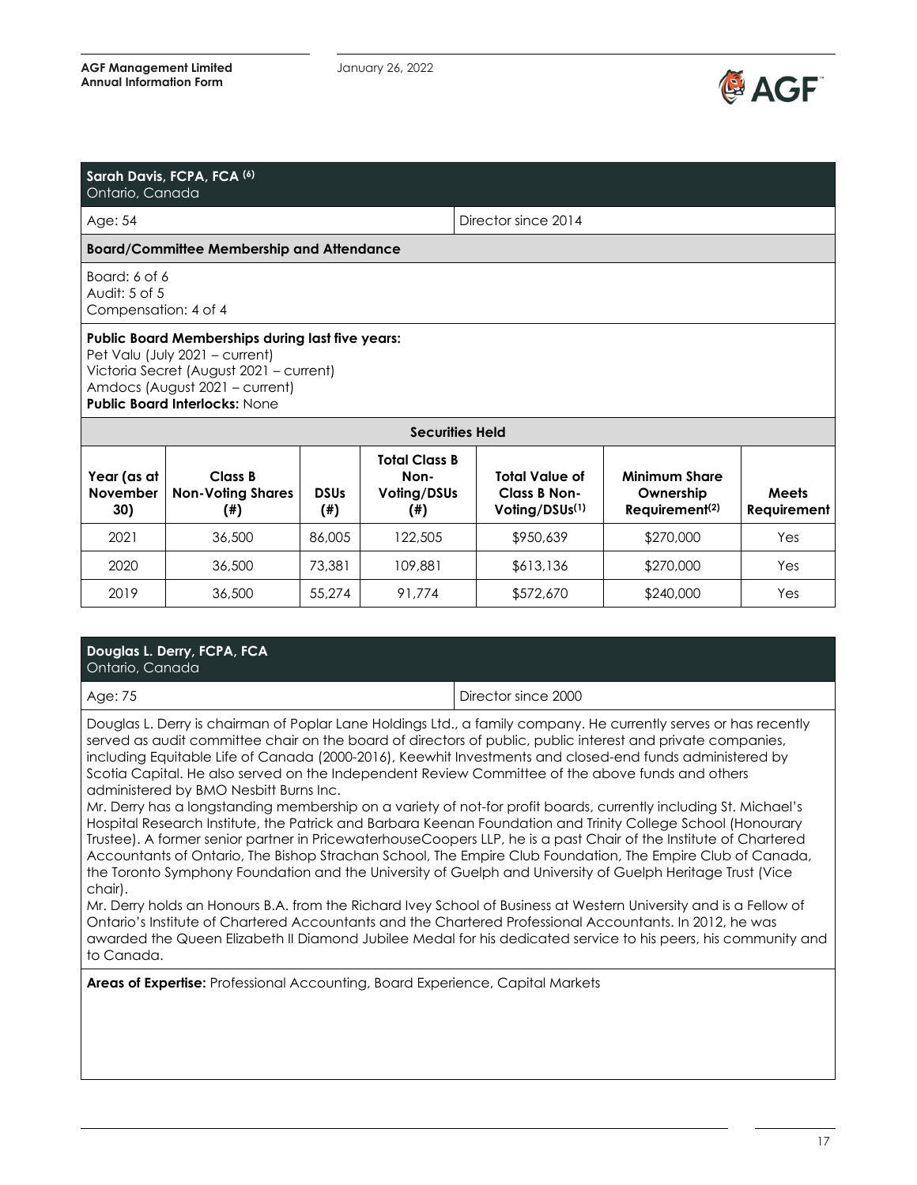## Sarah Davis, FCPA, FCA (6)

Ontario, Canada

| Age: 54 | Director since 2014 |
|---|---|

**Board/Committee Membership and Attendance**

Board: 6 of 6
Audit: 5 of 5
Compensation: 4 of 4

**Public Board Memberships during last five years:**
Pet Valu (July 2021 – current)
Victoria Secret (August 2021 – current)
Amdocs (August 2021 – current)
**Public Board Interlocks:** None

**Securities Held**

| Year (as at November 30) | Class B Non-Voting Shares (#) | DSUs (#) | Total Class B Non-Voting/DSUs (#) | Total Value of Class B Non-Voting/DSUs(1) | Minimum Share Ownership Requirement(2) | Meets Requirement |
|---|---|---|---|---|---|---|
| 2021 | 36,500 | 86,005 | 122,505 | $950,639 | $270,000 | Yes |
| 2020 | 36,500 | 73,381 | 109,881 | $613,136 | $270,000 | Yes |
| 2019 | 36,500 | 55,274 | 91,774 | $572,670 | $240,000 | Yes |

## Douglas L. Derry, FCPA, FCA

Ontario, Canada

| Age: 75 | Director since 2000 |
|---|---|

Douglas L. Derry is chairman of Poplar Lane Holdings Ltd., a family company. He currently serves or has recently served as audit committee chair on the board of directors of public, public interest and private companies, including Equitable Life of Canada (2000-2016), Keewhit Investments and closed-end funds administered by Scotia Capital. He also served on the Independent Review Committee of the above funds and others administered by BMO Nesbitt Burns Inc.

Mr. Derry has a longstanding membership on a variety of not-for profit boards, currently including St. Michael's Hospital Research Institute, the Patrick and Barbara Keenan Foundation and Trinity College School (Honourary Trustee). A former senior partner in PricewaterhouseCoopers LLP, he is a past Chair of the Institute of Chartered Accountants of Ontario, The Bishop Strachan School, The Empire Club Foundation, The Empire Club of Canada, the Toronto Symphony Foundation and the University of Guelph and University of Guelph Heritage Trust (Vice chair).

Mr. Derry holds an Honours B.A. from the Richard Ivey School of Business at Western University and is a Fellow of Ontario's Institute of Chartered Accountants and the Chartered Professional Accountants. In 2012, he was awarded the Queen Elizabeth II Diamond Jubilee Medal for his dedicated service to his peers, his community and to Canada.

**Areas of Expertise:** Professional Accounting, Board Experience, Capital Markets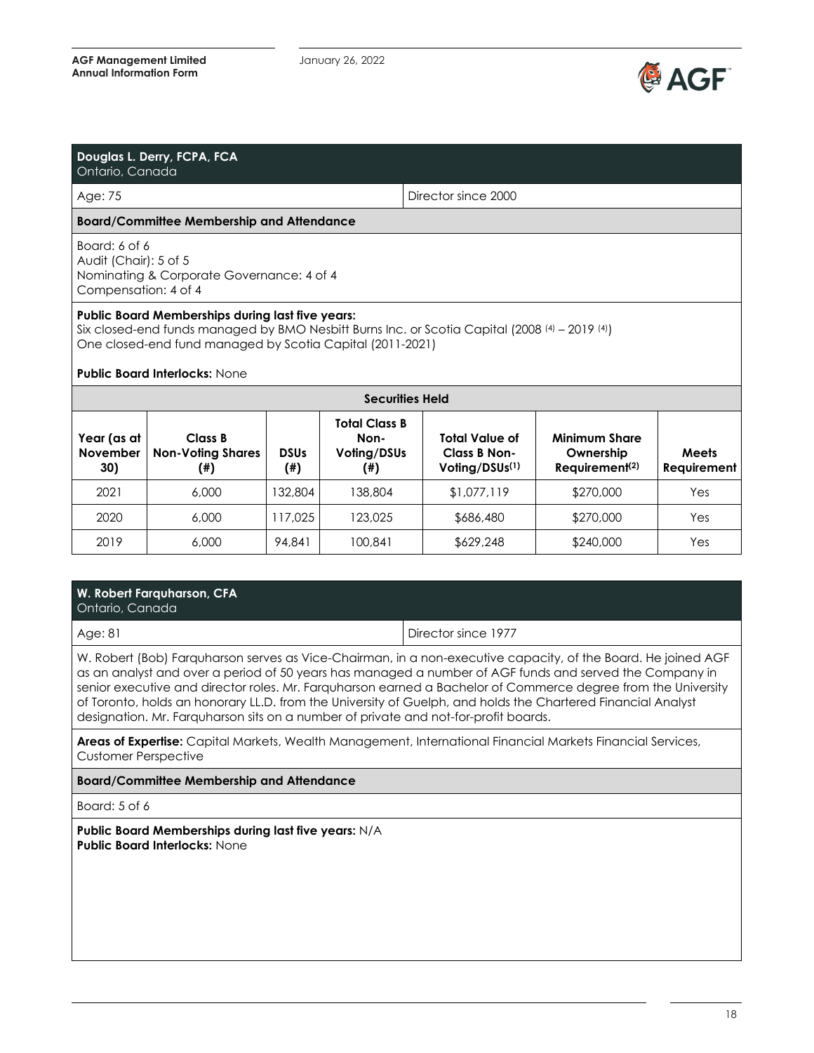### Douglas L. Derry, FCPA, FCA

Ontario, Canada

| Age: 75 | Director since 2000 |
|---|---|

**Board/Committee Membership and Attendance**

Board: 6 of 6
Audit (Chair): 5 of 5
Nominating & Corporate Governance: 4 of 4
Compensation: 4 of 4

**Public Board Memberships during last five years:**
Six closed-end funds managed by BMO Nesbitt Burns Inc. or Scotia Capital (2008 [4] – 2019 [4])
One closed-end fund managed by Scotia Capital (2011-2021)

**Public Board Interlocks:** None

**Securities Held**

| Year (as at November 30) | Class B Non-Voting Shares (#) | DSUs (#) | Total Class B Non-Voting/DSUs (#) | Total Value of Class B Non-Voting/DSUs[1] | Minimum Share Ownership Requirement[2] | Meets Requirement |
|---|---|---|---|---|---|---|
| 2021 | 6,000 | 132,804 | 138,804 | $1,077,119 | $270,000 | Yes |
| 2020 | 6,000 | 117,025 | 123,025 | $686,480 | $270,000 | Yes |
| 2019 | 6,000 | 94,841 | 100,841 | $629,248 | $240,000 | Yes |

### W. Robert Farquharson, CFA

Ontario, Canada

| Age: 81 | Director since 1977 |
|---|---|

W. Robert (Bob) Farquharson serves as Vice-Chairman, in a non-executive capacity, of the Board. He joined AGF as an analyst and over a period of 50 years has managed a number of AGF funds and served the Company in senior executive and director roles. Mr. Farquharson earned a Bachelor of Commerce degree from the University of Toronto, holds an honorary LL.D. from the University of Guelph, and holds the Chartered Financial Analyst designation. Mr. Farquharson sits on a number of private and not-for-profit boards.

**Areas of Expertise:** Capital Markets, Wealth Management, International Financial Markets Financial Services, Customer Perspective

**Board/Committee Membership and Attendance**

Board: 5 of 6

**Public Board Memberships during last five years:** N/A
**Public Board Interlocks:** None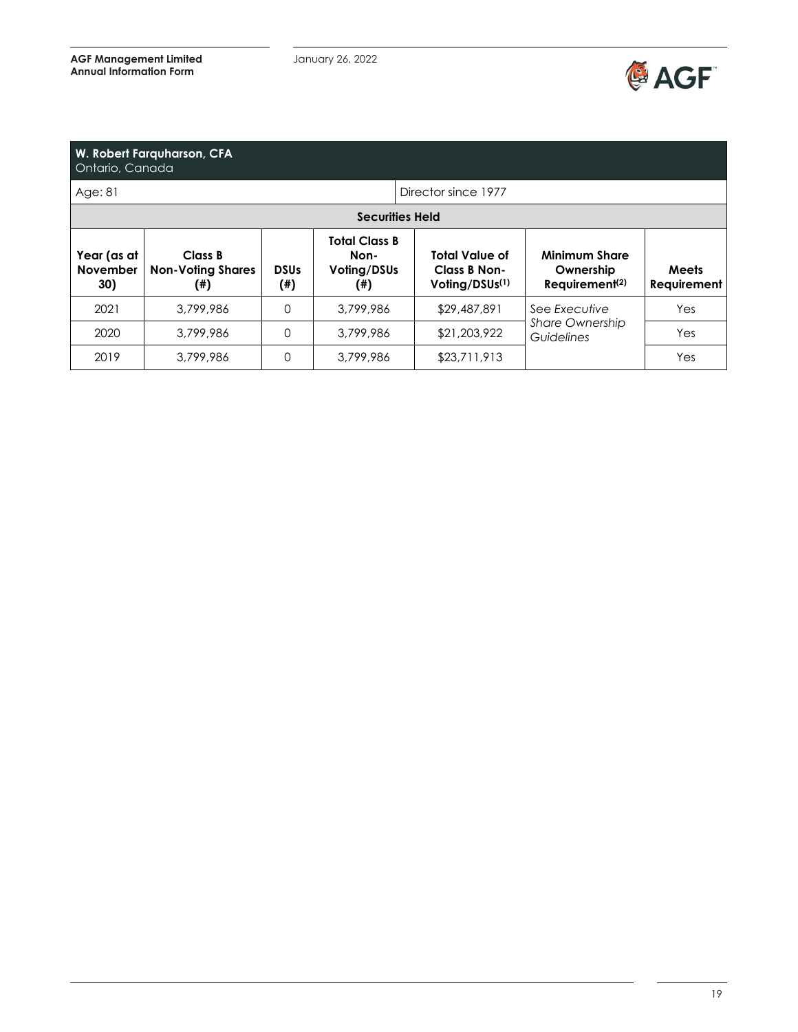**W. Robert Farquharson, CFA**
Ontario, Canada

| Age: 81 | Director since 1977 |
|---|---|

**Securities Held**

| Year (as at November 30) | Class B Non-Voting Shares (#) | DSUs (#) | Total Class B Non-Voting/DSUs (#) | Total Value of Class B Non-Voting/DSUs[(1)] | Minimum Share Ownership Requirement[(2)] | Meets Requirement |
|---|---|---|---|---|---|---|
| 2021 | 3,799,986 | 0 | 3,799,986 | $29,487,891 | See *Executive Share Ownership Guidelines* | Yes |
| 2020 | 3,799,986 | 0 | 3,799,986 | $21,203,922 | | Yes |
| 2019 | 3,799,986 | 0 | 3,799,986 | $23,711,913 | | Yes |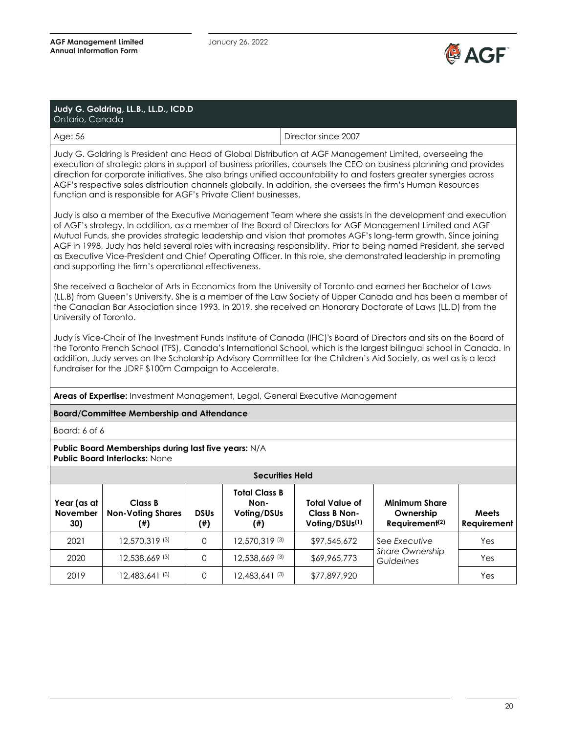## Judy G. Goldring, LL.B., LL.D., ICD.D

Ontario, Canada

| Age: 56 | Director since 2007 |
|---|---|

Judy G. Goldring is President and Head of Global Distribution at AGF Management Limited, overseeing the execution of strategic plans in support of business priorities, counsels the CEO on business planning and provides direction for corporate initiatives. She also brings unified accountability to and fosters greater synergies across AGF's respective sales distribution channels globally. In addition, she oversees the firm's Human Resources function and is responsible for AGF's Private Client businesses.

Judy is also a member of the Executive Management Team where she assists in the development and execution of AGF's strategy. In addition, as a member of the Board of Directors for AGF Management Limited and AGF Mutual Funds, she provides strategic leadership and vision that promotes AGF's long-term growth. Since joining AGF in 1998, Judy has held several roles with increasing responsibility. Prior to being named President, she served as Executive Vice-President and Chief Operating Officer. In this role, she demonstrated leadership in promoting and supporting the firm's operational effectiveness.

She received a Bachelor of Arts in Economics from the University of Toronto and earned her Bachelor of Laws (LL.B) from Queen's University. She is a member of the Law Society of Upper Canada and has been a member of the Canadian Bar Association since 1993. In 2019, she received an Honorary Doctorate of Laws (LL.D) from the University of Toronto.

Judy is Vice-Chair of The Investment Funds Institute of Canada (IFIC)'s Board of Directors and sits on the Board of the Toronto French School (TFS), Canada's International School, which is the largest bilingual school in Canada. In addition, Judy serves on the Scholarship Advisory Committee for the Children's Aid Society, as well as is a lead fundraiser for the JDRF $100m Campaign to Accelerate.

**Areas of Expertise:** Investment Management, Legal, General Executive Management

**Board/Committee Membership and Attendance**

Board: 6 of 6

**Public Board Memberships during last five years:** N/A
**Public Board Interlocks:** None

**Securities Held**

| Year (as at November 30) | Class B Non-Voting Shares (#) | DSUs (#) | Total Class B Non-Voting/DSUs (#) | Total Value of Class B Non-Voting/DSUs(1) | Minimum Share Ownership Requirement(2) | Meets Requirement |
|---|---|---|---|---|---|---|
| 2021 | 12,570,319 (3) | 0 | 12,570,319 (3) | $97,545,672 | See *Executive Share Ownership Guidelines* | Yes |
| 2020 | 12,538,669 (3) | 0 | 12,538,669 (3) | $69,965,773 | | Yes |
| 2019 | 12,483,641 (3) | 0 | 12,483,641 (3) | $77,897,920 | | Yes |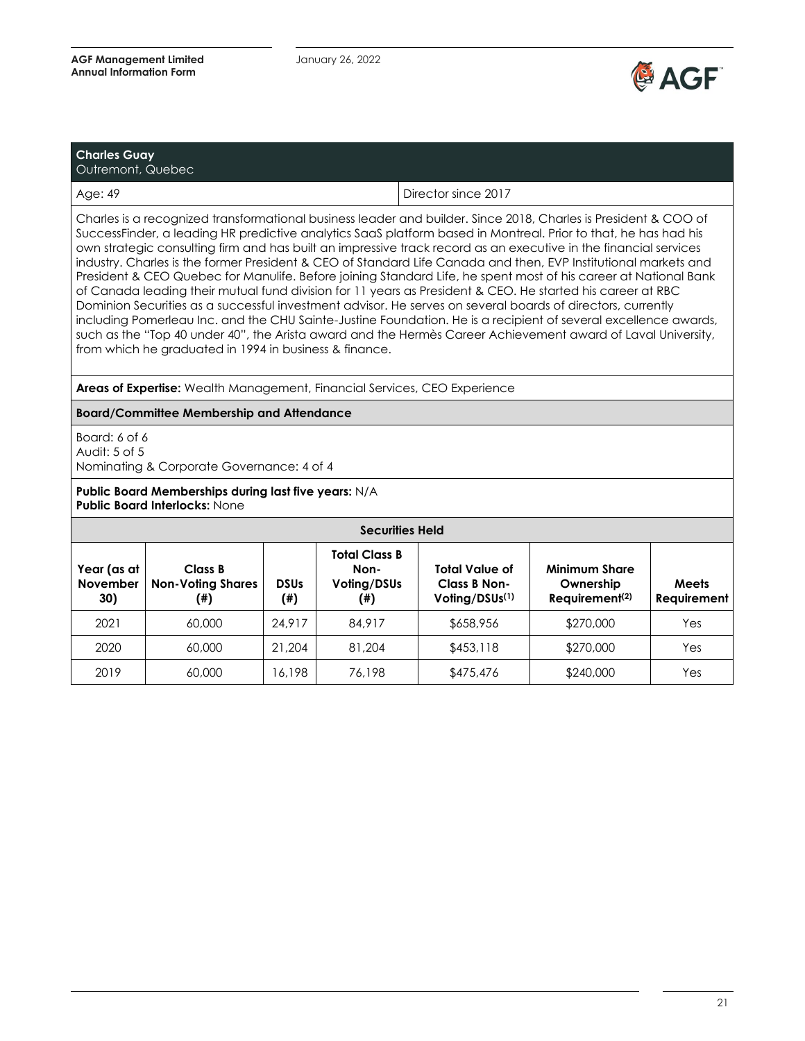## Charles Guay

Outremont, Quebec

| Age: 49 | Director since 2017 |
|---|---|

Charles is a recognized transformational business leader and builder. Since 2018, Charles is President & COO of SuccessFinder, a leading HR predictive analytics SaaS platform based in Montreal. Prior to that, he has had his own strategic consulting firm and has built an impressive track record as an executive in the financial services industry. Charles is the former President & CEO of Standard Life Canada and then, EVP Institutional markets and President & CEO Quebec for Manulife. Before joining Standard Life, he spent most of his career at National Bank of Canada leading their mutual fund division for 11 years as President & CEO. He started his career at RBC Dominion Securities as a successful investment advisor. He serves on several boards of directors, currently including Pomerleau Inc. and the CHU Sainte-Justine Foundation. He is a recipient of several excellence awards, such as the "Top 40 under 40", the Arista award and the Hermès Career Achievement award of Laval University, from which he graduated in 1994 in business & finance.

**Areas of Expertise:** Wealth Management, Financial Services, CEO Experience

**Board/Committee Membership and Attendance**

Board: 6 of 6
Audit: 5 of 5
Nominating & Corporate Governance: 4 of 4

**Public Board Memberships during last five years:** N/A
**Public Board Interlocks:** None

**Securities Held**

| Year (as at November 30) | Class B Non-Voting Shares (#) | DSUs (#) | Total Class B Non-Voting/DSUs (#) | Total Value of Class B Non-Voting/DSUs(1) | Minimum Share Ownership Requirement(2) | Meets Requirement |
|---|---|---|---|---|---|---|
| 2021 | 60,000 | 24,917 | 84,917 | $658,956 | $270,000 | Yes |
| 2020 | 60,000 | 21,204 | 81,204 | $453,118 | $270,000 | Yes |
| 2019 | 60,000 | 16,198 | 76,198 | $475,476 | $240,000 | Yes |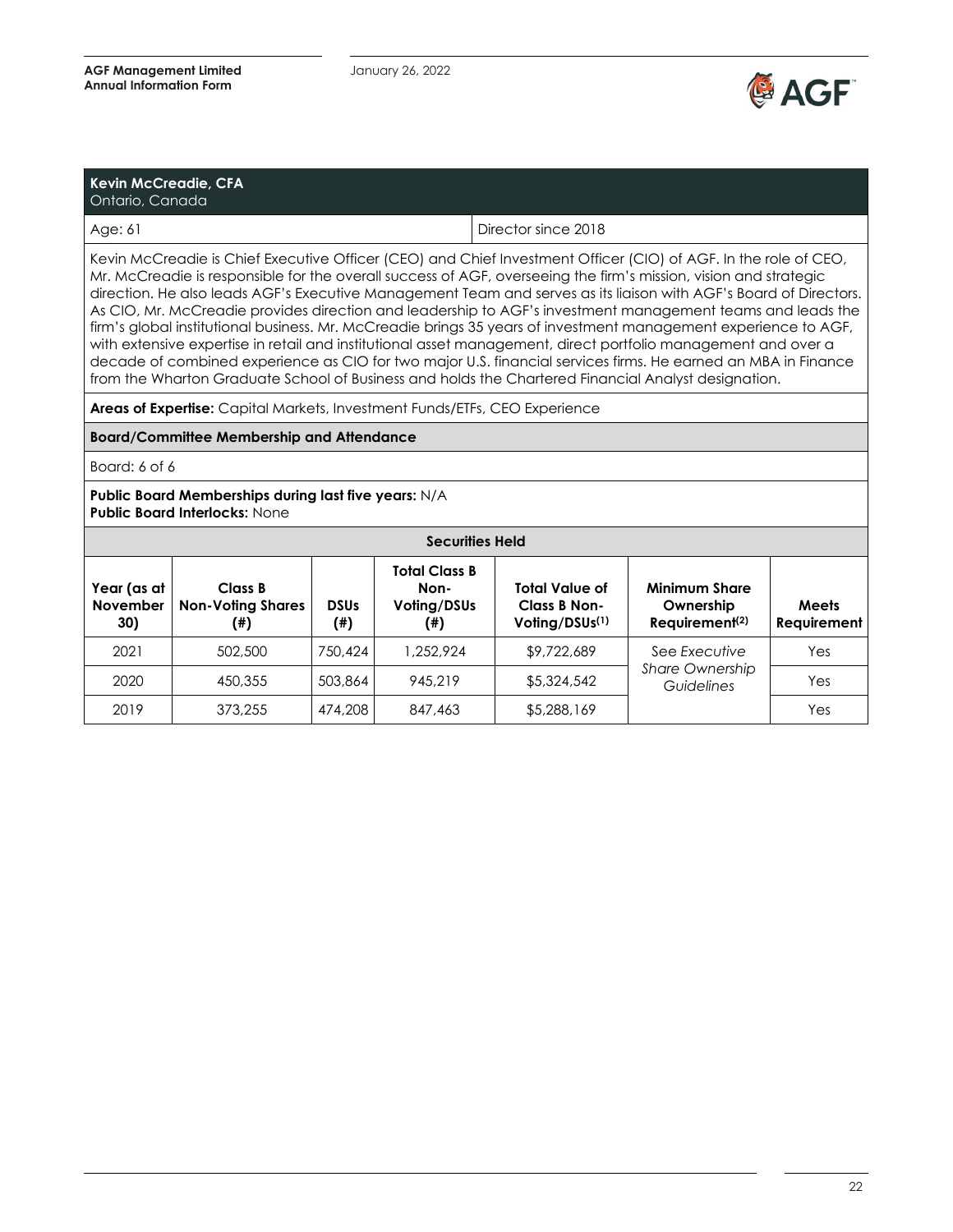**Kevin McCreadie, CFA**
Ontario, Canada

| Age: 61 | Director since 2018 |
|---|---|

Kevin McCreadie is Chief Executive Officer (CEO) and Chief Investment Officer (CIO) of AGF. In the role of CEO, Mr. McCreadie is responsible for the overall success of AGF, overseeing the firm's mission, vision and strategic direction. He also leads AGF's Executive Management Team and serves as its liaison with AGF's Board of Directors. As CIO, Mr. McCreadie provides direction and leadership to AGF's investment management teams and leads the firm's global institutional business. Mr. McCreadie brings 35 years of investment management experience to AGF, with extensive expertise in retail and institutional asset management, direct portfolio management and over a decade of combined experience as CIO for two major U.S. financial services firms. He earned an MBA in Finance from the Wharton Graduate School of Business and holds the Chartered Financial Analyst designation.

**Areas of Expertise:** Capital Markets, Investment Funds/ETFs, CEO Experience

**Board/Committee Membership and Attendance**

Board: 6 of 6

**Public Board Memberships during last five years:** N/A
**Public Board Interlocks:** None

**Securities Held**

| Year (as at November 30) | Class B Non-Voting Shares (#) | DSUs (#) | Total Class B Non-Voting/DSUs (#) | Total Value of Class B Non-Voting/DSUs[1] | Minimum Share Ownership Requirement[2] | Meets Requirement |
|---|---|---|---|---|---|---|
| 2021 | 502,500 | 750,424 | 1,252,924 | $9,722,689 | See *Executive Share Ownership Guidelines* | Yes |
| 2020 | 450,355 | 503,864 | 945,219 | $5,324,542 | | Yes |
| 2019 | 373,255 | 474,208 | 847,463 | $5,288,169 | | Yes |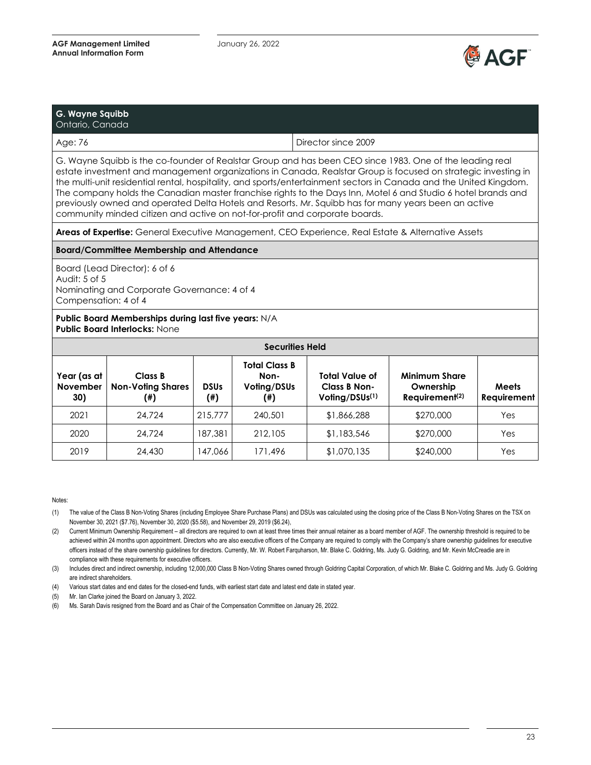## G. Wayne Squibb
Ontario, Canada

| Age: 76 | Director since 2009 |
|---|---|

G. Wayne Squibb is the co-founder of Realstar Group and has been CEO since 1983. One of the leading real estate investment and management organizations in Canada, Realstar Group is focused on strategic investing in the multi-unit residential rental, hospitality, and sports/entertainment sectors in Canada and the United Kingdom. The company holds the Canadian master franchise rights to the Days Inn, Motel 6 and Studio 6 hotel brands and previously owned and operated Delta Hotels and Resorts. Mr. Squibb has for many years been an active community minded citizen and active on not-for-profit and corporate boards.

**Areas of Expertise:** General Executive Management, CEO Experience, Real Estate & Alternative Assets

**Board/Committee Membership and Attendance**

Board (Lead Director): 6 of 6
Audit: 5 of 5
Nominating and Corporate Governance: 4 of 4
Compensation: 4 of 4

**Public Board Memberships during last five years:** N/A
**Public Board Interlocks:** None

**Securities Held**

| Year (as at November 30) | Class B Non-Voting Shares (#) | DSUs (#) | Total Class B Non-Voting/DSUs (#) | Total Value of Class B Non-Voting/DSUs(1) | Minimum Share Ownership Requirement(2) | Meets Requirement |
|---|---|---|---|---|---|---|
| 2021 | 24,724 | 215,777 | 240,501 | $1,866,288 | $270,000 | Yes |
| 2020 | 24,724 | 187,381 | 212,105 | $1,183,546 | $270,000 | Yes |
| 2019 | 24,430 | 147,066 | 171,496 | $1,070,135 | $240,000 | Yes |

Notes:

(1) The value of the Class B Non-Voting Shares (including Employee Share Purchase Plans) and DSUs was calculated using the closing price of the Class B Non-Voting Shares on the TSX on November 30, 2021 ($7.76), November 30, 2020 ($5.58), and November 29, 2019 ($6.24),

(2) Current Minimum Ownership Requirement – all directors are required to own at least three times their annual retainer as a board member of AGF. The ownership threshold is required to be achieved within 24 months upon appointment. Directors who are also executive officers of the Company are required to comply with the Company's share ownership guidelines for executive officers instead of the share ownership guidelines for directors. Currently, Mr. W. Robert Farquharson, Mr. Blake C. Goldring, Ms. Judy G. Goldring, and Mr. Kevin McCreadie are in compliance with these requirements for executive officers.

(3) Includes direct and indirect ownership, including 12,000,000 Class B Non-Voting Shares owned through Goldring Capital Corporation, of which Mr. Blake C. Goldring and Ms. Judy G. Goldring are indirect shareholders.

(4) Various start dates and end dates for the closed-end funds, with earliest start date and latest end date in stated year.

(5) Mr. Ian Clarke joined the Board on January 3, 2022.

(6) Ms. Sarah Davis resigned from the Board and as Chair of the Compensation Committee on January 26, 2022.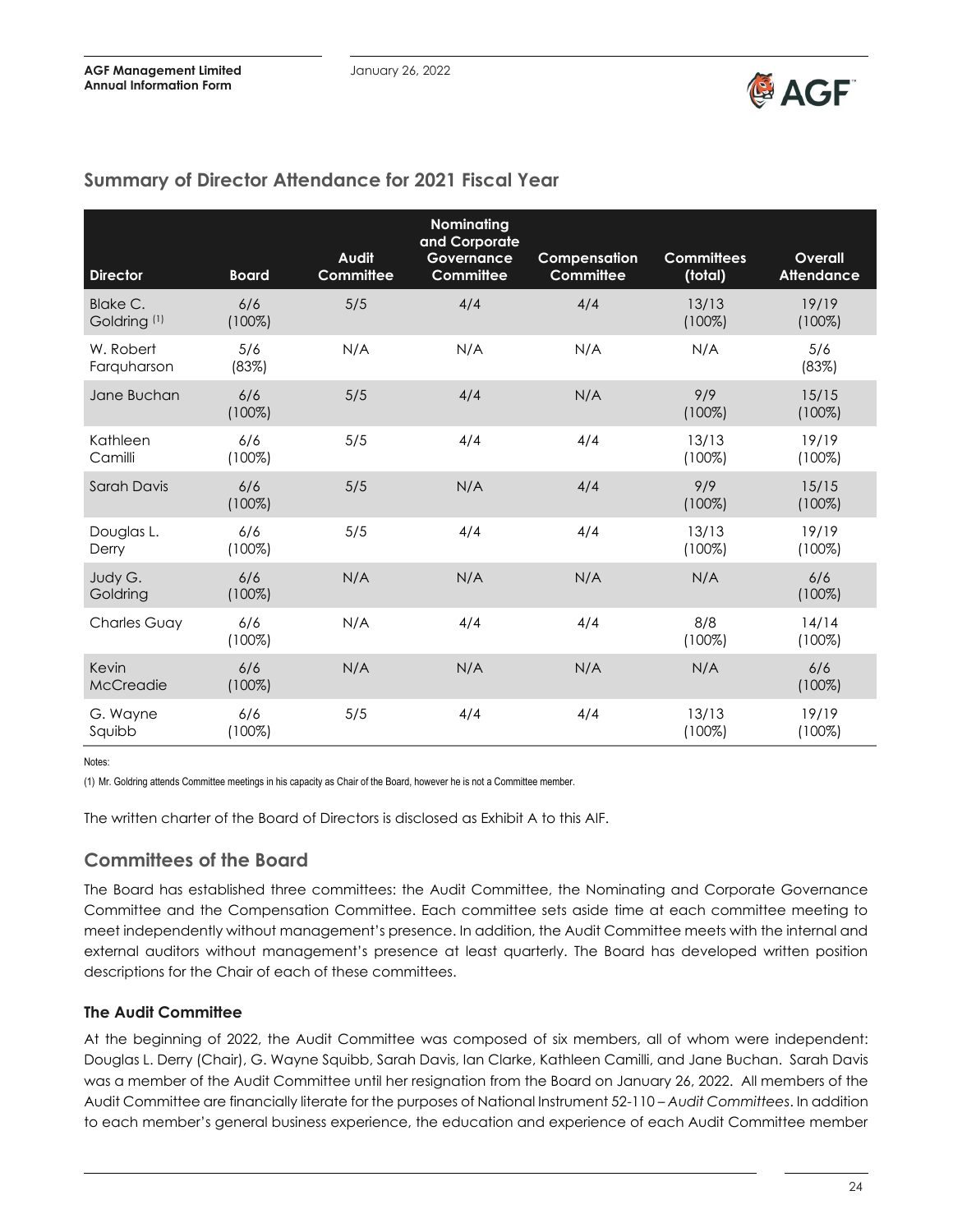## Summary of Director Attendance for 2021 Fiscal Year

| Director | Board | Audit Committee | Nominating and Corporate Governance Committee | Compensation Committee | Committees (total) | Overall Attendance |
|---|---|---|---|---|---|---|
| Blake C. Goldring [(1)] | 6/6 (100%) | 5/5 | 4/4 | 4/4 | 13/13 (100%) | 19/19 (100%) |
| W. Robert Farquharson | 5/6 (83%) | N/A | N/A | N/A | N/A | 5/6 (83%) |
| Jane Buchan | 6/6 (100%) | 5/5 | 4/4 | N/A | 9/9 (100%) | 15/15 (100%) |
| Kathleen Camilli | 6/6 (100%) | 5/5 | 4/4 | 4/4 | 13/13 (100%) | 19/19 (100%) |
| Sarah Davis | 6/6 (100%) | 5/5 | N/A | 4/4 | 9/9 (100%) | 15/15 (100%) |
| Douglas L. Derry | 6/6 (100%) | 5/5 | 4/4 | 4/4 | 13/13 (100%) | 19/19 (100%) |
| Judy G. Goldring | 6/6 (100%) | N/A | N/A | N/A | N/A | 6/6 (100%) |
| Charles Guay | 6/6 (100%) | N/A | 4/4 | 4/4 | 8/8 (100%) | 14/14 (100%) |
| Kevin McCreadie | 6/6 (100%) | N/A | N/A | N/A | N/A | 6/6 (100%) |
| G. Wayne Squibb | 6/6 (100%) | 5/5 | 4/4 | 4/4 | 13/13 (100%) | 19/19 (100%) |

Notes:

(1) Mr. Goldring attends Committee meetings in his capacity as Chair of the Board, however he is not a Committee member.

The written charter of the Board of Directors is disclosed as Exhibit A to this AIF.

## Committees of the Board

The Board has established three committees: the Audit Committee, the Nominating and Corporate Governance Committee and the Compensation Committee. Each committee sets aside time at each committee meeting to meet independently without management's presence. In addition, the Audit Committee meets with the internal and external auditors without management's presence at least quarterly. The Board has developed written position descriptions for the Chair of each of these committees.

### The Audit Committee

At the beginning of 2022, the Audit Committee was composed of six members, all of whom were independent: Douglas L. Derry (Chair), G. Wayne Squibb, Sarah Davis, Ian Clarke, Kathleen Camilli, and Jane Buchan. Sarah Davis was a member of the Audit Committee until her resignation from the Board on January 26, 2022. All members of the Audit Committee are financially literate for the purposes of National Instrument 52-110 – *Audit Committees*. In addition to each member's general business experience, the education and experience of each Audit Committee member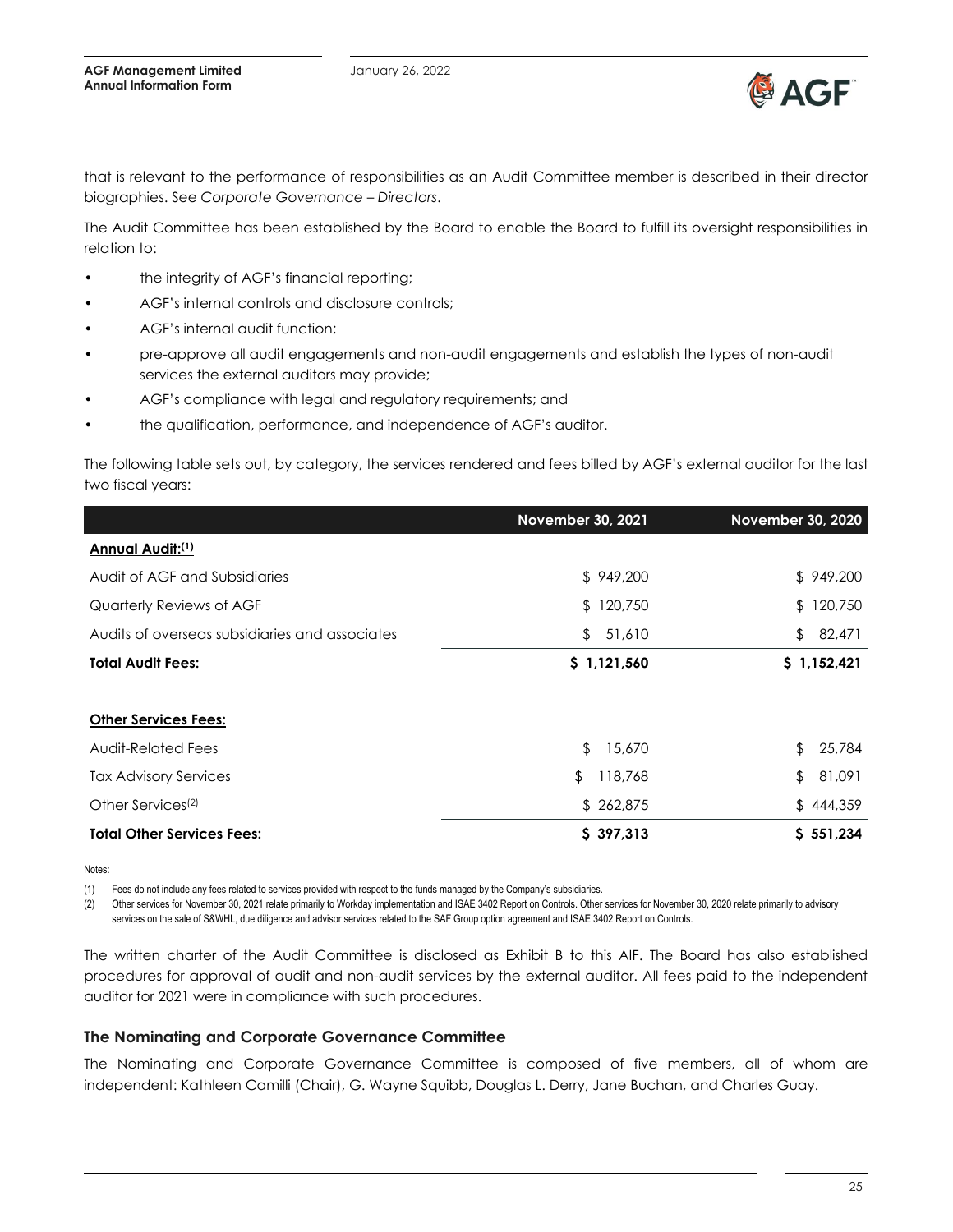that is relevant to the performance of responsibilities as an Audit Committee member is described in their director biographies. See *Corporate Governance – Directors*.

The Audit Committee has been established by the Board to enable the Board to fulfill its oversight responsibilities in relation to:

- the integrity of AGF's financial reporting;
- AGF's internal controls and disclosure controls;
- AGF's internal audit function;
- pre-approve all audit engagements and non-audit engagements and establish the types of non-audit services the external auditors may provide;
- AGF's compliance with legal and regulatory requirements; and
- the qualification, performance, and independence of AGF's auditor.

The following table sets out, by category, the services rendered and fees billed by AGF's external auditor for the last two fiscal years:

| | November 30, 2021 | November 30, 2020 |
|---|---|---|
| **Annual Audit:[1]** | | |
| Audit of AGF and Subsidiaries | $ 949,200 | $ 949,200 |
| Quarterly Reviews of AGF | $ 120,750 | $ 120,750 |
| Audits of overseas subsidiaries and associates | $ 51,610 | $ 82,471 |
| **Total Audit Fees:** | **$ 1,121,560** | **$ 1,152,421** |
| | | |
| **Other Services Fees:** | | |
| Audit-Related Fees | $ 15,670 | $ 25,784 |
| Tax Advisory Services | $ 118,768 | $ 81,091 |
| Other Services[2] | $ 262,875 | $ 444,359 |
| **Total Other Services Fees:** | **$ 397,313** | **$ 551,234** |

Notes:

(1) Fees do not include any fees related to services provided with respect to the funds managed by the Company's subsidiaries.

(2) Other services for November 30, 2021 relate primarily to Workday implementation and ISAE 3402 Report on Controls. Other services for November 30, 2020 relate primarily to advisory services on the sale of S&WHL, due diligence and advisor services related to the SAF Group option agreement and ISAE 3402 Report on Controls.

The written charter of the Audit Committee is disclosed as Exhibit B to this AIF. The Board has also established procedures for approval of audit and non-audit services by the external auditor. All fees paid to the independent auditor for 2021 were in compliance with such procedures.

### The Nominating and Corporate Governance Committee

The Nominating and Corporate Governance Committee is composed of five members, all of whom are independent: Kathleen Camilli (Chair), G. Wayne Squibb, Douglas L. Derry, Jane Buchan, and Charles Guay.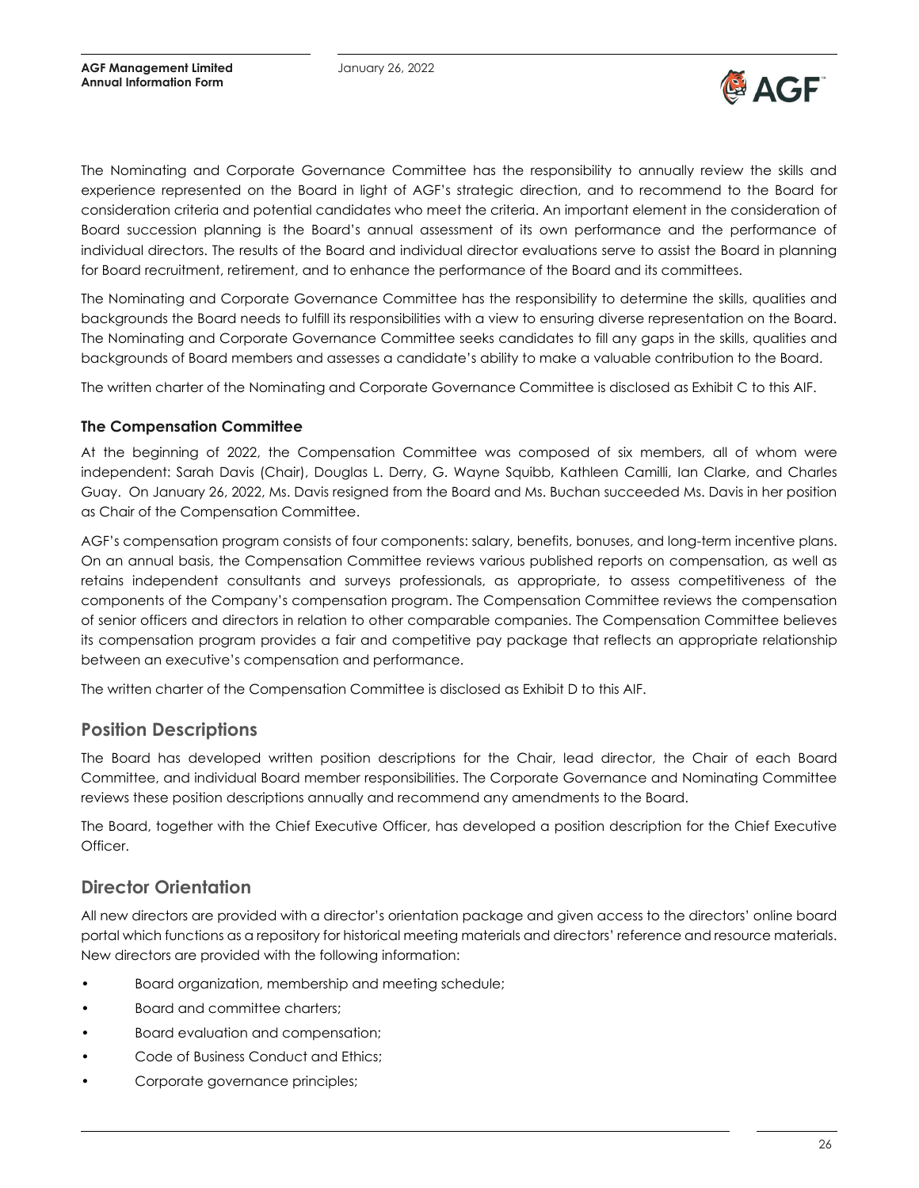The Nominating and Corporate Governance Committee has the responsibility to annually review the skills and experience represented on the Board in light of AGF's strategic direction, and to recommend to the Board for consideration criteria and potential candidates who meet the criteria. An important element in the consideration of Board succession planning is the Board's annual assessment of its own performance and the performance of individual directors. The results of the Board and individual director evaluations serve to assist the Board in planning for Board recruitment, retirement, and to enhance the performance of the Board and its committees.

The Nominating and Corporate Governance Committee has the responsibility to determine the skills, qualities and backgrounds the Board needs to fulfill its responsibilities with a view to ensuring diverse representation on the Board. The Nominating and Corporate Governance Committee seeks candidates to fill any gaps in the skills, qualities and backgrounds of Board members and assesses a candidate's ability to make a valuable contribution to the Board.

The written charter of the Nominating and Corporate Governance Committee is disclosed as Exhibit C to this AIF.

### The Compensation Committee

At the beginning of 2022, the Compensation Committee was composed of six members, all of whom were independent: Sarah Davis (Chair), Douglas L. Derry, G. Wayne Squibb, Kathleen Camilli, Ian Clarke, and Charles Guay. On January 26, 2022, Ms. Davis resigned from the Board and Ms. Buchan succeeded Ms. Davis in her position as Chair of the Compensation Committee.

AGF's compensation program consists of four components: salary, benefits, bonuses, and long-term incentive plans. On an annual basis, the Compensation Committee reviews various published reports on compensation, as well as retains independent consultants and surveys professionals, as appropriate, to assess competitiveness of the components of the Company's compensation program. The Compensation Committee reviews the compensation of senior officers and directors in relation to other comparable companies. The Compensation Committee believes its compensation program provides a fair and competitive pay package that reflects an appropriate relationship between an executive's compensation and performance.

The written charter of the Compensation Committee is disclosed as Exhibit D to this AIF.

## Position Descriptions

The Board has developed written position descriptions for the Chair, lead director, the Chair of each Board Committee, and individual Board member responsibilities. The Corporate Governance and Nominating Committee reviews these position descriptions annually and recommend any amendments to the Board.

The Board, together with the Chief Executive Officer, has developed a position description for the Chief Executive Officer.

## Director Orientation

All new directors are provided with a director's orientation package and given access to the directors' online board portal which functions as a repository for historical meeting materials and directors' reference and resource materials. New directors are provided with the following information:

- Board organization, membership and meeting schedule;
- Board and committee charters;
- Board evaluation and compensation;
- Code of Business Conduct and Ethics;
- Corporate governance principles;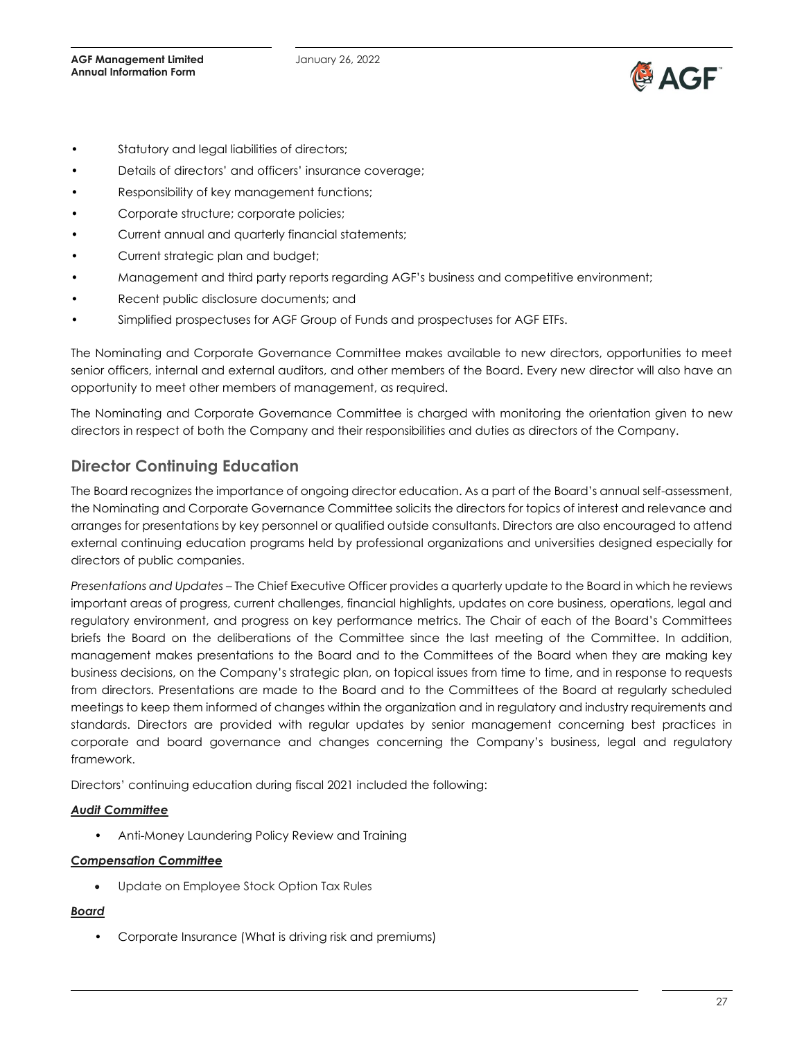- Statutory and legal liabilities of directors;
- Details of directors' and officers' insurance coverage;
- Responsibility of key management functions;
- Corporate structure; corporate policies;
- Current annual and quarterly financial statements;
- Current strategic plan and budget;
- Management and third party reports regarding AGF's business and competitive environment;
- Recent public disclosure documents; and
- Simplified prospectuses for AGF Group of Funds and prospectuses for AGF ETFs.

The Nominating and Corporate Governance Committee makes available to new directors, opportunities to meet senior officers, internal and external auditors, and other members of the Board. Every new director will also have an opportunity to meet other members of management, as required.

The Nominating and Corporate Governance Committee is charged with monitoring the orientation given to new directors in respect of both the Company and their responsibilities and duties as directors of the Company.

## Director Continuing Education

The Board recognizes the importance of ongoing director education. As a part of the Board's annual self-assessment, the Nominating and Corporate Governance Committee solicits the directors for topics of interest and relevance and arranges for presentations by key personnel or qualified outside consultants. Directors are also encouraged to attend external continuing education programs held by professional organizations and universities designed especially for directors of public companies.

*Presentations and Updates* – The Chief Executive Officer provides a quarterly update to the Board in which he reviews important areas of progress, current challenges, financial highlights, updates on core business, operations, legal and regulatory environment, and progress on key performance metrics. The Chair of each of the Board's Committees briefs the Board on the deliberations of the Committee since the last meeting of the Committee. In addition, management makes presentations to the Board and to the Committees of the Board when they are making key business decisions, on the Company's strategic plan, on topical issues from time to time, and in response to requests from directors. Presentations are made to the Board and to the Committees of the Board at regularly scheduled meetings to keep them informed of changes within the organization and in regulatory and industry requirements and standards. Directors are provided with regular updates by senior management concerning best practices in corporate and board governance and changes concerning the Company's business, legal and regulatory framework.

Directors' continuing education during fiscal 2021 included the following:

***Audit Committee***

- Anti-Money Laundering Policy Review and Training

***Compensation Committee***

- Update on Employee Stock Option Tax Rules

***Board***

- Corporate Insurance (What is driving risk and premiums)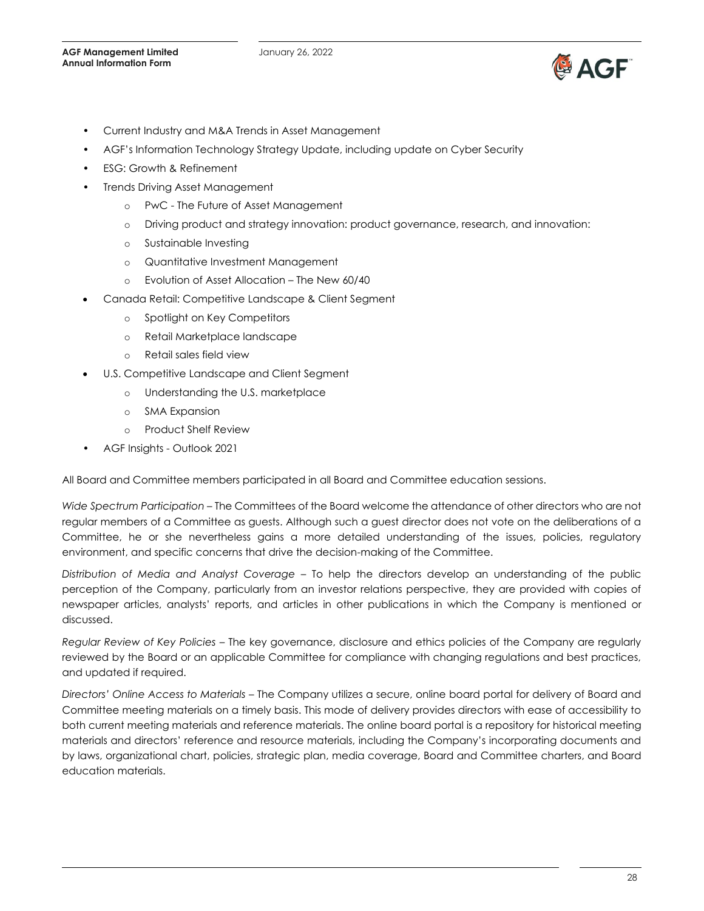- Current Industry and M&A Trends in Asset Management
- AGF's Information Technology Strategy Update, including update on Cyber Security
- ESG: Growth & Refinement
- Trends Driving Asset Management
  - PwC - The Future of Asset Management
  - Driving product and strategy innovation: product governance, research, and innovation:
  - Sustainable Investing
  - Quantitative Investment Management
  - Evolution of Asset Allocation – The New 60/40
- Canada Retail: Competitive Landscape & Client Segment
  - Spotlight on Key Competitors
  - Retail Marketplace landscape
  - Retail sales field view
- U.S. Competitive Landscape and Client Segment
  - Understanding the U.S. marketplace
  - SMA Expansion
  - Product Shelf Review
- AGF Insights - Outlook 2021

All Board and Committee members participated in all Board and Committee education sessions.

*Wide Spectrum Participation* – The Committees of the Board welcome the attendance of other directors who are not regular members of a Committee as guests. Although such a guest director does not vote on the deliberations of a Committee, he or she nevertheless gains a more detailed understanding of the issues, policies, regulatory environment, and specific concerns that drive the decision-making of the Committee.

*Distribution of Media and Analyst Coverage* – To help the directors develop an understanding of the public perception of the Company, particularly from an investor relations perspective, they are provided with copies of newspaper articles, analysts' reports, and articles in other publications in which the Company is mentioned or discussed.

*Regular Review of Key Policies* – The key governance, disclosure and ethics policies of the Company are regularly reviewed by the Board or an applicable Committee for compliance with changing regulations and best practices, and updated if required.

*Directors' Online Access to Materials* – The Company utilizes a secure, online board portal for delivery of Board and Committee meeting materials on a timely basis. This mode of delivery provides directors with ease of accessibility to both current meeting materials and reference materials. The online board portal is a repository for historical meeting materials and directors' reference and resource materials, including the Company's incorporating documents and by laws, organizational chart, policies, strategic plan, media coverage, Board and Committee charters, and Board education materials.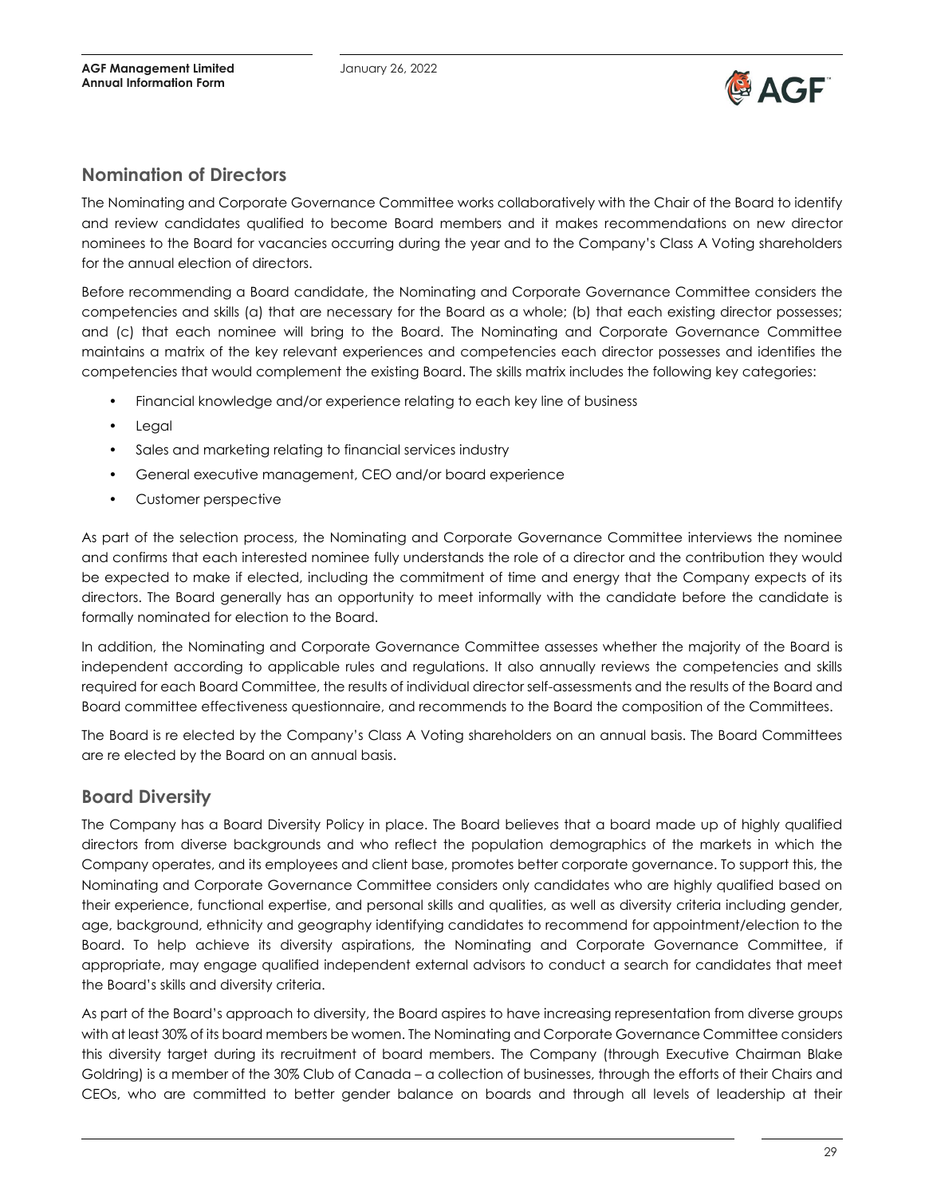## Nomination of Directors

The Nominating and Corporate Governance Committee works collaboratively with the Chair of the Board to identify and review candidates qualified to become Board members and it makes recommendations on new director nominees to the Board for vacancies occurring during the year and to the Company's Class A Voting shareholders for the annual election of directors.

Before recommending a Board candidate, the Nominating and Corporate Governance Committee considers the competencies and skills (a) that are necessary for the Board as a whole; (b) that each existing director possesses; and (c) that each nominee will bring to the Board. The Nominating and Corporate Governance Committee maintains a matrix of the key relevant experiences and competencies each director possesses and identifies the competencies that would complement the existing Board. The skills matrix includes the following key categories:

- Financial knowledge and/or experience relating to each key line of business
- Legal
- Sales and marketing relating to financial services industry
- General executive management, CEO and/or board experience
- Customer perspective

As part of the selection process, the Nominating and Corporate Governance Committee interviews the nominee and confirms that each interested nominee fully understands the role of a director and the contribution they would be expected to make if elected, including the commitment of time and energy that the Company expects of its directors. The Board generally has an opportunity to meet informally with the candidate before the candidate is formally nominated for election to the Board.

In addition, the Nominating and Corporate Governance Committee assesses whether the majority of the Board is independent according to applicable rules and regulations. It also annually reviews the competencies and skills required for each Board Committee, the results of individual director self-assessments and the results of the Board and Board committee effectiveness questionnaire, and recommends to the Board the composition of the Committees.

The Board is re elected by the Company's Class A Voting shareholders on an annual basis. The Board Committees are re elected by the Board on an annual basis.

## Board Diversity

The Company has a Board Diversity Policy in place. The Board believes that a board made up of highly qualified directors from diverse backgrounds and who reflect the population demographics of the markets in which the Company operates, and its employees and client base, promotes better corporate governance. To support this, the Nominating and Corporate Governance Committee considers only candidates who are highly qualified based on their experience, functional expertise, and personal skills and qualities, as well as diversity criteria including gender, age, background, ethnicity and geography identifying candidates to recommend for appointment/election to the Board. To help achieve its diversity aspirations, the Nominating and Corporate Governance Committee, if appropriate, may engage qualified independent external advisors to conduct a search for candidates that meet the Board's skills and diversity criteria.

As part of the Board's approach to diversity, the Board aspires to have increasing representation from diverse groups with at least 30% of its board members be women. The Nominating and Corporate Governance Committee considers this diversity target during its recruitment of board members. The Company (through Executive Chairman Blake Goldring) is a member of the 30% Club of Canada – a collection of businesses, through the efforts of their Chairs and CEOs, who are committed to better gender balance on boards and through all levels of leadership at their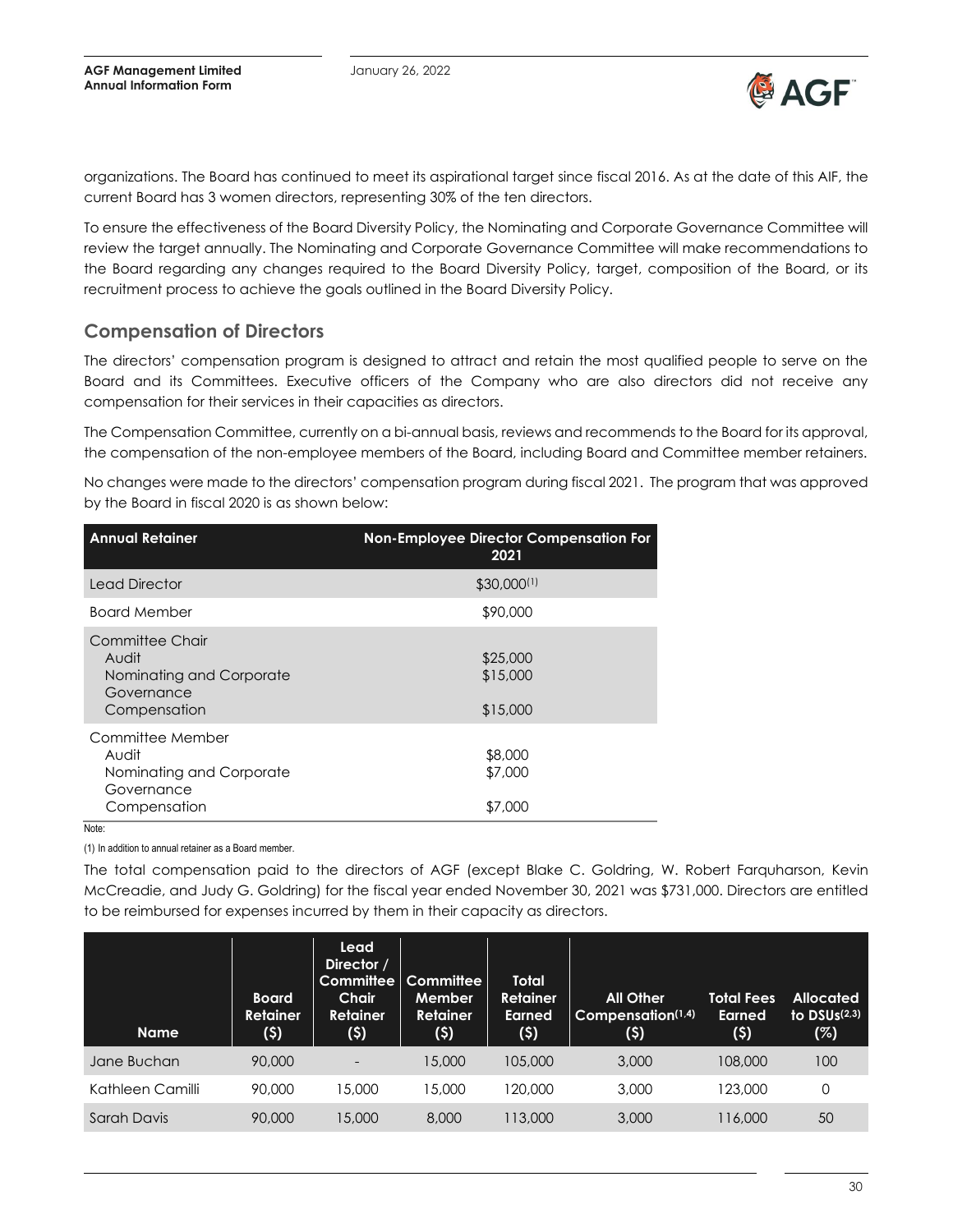organizations. The Board has continued to meet its aspirational target since fiscal 2016. As at the date of this AIF, the current Board has 3 women directors, representing 30% of the ten directors.

To ensure the effectiveness of the Board Diversity Policy, the Nominating and Corporate Governance Committee will review the target annually. The Nominating and Corporate Governance Committee will make recommendations to the Board regarding any changes required to the Board Diversity Policy, target, composition of the Board, or its recruitment process to achieve the goals outlined in the Board Diversity Policy.

## Compensation of Directors

The directors' compensation program is designed to attract and retain the most qualified people to serve on the Board and its Committees. Executive officers of the Company who are also directors did not receive any compensation for their services in their capacities as directors.

The Compensation Committee, currently on a bi-annual basis, reviews and recommends to the Board for its approval, the compensation of the non-employee members of the Board, including Board and Committee member retainers.

No changes were made to the directors' compensation program during fiscal 2021. The program that was approved by the Board in fiscal 2020 is as shown below:

| Annual Retainer | Non-Employee Director Compensation For 2021 |
|---|---|
| Lead Director | $30,000[1] |
| Board Member | $90,000 |
| Committee Chair | |
| Audit | $25,000 |
| Nominating and Corporate Governance | $15,000 |
| Compensation | $15,000 |
| Committee Member | |
| Audit | $8,000 |
| Nominating and Corporate Governance | $7,000 |
| Compensation | $7,000 |

Note:

(1) In addition to annual retainer as a Board member.

The total compensation paid to the directors of AGF (except Blake C. Goldring, W. Robert Farquharson, Kevin McCreadie, and Judy G. Goldring) for the fiscal year ended November 30, 2021 was $731,000. Directors are entitled to be reimbursed for expenses incurred by them in their capacity as directors.

| Name | Board Retainer ($) | Lead Director / Committee Chair Retainer ($) | Committee Member Retainer ($) | Total Retainer Earned ($) | All Other Compensation[1,4] ($) | Total Fees Earned ($) | Allocated to DSUs[2,3] (%) |
|---|---|---|---|---|---|---|---|
| Jane Buchan | 90,000 | - | 15,000 | 105,000 | 3,000 | 108,000 | 100 |
| Kathleen Camilli | 90,000 | 15,000 | 15,000 | 120,000 | 3,000 | 123,000 | 0 |
| Sarah Davis | 90,000 | 15,000 | 8,000 | 113,000 | 3,000 | 116,000 | 50 |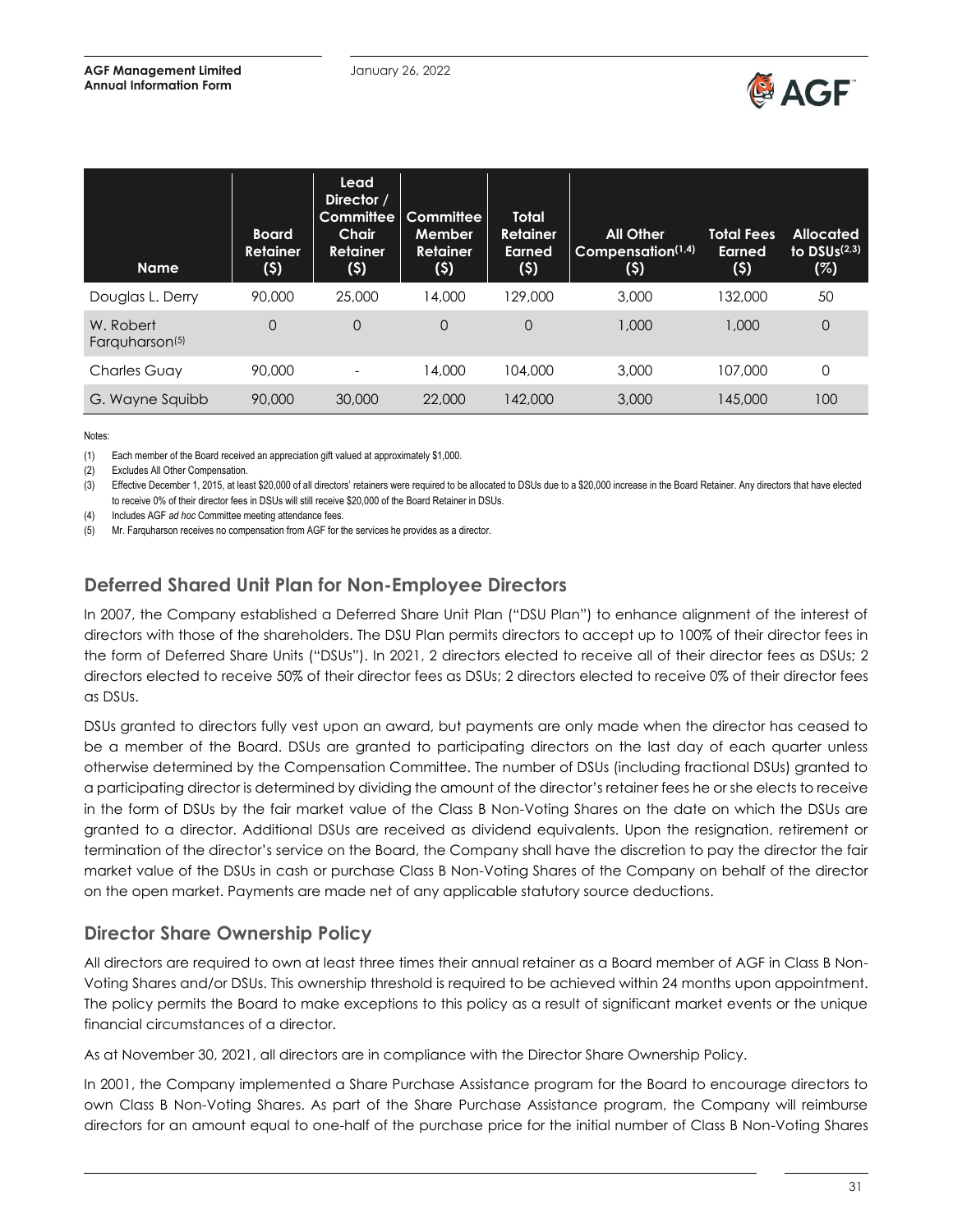| Name | Board Retainer ($) | Lead Director / Committee Chair Retainer ($) | Committee Member Retainer ($) | Total Retainer Earned ($) | All Other Compensation[(1,4)] ($) | Total Fees Earned ($) | Allocated to DSUs[(2,3)] (%) |
|---|---|---|---|---|---|---|---|
| Douglas L. Derry | 90,000 | 25,000 | 14,000 | 129,000 | 3,000 | 132,000 | 50 |
| W. Robert Farquharson[(5)] | 0 | 0 | 0 | 0 | 1,000 | 1,000 | 0 |
| Charles Guay | 90,000 | - | 14,000 | 104,000 | 3,000 | 107,000 | 0 |
| G. Wayne Squibb | 90,000 | 30,000 | 22,000 | 142,000 | 3,000 | 145,000 | 100 |

Notes:

(1) Each member of the Board received an appreciation gift valued at approximately $1,000.

(2) Excludes All Other Compensation.

(3) Effective December 1, 2015, at least $20,000 of all directors' retainers were required to be allocated to DSUs due to a $20,000 increase in the Board Retainer. Any directors that have elected to receive 0% of their director fees in DSUs will still receive $20,000 of the Board Retainer in DSUs.

(4) Includes AGF *ad hoc* Committee meeting attendance fees.

(5) Mr. Farquharson receives no compensation from AGF for the services he provides as a director.

## Deferred Shared Unit Plan for Non-Employee Directors

In 2007, the Company established a Deferred Share Unit Plan ("DSU Plan") to enhance alignment of the interest of directors with those of the shareholders. The DSU Plan permits directors to accept up to 100% of their director fees in the form of Deferred Share Units ("DSUs"). In 2021, 2 directors elected to receive all of their director fees as DSUs; 2 directors elected to receive 50% of their director fees as DSUs; 2 directors elected to receive 0% of their director fees as DSUs.

DSUs granted to directors fully vest upon an award, but payments are only made when the director has ceased to be a member of the Board. DSUs are granted to participating directors on the last day of each quarter unless otherwise determined by the Compensation Committee. The number of DSUs (including fractional DSUs) granted to a participating director is determined by dividing the amount of the director's retainer fees he or she elects to receive in the form of DSUs by the fair market value of the Class B Non-Voting Shares on the date on which the DSUs are granted to a director. Additional DSUs are received as dividend equivalents. Upon the resignation, retirement or termination of the director's service on the Board, the Company shall have the discretion to pay the director the fair market value of the DSUs in cash or purchase Class B Non-Voting Shares of the Company on behalf of the director on the open market. Payments are made net of any applicable statutory source deductions.

## Director Share Ownership Policy

All directors are required to own at least three times their annual retainer as a Board member of AGF in Class B Non-Voting Shares and/or DSUs. This ownership threshold is required to be achieved within 24 months upon appointment. The policy permits the Board to make exceptions to this policy as a result of significant market events or the unique financial circumstances of a director.

As at November 30, 2021, all directors are in compliance with the Director Share Ownership Policy.

In 2001, the Company implemented a Share Purchase Assistance program for the Board to encourage directors to own Class B Non-Voting Shares. As part of the Share Purchase Assistance program, the Company will reimburse directors for an amount equal to one-half of the purchase price for the initial number of Class B Non-Voting Shares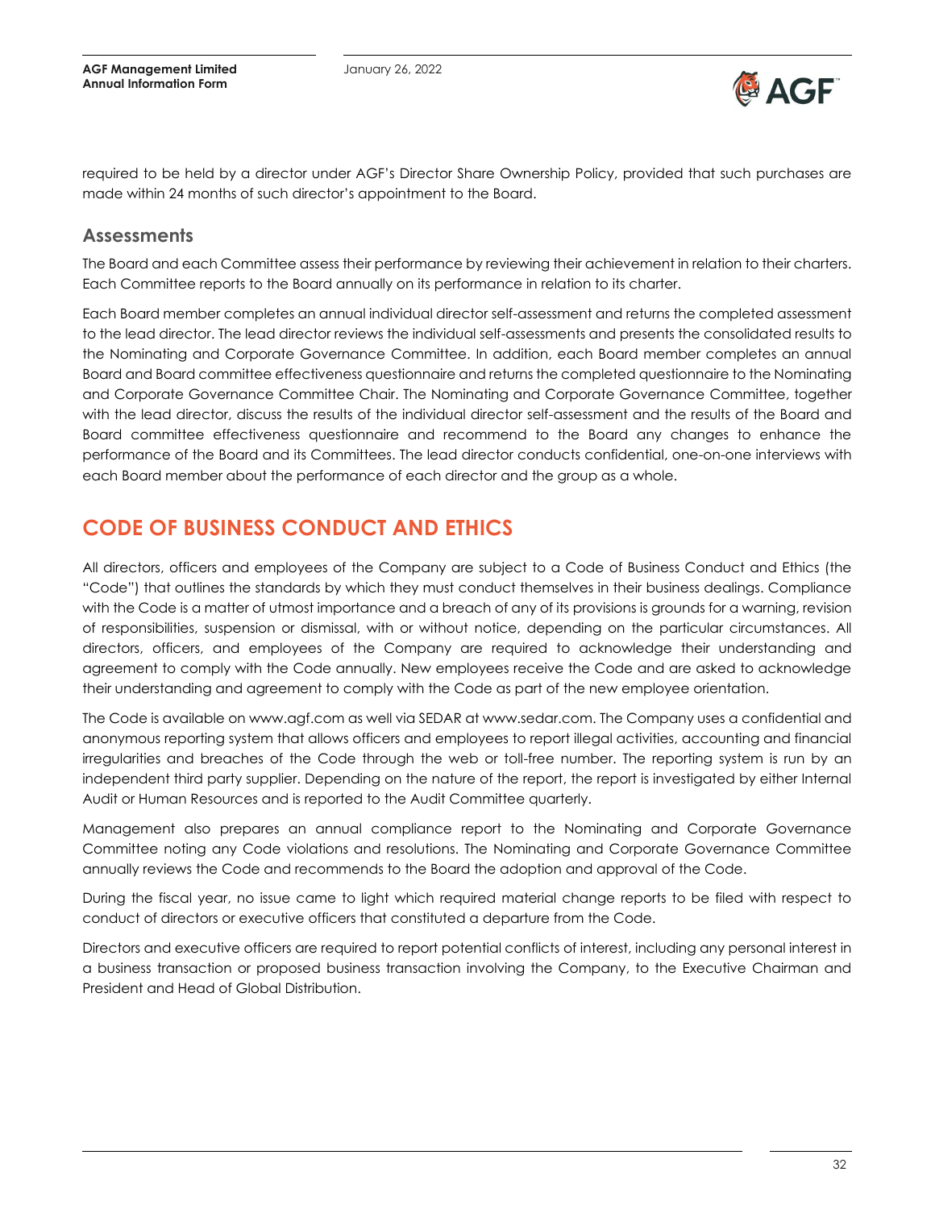required to be held by a director under AGF's Director Share Ownership Policy, provided that such purchases are made within 24 months of such director's appointment to the Board.

### Assessments

The Board and each Committee assess their performance by reviewing their achievement in relation to their charters. Each Committee reports to the Board annually on its performance in relation to its charter.

Each Board member completes an annual individual director self-assessment and returns the completed assessment to the lead director. The lead director reviews the individual self-assessments and presents the consolidated results to the Nominating and Corporate Governance Committee. In addition, each Board member completes an annual Board and Board committee effectiveness questionnaire and returns the completed questionnaire to the Nominating and Corporate Governance Committee Chair. The Nominating and Corporate Governance Committee, together with the lead director, discuss the results of the individual director self-assessment and the results of the Board and Board committee effectiveness questionnaire and recommend to the Board any changes to enhance the performance of the Board and its Committees. The lead director conducts confidential, one-on-one interviews with each Board member about the performance of each director and the group as a whole.

## CODE OF BUSINESS CONDUCT AND ETHICS

All directors, officers and employees of the Company are subject to a Code of Business Conduct and Ethics (the "Code") that outlines the standards by which they must conduct themselves in their business dealings. Compliance with the Code is a matter of utmost importance and a breach of any of its provisions is grounds for a warning, revision of responsibilities, suspension or dismissal, with or without notice, depending on the particular circumstances. All directors, officers, and employees of the Company are required to acknowledge their understanding and agreement to comply with the Code annually. New employees receive the Code and are asked to acknowledge their understanding and agreement to comply with the Code as part of the new employee orientation.

The Code is available on www.agf.com as well via SEDAR at www.sedar.com. The Company uses a confidential and anonymous reporting system that allows officers and employees to report illegal activities, accounting and financial irregularities and breaches of the Code through the web or toll-free number. The reporting system is run by an independent third party supplier. Depending on the nature of the report, the report is investigated by either Internal Audit or Human Resources and is reported to the Audit Committee quarterly.

Management also prepares an annual compliance report to the Nominating and Corporate Governance Committee noting any Code violations and resolutions. The Nominating and Corporate Governance Committee annually reviews the Code and recommends to the Board the adoption and approval of the Code.

During the fiscal year, no issue came to light which required material change reports to be filed with respect to conduct of directors or executive officers that constituted a departure from the Code.

Directors and executive officers are required to report potential conflicts of interest, including any personal interest in a business transaction or proposed business transaction involving the Company, to the Executive Chairman and President and Head of Global Distribution.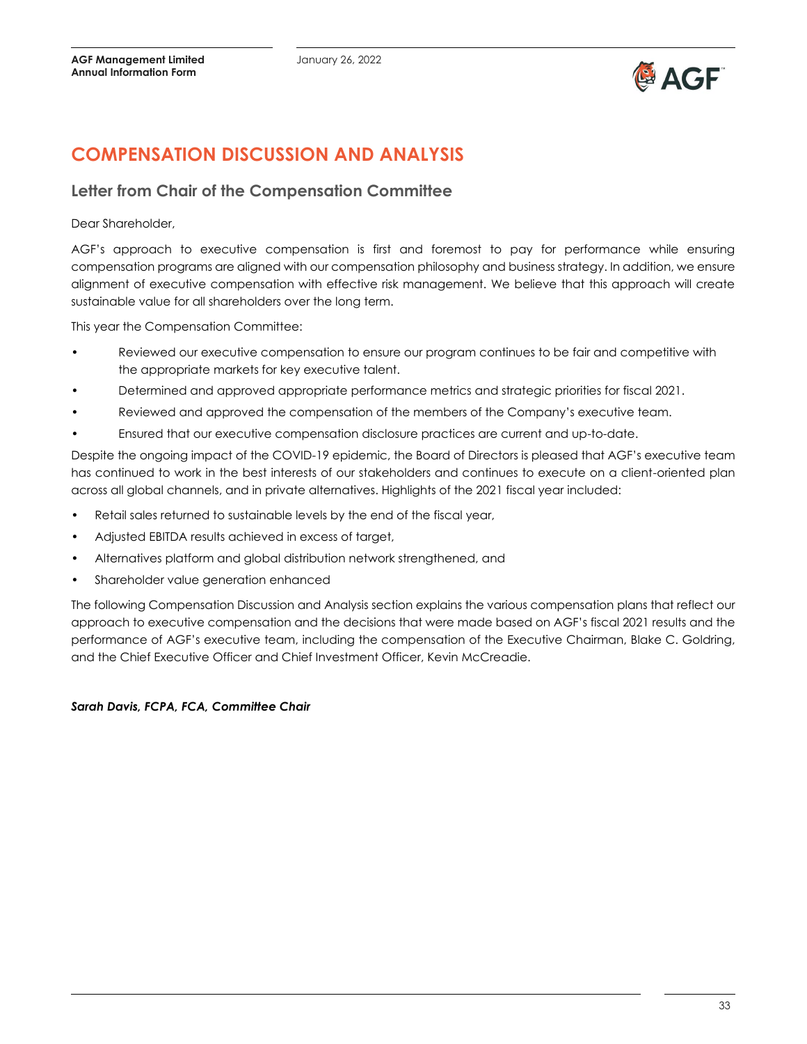# COMPENSATION DISCUSSION AND ANALYSIS

## Letter from Chair of the Compensation Committee

Dear Shareholder,

AGF's approach to executive compensation is first and foremost to pay for performance while ensuring compensation programs are aligned with our compensation philosophy and business strategy. In addition, we ensure alignment of executive compensation with effective risk management. We believe that this approach will create sustainable value for all shareholders over the long term.

This year the Compensation Committee:

- Reviewed our executive compensation to ensure our program continues to be fair and competitive with the appropriate markets for key executive talent.
- Determined and approved appropriate performance metrics and strategic priorities for fiscal 2021.
- Reviewed and approved the compensation of the members of the Company's executive team.
- Ensured that our executive compensation disclosure practices are current and up-to-date.

Despite the ongoing impact of the COVID-19 epidemic, the Board of Directors is pleased that AGF's executive team has continued to work in the best interests of our stakeholders and continues to execute on a client-oriented plan across all global channels, and in private alternatives. Highlights of the 2021 fiscal year included:

- Retail sales returned to sustainable levels by the end of the fiscal year,
- Adjusted EBITDA results achieved in excess of target,
- Alternatives platform and global distribution network strengthened, and
- Shareholder value generation enhanced

The following Compensation Discussion and Analysis section explains the various compensation plans that reflect our approach to executive compensation and the decisions that were made based on AGF's fiscal 2021 results and the performance of AGF's executive team, including the compensation of the Executive Chairman, Blake C. Goldring, and the Chief Executive Officer and Chief Investment Officer, Kevin McCreadie.

***Sarah Davis, FCPA, FCA, Committee Chair***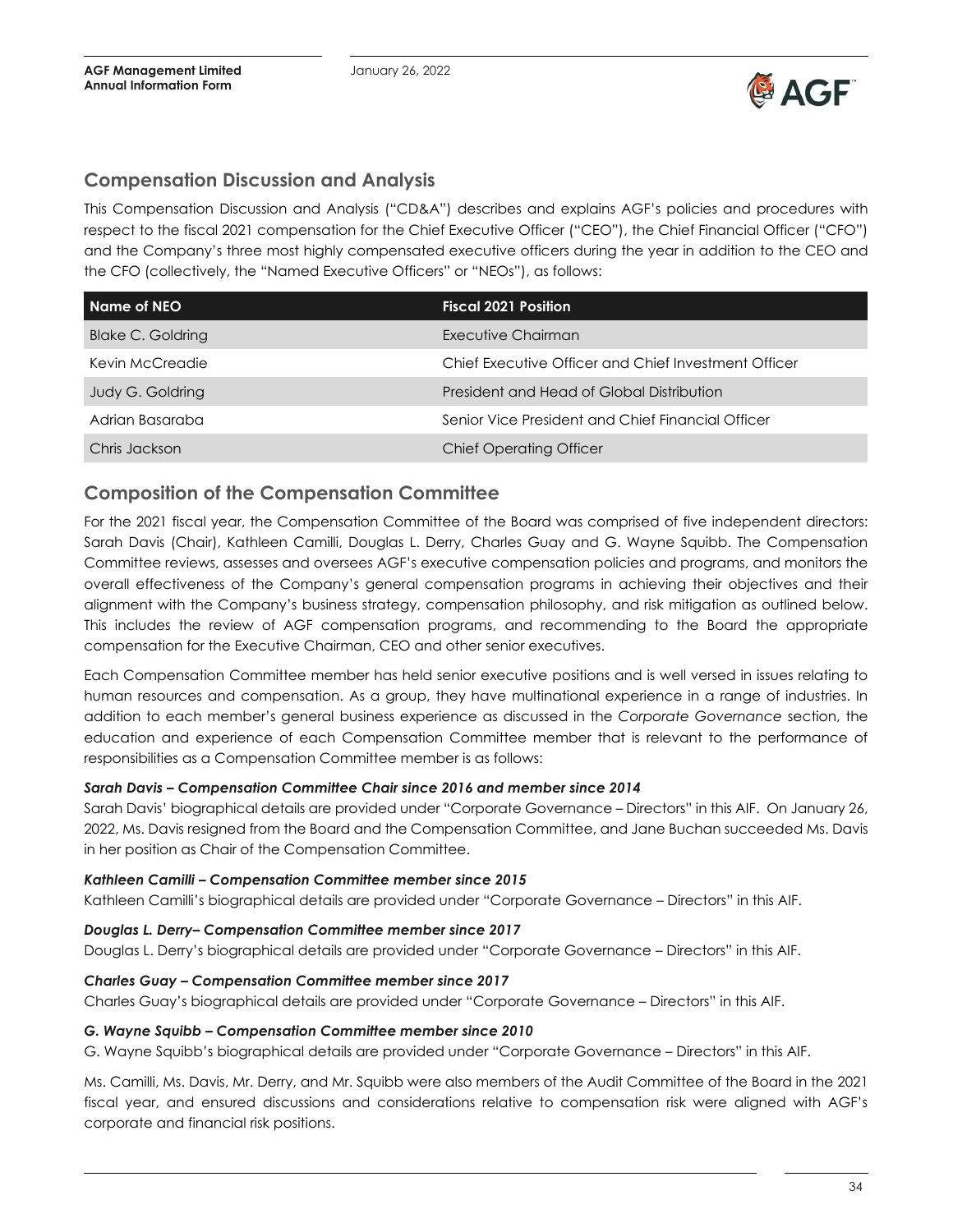## Compensation Discussion and Analysis

This Compensation Discussion and Analysis ("CD&A") describes and explains AGF's policies and procedures with respect to the fiscal 2021 compensation for the Chief Executive Officer ("CEO"), the Chief Financial Officer ("CFO") and the Company's three most highly compensated executive officers during the year in addition to the CEO and the CFO (collectively, the "Named Executive Officers" or "NEOs"), as follows:

| Name of NEO | Fiscal 2021 Position |
| --- | --- |
| Blake C. Goldring | Executive Chairman |
| Kevin McCreadie | Chief Executive Officer and Chief Investment Officer |
| Judy G. Goldring | President and Head of Global Distribution |
| Adrian Basaraba | Senior Vice President and Chief Financial Officer |
| Chris Jackson | Chief Operating Officer |

## Composition of the Compensation Committee

For the 2021 fiscal year, the Compensation Committee of the Board was comprised of five independent directors: Sarah Davis (Chair), Kathleen Camilli, Douglas L. Derry, Charles Guay and G. Wayne Squibb. The Compensation Committee reviews, assesses and oversees AGF's executive compensation policies and programs, and monitors the overall effectiveness of the Company's general compensation programs in achieving their objectives and their alignment with the Company's business strategy, compensation philosophy, and risk mitigation as outlined below. This includes the review of AGF compensation programs, and recommending to the Board the appropriate compensation for the Executive Chairman, CEO and other senior executives.

Each Compensation Committee member has held senior executive positions and is well versed in issues relating to human resources and compensation. As a group, they have multinational experience in a range of industries. In addition to each member's general business experience as discussed in the *Corporate Governance* section, the education and experience of each Compensation Committee member that is relevant to the performance of responsibilities as a Compensation Committee member is as follows:

***Sarah Davis – Compensation Committee Chair since 2016 and member since 2014***

Sarah Davis' biographical details are provided under "Corporate Governance – Directors" in this AIF. On January 26, 2022, Ms. Davis resigned from the Board and the Compensation Committee, and Jane Buchan succeeded Ms. Davis in her position as Chair of the Compensation Committee.

***Kathleen Camilli – Compensation Committee member since 2015***

Kathleen Camilli's biographical details are provided under "Corporate Governance – Directors" in this AIF.

***Douglas L. Derry– Compensation Committee member since 2017***

Douglas L. Derry's biographical details are provided under "Corporate Governance – Directors" in this AIF.

***Charles Guay – Compensation Committee member since 2017***

Charles Guay's biographical details are provided under "Corporate Governance – Directors" in this AIF.

***G. Wayne Squibb – Compensation Committee member since 2010***

G. Wayne Squibb's biographical details are provided under "Corporate Governance – Directors" in this AIF.

Ms. Camilli, Ms. Davis, Mr. Derry, and Mr. Squibb were also members of the Audit Committee of the Board in the 2021 fiscal year, and ensured discussions and considerations relative to compensation risk were aligned with AGF's corporate and financial risk positions.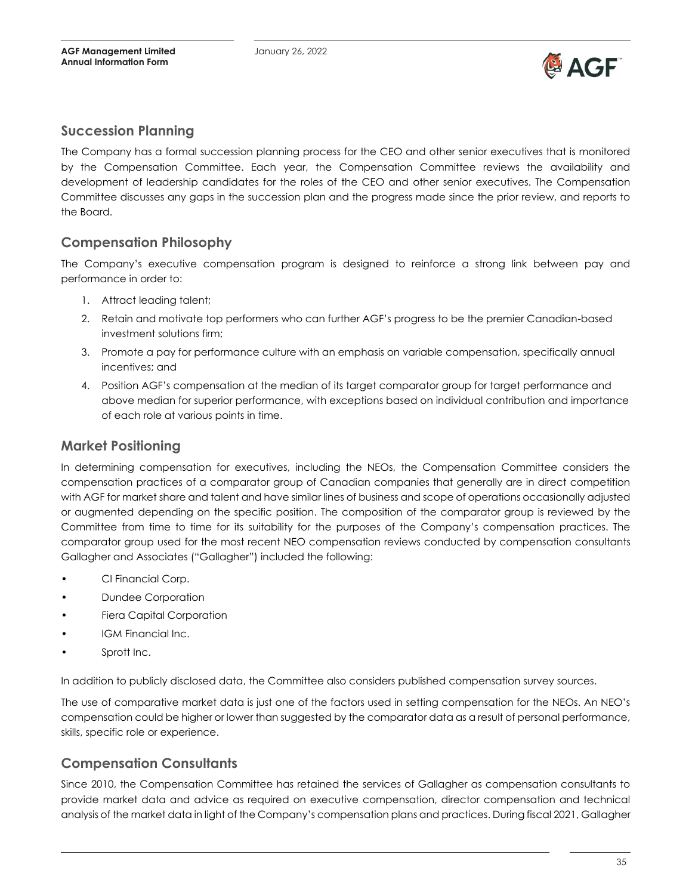## Succession Planning

The Company has a formal succession planning process for the CEO and other senior executives that is monitored by the Compensation Committee. Each year, the Compensation Committee reviews the availability and development of leadership candidates for the roles of the CEO and other senior executives. The Compensation Committee discusses any gaps in the succession plan and the progress made since the prior review, and reports to the Board.

## Compensation Philosophy

The Company's executive compensation program is designed to reinforce a strong link between pay and performance in order to:

1. Attract leading talent;
2. Retain and motivate top performers who can further AGF's progress to be the premier Canadian-based investment solutions firm;
3. Promote a pay for performance culture with an emphasis on variable compensation, specifically annual incentives; and
4. Position AGF's compensation at the median of its target comparator group for target performance and above median for superior performance, with exceptions based on individual contribution and importance of each role at various points in time.

## Market Positioning

In determining compensation for executives, including the NEOs, the Compensation Committee considers the compensation practices of a comparator group of Canadian companies that generally are in direct competition with AGF for market share and talent and have similar lines of business and scope of operations occasionally adjusted or augmented depending on the specific position. The composition of the comparator group is reviewed by the Committee from time to time for its suitability for the purposes of the Company's compensation practices. The comparator group used for the most recent NEO compensation reviews conducted by compensation consultants Gallagher and Associates ("Gallagher") included the following:

- CI Financial Corp.
- Dundee Corporation
- Fiera Capital Corporation
- IGM Financial Inc.
- Sprott Inc.

In addition to publicly disclosed data, the Committee also considers published compensation survey sources.

The use of comparative market data is just one of the factors used in setting compensation for the NEOs. An NEO's compensation could be higher or lower than suggested by the comparator data as a result of personal performance, skills, specific role or experience.

## Compensation Consultants

Since 2010, the Compensation Committee has retained the services of Gallagher as compensation consultants to provide market data and advice as required on executive compensation, director compensation and technical analysis of the market data in light of the Company's compensation plans and practices. During fiscal 2021, Gallagher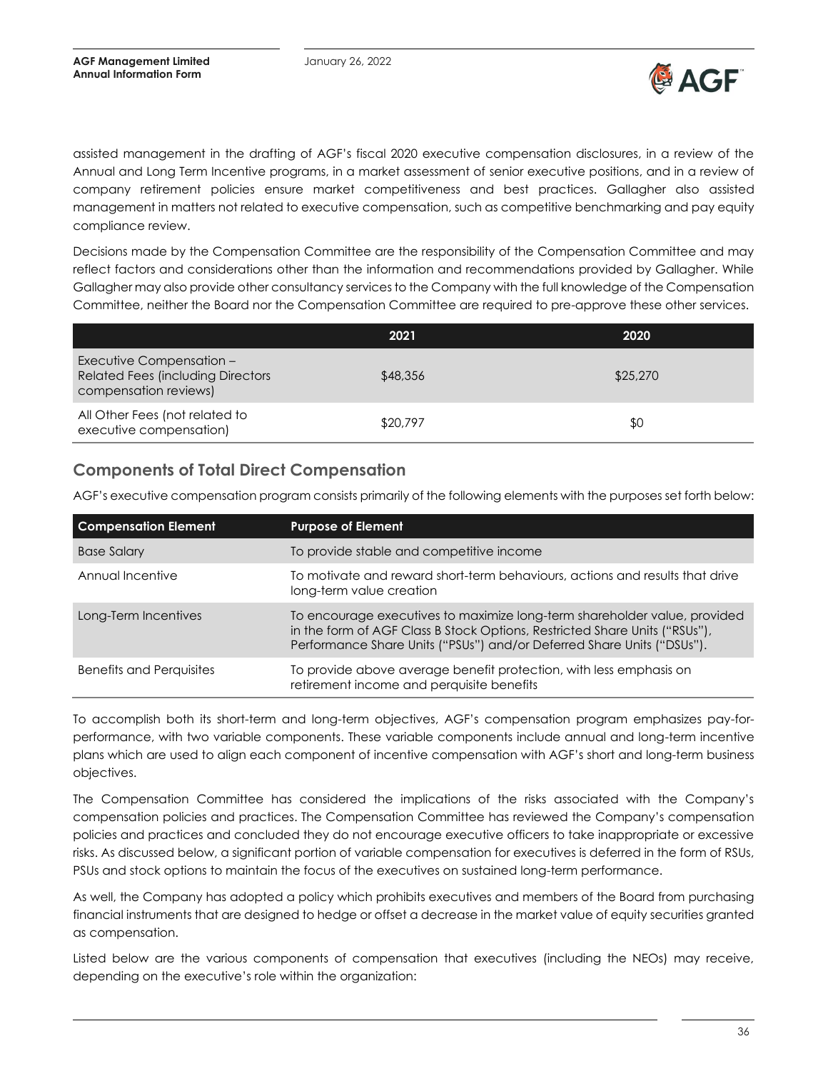assisted management in the drafting of AGF's fiscal 2020 executive compensation disclosures, in a review of the Annual and Long Term Incentive programs, in a market assessment of senior executive positions, and in a review of company retirement policies ensure market competitiveness and best practices. Gallagher also assisted management in matters not related to executive compensation, such as competitive benchmarking and pay equity compliance review.

Decisions made by the Compensation Committee are the responsibility of the Compensation Committee and may reflect factors and considerations other than the information and recommendations provided by Gallagher. While Gallagher may also provide other consultancy services to the Company with the full knowledge of the Compensation Committee, neither the Board nor the Compensation Committee are required to pre-approve these other services.

| | 2021 | 2020 |
|---|---|---|
| Executive Compensation – Related Fees (including Directors compensation reviews) | $48,356 | $25,270 |
| All Other Fees (not related to executive compensation) | $20,797 | $0 |

## Components of Total Direct Compensation

AGF's executive compensation program consists primarily of the following elements with the purposes set forth below:

| Compensation Element | Purpose of Element |
|---|---|
| Base Salary | To provide stable and competitive income |
| Annual Incentive | To motivate and reward short-term behaviours, actions and results that drive long-term value creation |
| Long-Term Incentives | To encourage executives to maximize long-term shareholder value, provided in the form of AGF Class B Stock Options, Restricted Share Units ("RSUs"), Performance Share Units ("PSUs") and/or Deferred Share Units ("DSUs"). |
| Benefits and Perquisites | To provide above average benefit protection, with less emphasis on retirement income and perquisite benefits |

To accomplish both its short-term and long-term objectives, AGF's compensation program emphasizes pay-for-performance, with two variable components. These variable components include annual and long-term incentive plans which are used to align each component of incentive compensation with AGF's short and long-term business objectives.

The Compensation Committee has considered the implications of the risks associated with the Company's compensation policies and practices. The Compensation Committee has reviewed the Company's compensation policies and practices and concluded they do not encourage executive officers to take inappropriate or excessive risks. As discussed below, a significant portion of variable compensation for executives is deferred in the form of RSUs, PSUs and stock options to maintain the focus of the executives on sustained long-term performance.

As well, the Company has adopted a policy which prohibits executives and members of the Board from purchasing financial instruments that are designed to hedge or offset a decrease in the market value of equity securities granted as compensation.

Listed below are the various components of compensation that executives (including the NEOs) may receive, depending on the executive's role within the organization: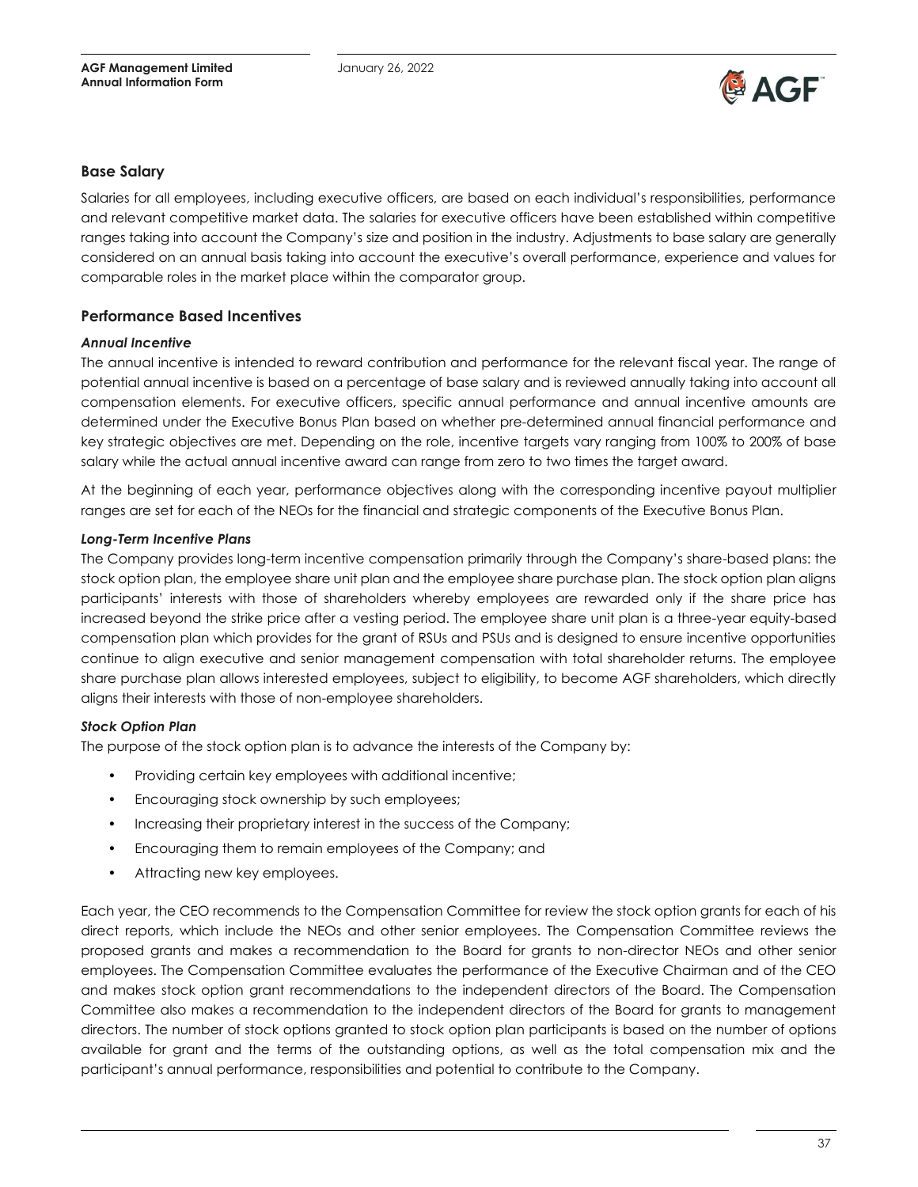## Base Salary

Salaries for all employees, including executive officers, are based on each individual's responsibilities, performance and relevant competitive market data. The salaries for executive officers have been established within competitive ranges taking into account the Company's size and position in the industry. Adjustments to base salary are generally considered on an annual basis taking into account the executive's overall performance, experience and values for comparable roles in the market place within the comparator group.

## Performance Based Incentives

### *Annual Incentive*

The annual incentive is intended to reward contribution and performance for the relevant fiscal year. The range of potential annual incentive is based on a percentage of base salary and is reviewed annually taking into account all compensation elements. For executive officers, specific annual performance and annual incentive amounts are determined under the Executive Bonus Plan based on whether pre-determined annual financial performance and key strategic objectives are met. Depending on the role, incentive targets vary ranging from 100% to 200% of base salary while the actual annual incentive award can range from zero to two times the target award.

At the beginning of each year, performance objectives along with the corresponding incentive payout multiplier ranges are set for each of the NEOs for the financial and strategic components of the Executive Bonus Plan.

### *Long-Term Incentive Plans*

The Company provides long-term incentive compensation primarily through the Company's share-based plans: the stock option plan, the employee share unit plan and the employee share purchase plan. The stock option plan aligns participants' interests with those of shareholders whereby employees are rewarded only if the share price has increased beyond the strike price after a vesting period. The employee share unit plan is a three-year equity-based compensation plan which provides for the grant of RSUs and PSUs and is designed to ensure incentive opportunities continue to align executive and senior management compensation with total shareholder returns. The employee share purchase plan allows interested employees, subject to eligibility, to become AGF shareholders, which directly aligns their interests with those of non-employee shareholders.

### *Stock Option Plan*

The purpose of the stock option plan is to advance the interests of the Company by:

- Providing certain key employees with additional incentive;
- Encouraging stock ownership by such employees;
- Increasing their proprietary interest in the success of the Company;
- Encouraging them to remain employees of the Company; and
- Attracting new key employees.

Each year, the CEO recommends to the Compensation Committee for review the stock option grants for each of his direct reports, which include the NEOs and other senior employees. The Compensation Committee reviews the proposed grants and makes a recommendation to the Board for grants to non-director NEOs and other senior employees. The Compensation Committee evaluates the performance of the Executive Chairman and of the CEO and makes stock option grant recommendations to the independent directors of the Board. The Compensation Committee also makes a recommendation to the independent directors of the Board for grants to management directors. The number of stock options granted to stock option plan participants is based on the number of options available for grant and the terms of the outstanding options, as well as the total compensation mix and the participant's annual performance, responsibilities and potential to contribute to the Company.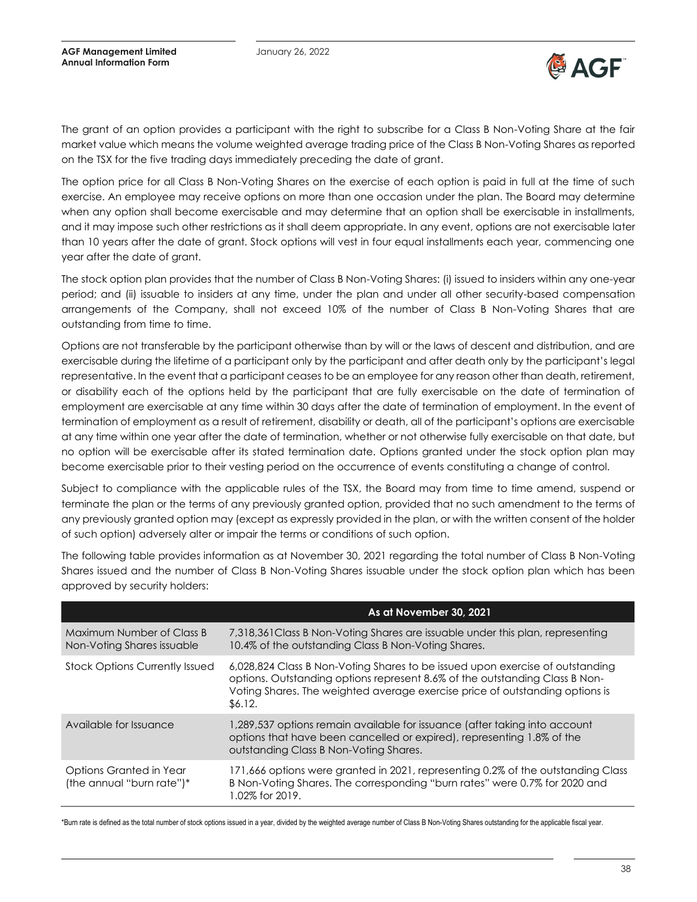The grant of an option provides a participant with the right to subscribe for a Class B Non-Voting Share at the fair market value which means the volume weighted average trading price of the Class B Non-Voting Shares as reported on the TSX for the five trading days immediately preceding the date of grant.

The option price for all Class B Non-Voting Shares on the exercise of each option is paid in full at the time of such exercise. An employee may receive options on more than one occasion under the plan. The Board may determine when any option shall become exercisable and may determine that an option shall be exercisable in installments, and it may impose such other restrictions as it shall deem appropriate. In any event, options are not exercisable later than 10 years after the date of grant. Stock options will vest in four equal installments each year, commencing one year after the date of grant.

The stock option plan provides that the number of Class B Non-Voting Shares: (i) issued to insiders within any one-year period; and (ii) issuable to insiders at any time, under the plan and under all other security-based compensation arrangements of the Company, shall not exceed 10% of the number of Class B Non-Voting Shares that are outstanding from time to time.

Options are not transferable by the participant otherwise than by will or the laws of descent and distribution, and are exercisable during the lifetime of a participant only by the participant and after death only by the participant's legal representative. In the event that a participant ceases to be an employee for any reason other than death, retirement, or disability each of the options held by the participant that are fully exercisable on the date of termination of employment are exercisable at any time within 30 days after the date of termination of employment. In the event of termination of employment as a result of retirement, disability or death, all of the participant's options are exercisable at any time within one year after the date of termination, whether or not otherwise fully exercisable on that date, but no option will be exercisable after its stated termination date. Options granted under the stock option plan may become exercisable prior to their vesting period on the occurrence of events constituting a change of control.

Subject to compliance with the applicable rules of the TSX, the Board may from time to time amend, suspend or terminate the plan or the terms of any previously granted option, provided that no such amendment to the terms of any previously granted option may (except as expressly provided in the plan, or with the written consent of the holder of such option) adversely alter or impair the terms or conditions of such option.

The following table provides information as at November 30, 2021 regarding the total number of Class B Non-Voting Shares issued and the number of Class B Non-Voting Shares issuable under the stock option plan which has been approved by security holders:

| | As at November 30, 2021 |
|---|---|
| Maximum Number of Class B Non-Voting Shares issuable | 7,318,361Class B Non-Voting Shares are issuable under this plan, representing 10.4% of the outstanding Class B Non-Voting Shares. |
| Stock Options Currently Issued | 6,028,824 Class B Non-Voting Shares to be issued upon exercise of outstanding options. Outstanding options represent 8.6% of the outstanding Class B Non-Voting Shares. The weighted average exercise price of outstanding options is $6.12. |
| Available for Issuance | 1,289,537 options remain available for issuance (after taking into account options that have been cancelled or expired), representing 1.8% of the outstanding Class B Non-Voting Shares. |
| Options Granted in Year (the annual "burn rate")* | 171,666 options were granted in 2021, representing 0.2% of the outstanding Class B Non-Voting Shares. The corresponding "burn rates" were 0.7% for 2020 and 1.02% for 2019. |

*Burn rate is defined as the total number of stock options issued in a year, divided by the weighted average number of Class B Non-Voting Shares outstanding for the applicable fiscal year.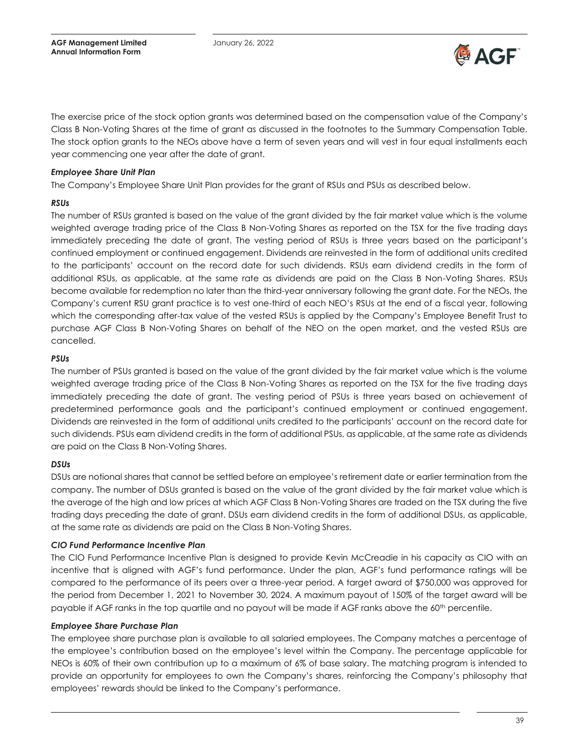The exercise price of the stock option grants was determined based on the compensation value of the Company's Class B Non-Voting Shares at the time of grant as discussed in the footnotes to the Summary Compensation Table. The stock option grants to the NEOs above have a term of seven years and will vest in four equal installments each year commencing one year after the date of grant.

***Employee Share Unit Plan***

The Company's Employee Share Unit Plan provides for the grant of RSUs and PSUs as described below.

***RSUs***

The number of RSUs granted is based on the value of the grant divided by the fair market value which is the volume weighted average trading price of the Class B Non-Voting Shares as reported on the TSX for the five trading days immediately preceding the date of grant. The vesting period of RSUs is three years based on the participant's continued employment or continued engagement. Dividends are reinvested in the form of additional units credited to the participants' account on the record date for such dividends. RSUs earn dividend credits in the form of additional RSUs, as applicable, at the same rate as dividends are paid on the Class B Non-Voting Shares. RSUs become available for redemption no later than the third-year anniversary following the grant date. For the NEOs, the Company's current RSU grant practice is to vest one-third of each NEO's RSUs at the end of a fiscal year, following which the corresponding after-tax value of the vested RSUs is applied by the Company's Employee Benefit Trust to purchase AGF Class B Non-Voting Shares on behalf of the NEO on the open market, and the vested RSUs are cancelled.

***PSUs***

The number of PSUs granted is based on the value of the grant divided by the fair market value which is the volume weighted average trading price of the Class B Non-Voting Shares as reported on the TSX for the five trading days immediately preceding the date of grant. The vesting period of PSUs is three years based on achievement of predetermined performance goals and the participant's continued employment or continued engagement. Dividends are reinvested in the form of additional units credited to the participants' account on the record date for such dividends. PSUs earn dividend credits in the form of additional PSUs, as applicable, at the same rate as dividends are paid on the Class B Non-Voting Shares.

***DSUs***

DSUs are notional shares that cannot be settled before an employee's retirement date or earlier termination from the company. The number of DSUs granted is based on the value of the grant divided by the fair market value which is the average of the high and low prices at which AGF Class B Non-Voting Shares are traded on the TSX during the five trading days preceding the date of grant. DSUs earn dividend credits in the form of additional DSUs, as applicable, at the same rate as dividends are paid on the Class B Non-Voting Shares.

***CIO Fund Performance Incentive Plan***

The CIO Fund Performance Incentive Plan is designed to provide Kevin McCreadie in his capacity as CIO with an incentive that is aligned with AGF's fund performance. Under the plan, AGF's fund performance ratings will be compared to the performance of its peers over a three-year period. A target award of $750,000 was approved for the period from December 1, 2021 to November 30, 2024. A maximum payout of 150% of the target award will be payable if AGF ranks in the top quartile and no payout will be made if AGF ranks above the 60th percentile.

***Employee Share Purchase Plan***

The employee share purchase plan is available to all salaried employees. The Company matches a percentage of the employee's contribution based on the employee's level within the Company. The percentage applicable for NEOs is 60% of their own contribution up to a maximum of 6% of base salary. The matching program is intended to provide an opportunity for employees to own the Company's shares, reinforcing the Company's philosophy that employees' rewards should be linked to the Company's performance.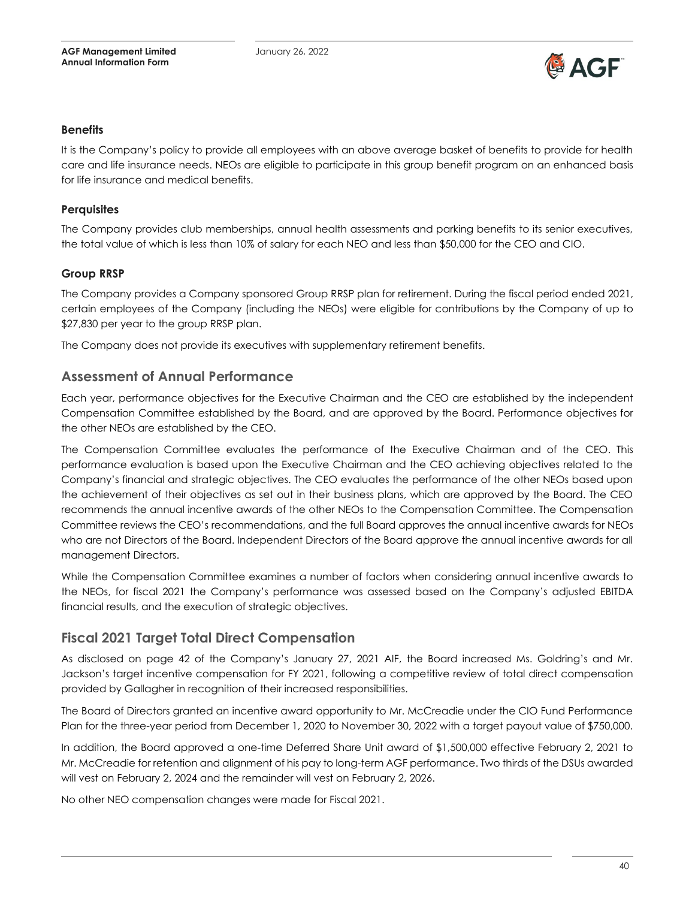### Benefits

It is the Company's policy to provide all employees with an above average basket of benefits to provide for health care and life insurance needs. NEOs are eligible to participate in this group benefit program on an enhanced basis for life insurance and medical benefits.

### Perquisites

The Company provides club memberships, annual health assessments and parking benefits to its senior executives, the total value of which is less than 10% of salary for each NEO and less than $50,000 for the CEO and CIO.

### Group RRSP

The Company provides a Company sponsored Group RRSP plan for retirement. During the fiscal period ended 2021, certain employees of the Company (including the NEOs) were eligible for contributions by the Company of up to $27,830 per year to the group RRSP plan.

The Company does not provide its executives with supplementary retirement benefits.

## Assessment of Annual Performance

Each year, performance objectives for the Executive Chairman and the CEO are established by the independent Compensation Committee established by the Board, and are approved by the Board. Performance objectives for the other NEOs are established by the CEO.

The Compensation Committee evaluates the performance of the Executive Chairman and of the CEO. This performance evaluation is based upon the Executive Chairman and the CEO achieving objectives related to the Company's financial and strategic objectives. The CEO evaluates the performance of the other NEOs based upon the achievement of their objectives as set out in their business plans, which are approved by the Board. The CEO recommends the annual incentive awards of the other NEOs to the Compensation Committee. The Compensation Committee reviews the CEO's recommendations, and the full Board approves the annual incentive awards for NEOs who are not Directors of the Board. Independent Directors of the Board approve the annual incentive awards for all management Directors.

While the Compensation Committee examines a number of factors when considering annual incentive awards to the NEOs, for fiscal 2021 the Company's performance was assessed based on the Company's adjusted EBITDA financial results, and the execution of strategic objectives.

## Fiscal 2021 Target Total Direct Compensation

As disclosed on page 42 of the Company's January 27, 2021 AIF, the Board increased Ms. Goldring's and Mr. Jackson's target incentive compensation for FY 2021, following a competitive review of total direct compensation provided by Gallagher in recognition of their increased responsibilities.

The Board of Directors granted an incentive award opportunity to Mr. McCreadie under the CIO Fund Performance Plan for the three-year period from December 1, 2020 to November 30, 2022 with a target payout value of $750,000.

In addition, the Board approved a one-time Deferred Share Unit award of $1,500,000 effective February 2, 2021 to Mr. McCreadie for retention and alignment of his pay to long-term AGF performance. Two thirds of the DSUs awarded will vest on February 2, 2024 and the remainder will vest on February 2, 2026.

No other NEO compensation changes were made for Fiscal 2021.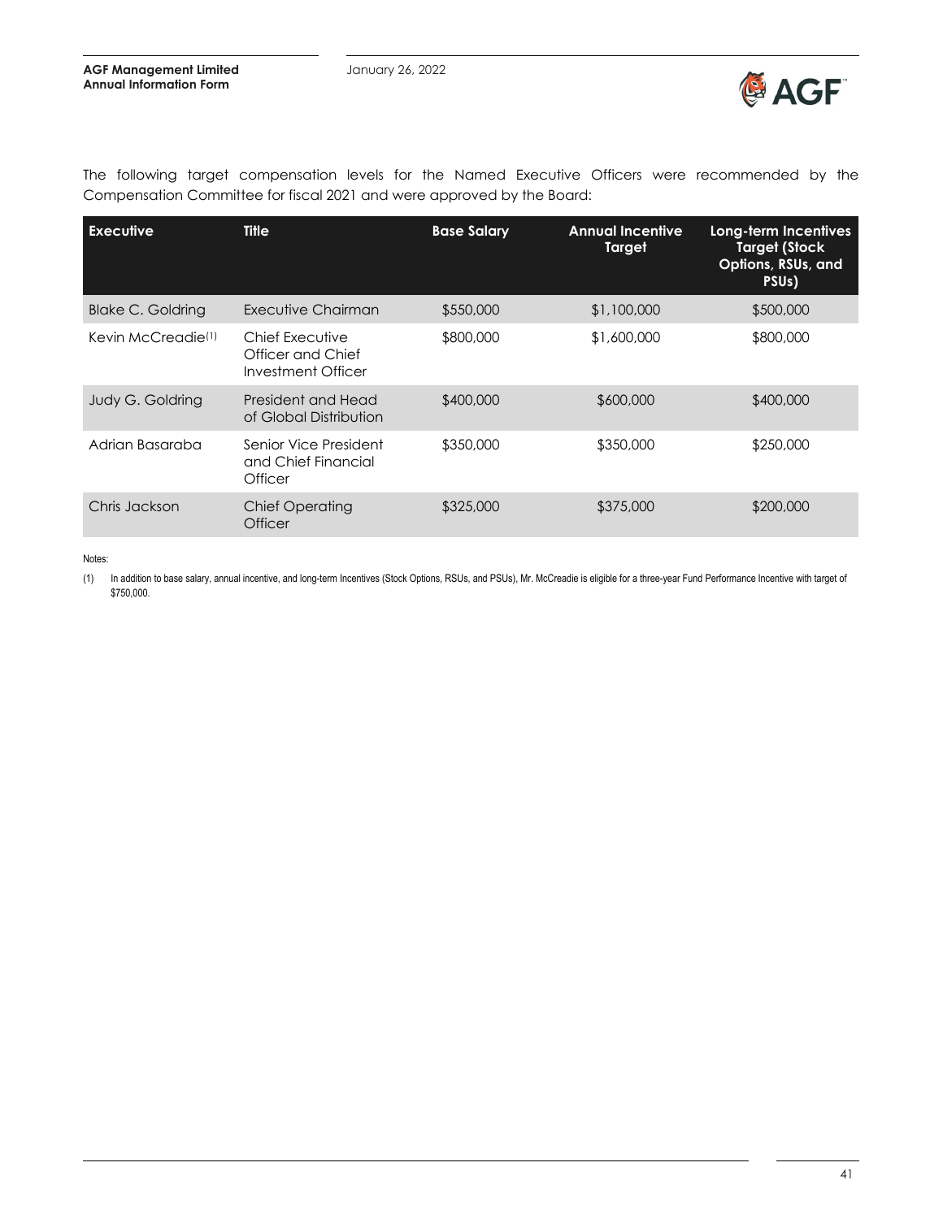The following target compensation levels for the Named Executive Officers were recommended by the Compensation Committee for fiscal 2021 and were approved by the Board:

| Executive | Title | Base Salary | Annual Incentive Target | Long-term Incentives Target (Stock Options, RSUs, and PSUs) |
|---|---|---|---|---|
| Blake C. Goldring | Executive Chairman | $550,000 | $1,100,000 | $500,000 |
| Kevin McCreadie[(1)] | Chief Executive Officer and Chief Investment Officer | $800,000 | $1,600,000 | $800,000 |
| Judy G. Goldring | President and Head of Global Distribution | $400,000 | $600,000 | $400,000 |
| Adrian Basaraba | Senior Vice President and Chief Financial Officer | $350,000 | $350,000 | $250,000 |
| Chris Jackson | Chief Operating Officer | $325,000 | $375,000 | $200,000 |

Notes:

(1) In addition to base salary, annual incentive, and long-term Incentives (Stock Options, RSUs, and PSUs), Mr. McCreadie is eligible for a three-year Fund Performance Incentive with target of $750,000.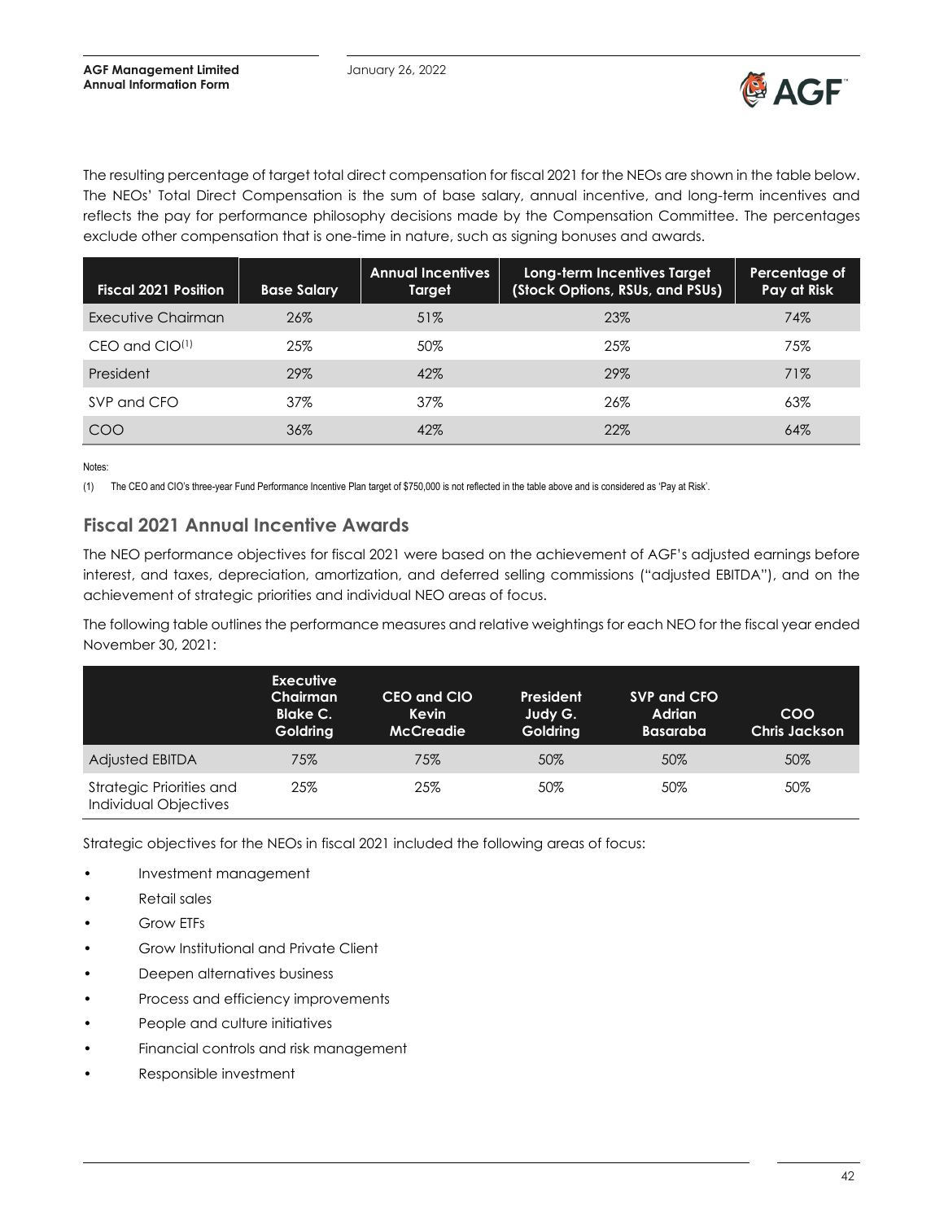The resulting percentage of target total direct compensation for fiscal 2021 for the NEOs are shown in the table below. The NEOs' Total Direct Compensation is the sum of base salary, annual incentive, and long-term incentives and reflects the pay for performance philosophy decisions made by the Compensation Committee. The percentages exclude other compensation that is one-time in nature, such as signing bonuses and awards.

| Fiscal 2021 Position | Base Salary | Annual Incentives Target | Long-term Incentives Target (Stock Options, RSUs, and PSUs) | Percentage of Pay at Risk |
|---|---|---|---|---|
| Executive Chairman | 26% | 51% | 23% | 74% |
| CEO and CIO[1] | 25% | 50% | 25% | 75% |
| President | 29% | 42% | 29% | 71% |
| SVP and CFO | 37% | 37% | 26% | 63% |
| COO | 36% | 42% | 22% | 64% |

Notes:

(1) The CEO and CIO's three-year Fund Performance Incentive Plan target of $750,000 is not reflected in the table above and is considered as 'Pay at Risk'.

## Fiscal 2021 Annual Incentive Awards

The NEO performance objectives for fiscal 2021 were based on the achievement of AGF's adjusted earnings before interest, and taxes, depreciation, amortization, and deferred selling commissions ("adjusted EBITDA"), and on the achievement of strategic priorities and individual NEO areas of focus.

The following table outlines the performance measures and relative weightings for each NEO for the fiscal year ended November 30, 2021:

| | Executive Chairman Blake C. Goldring | CEO and CIO Kevin McCreadie | President Judy G. Goldring | SVP and CFO Adrian Basaraba | COO Chris Jackson |
|---|---|---|---|---|---|
| Adjusted EBITDA | 75% | 75% | 50% | 50% | 50% |
| Strategic Priorities and Individual Objectives | 25% | 25% | 50% | 50% | 50% |

Strategic objectives for the NEOs in fiscal 2021 included the following areas of focus:

- Investment management
- Retail sales
- Grow ETFs
- Grow Institutional and Private Client
- Deepen alternatives business
- Process and efficiency improvements
- People and culture initiatives
- Financial controls and risk management
- Responsible investment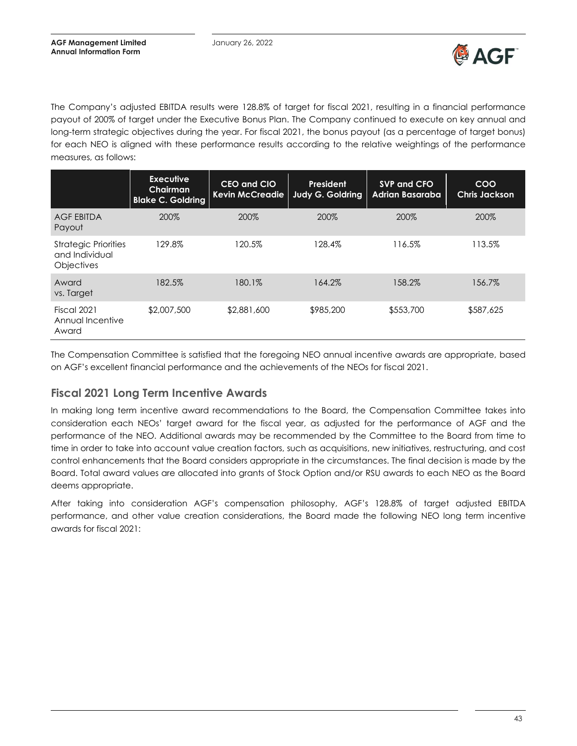The Company's adjusted EBITDA results were 128.8% of target for fiscal 2021, resulting in a financial performance payout of 200% of target under the Executive Bonus Plan. The Company continued to execute on key annual and long-term strategic objectives during the year. For fiscal 2021, the bonus payout (as a percentage of target bonus) for each NEO is aligned with these performance results according to the relative weightings of the performance measures, as follows:

| | Executive Chairman Blake C. Goldring | CEO and CIO Kevin McCreadie | President Judy G. Goldring | SVP and CFO Adrian Basaraba | COO Chris Jackson |
|---|---|---|---|---|---|
| AGF EBITDA Payout | 200% | 200% | 200% | 200% | 200% |
| Strategic Priorities and Individual Objectives | 129.8% | 120.5% | 128.4% | 116.5% | 113.5% |
| Award vs. Target | 182.5% | 180.1% | 164.2% | 158.2% | 156.7% |
| Fiscal 2021 Annual Incentive Award | $2,007,500 | $2,881,600 | $985,200 | $553,700 | $587,625 |

The Compensation Committee is satisfied that the foregoing NEO annual incentive awards are appropriate, based on AGF's excellent financial performance and the achievements of the NEOs for fiscal 2021.

## Fiscal 2021 Long Term Incentive Awards

In making long term incentive award recommendations to the Board, the Compensation Committee takes into consideration each NEOs' target award for the fiscal year, as adjusted for the performance of AGF and the performance of the NEO. Additional awards may be recommended by the Committee to the Board from time to time in order to take into account value creation factors, such as acquisitions, new initiatives, restructuring, and cost control enhancements that the Board considers appropriate in the circumstances. The final decision is made by the Board. Total award values are allocated into grants of Stock Option and/or RSU awards to each NEO as the Board deems appropriate.

After taking into consideration AGF's compensation philosophy, AGF's 128.8% of target adjusted EBITDA performance, and other value creation considerations, the Board made the following NEO long term incentive awards for fiscal 2021: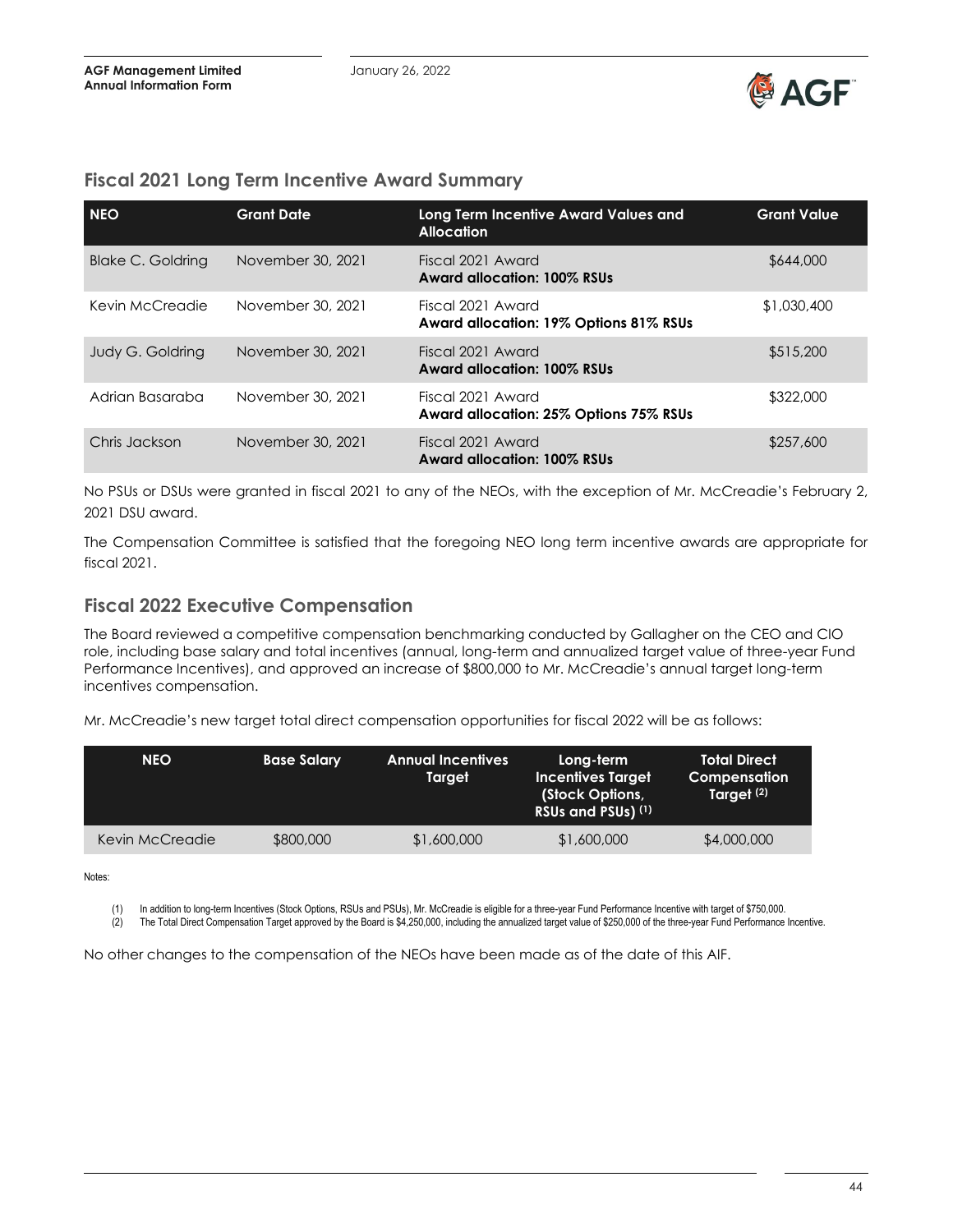## Fiscal 2021 Long Term Incentive Award Summary

| NEO | Grant Date | Long Term Incentive Award Values and Allocation | Grant Value |
|---|---|---|---|
| Blake C. Goldring | November 30, 2021 | Fiscal 2021 Award **Award allocation: 100% RSUs** | $644,000 |
| Kevin McCreadie | November 30, 2021 | Fiscal 2021 Award **Award allocation: 19% Options 81% RSUs** | $1,030,400 |
| Judy G. Goldring | November 30, 2021 | Fiscal 2021 Award **Award allocation: 100% RSUs** | $515,200 |
| Adrian Basaraba | November 30, 2021 | Fiscal 2021 Award **Award allocation: 25% Options 75% RSUs** | $322,000 |
| Chris Jackson | November 30, 2021 | Fiscal 2021 Award **Award allocation: 100% RSUs** | $257,600 |

No PSUs or DSUs were granted in fiscal 2021 to any of the NEOs, with the exception of Mr. McCreadie's February 2, 2021 DSU award.

The Compensation Committee is satisfied that the foregoing NEO long term incentive awards are appropriate for fiscal 2021.

## Fiscal 2022 Executive Compensation

The Board reviewed a competitive compensation benchmarking conducted by Gallagher on the CEO and CIO role, including base salary and total incentives (annual, long-term and annualized target value of three-year Fund Performance Incentives), and approved an increase of $800,000 to Mr. McCreadie's annual target long-term incentives compensation.

Mr. McCreadie's new target total direct compensation opportunities for fiscal 2022 will be as follows:

| NEO | Base Salary | Annual Incentives Target | Long-term Incentives Target (Stock Options, RSUs and PSUs) (1) | Total Direct Compensation Target (2) |
|---|---|---|---|---|
| Kevin McCreadie | $800,000 | $1,600,000 | $1,600,000 | $4,000,000 |

Notes:

(1) In addition to long-term Incentives (Stock Options, RSUs and PSUs), Mr. McCreadie is eligible for a three-year Fund Performance Incentive with target of $750,000.

(2) The Total Direct Compensation Target approved by the Board is $4,250,000, including the annualized target value of $250,000 of the three-year Fund Performance Incentive.

No other changes to the compensation of the NEOs have been made as of the date of this AIF.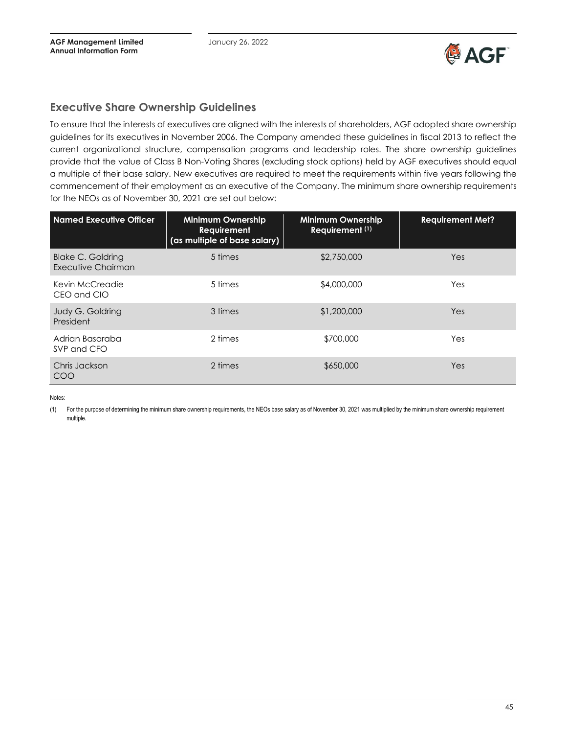## Executive Share Ownership Guidelines

To ensure that the interests of executives are aligned with the interests of shareholders, AGF adopted share ownership guidelines for its executives in November 2006. The Company amended these guidelines in fiscal 2013 to reflect the current organizational structure, compensation programs and leadership roles. The share ownership guidelines provide that the value of Class B Non-Voting Shares (excluding stock options) held by AGF executives should equal a multiple of their base salary. New executives are required to meet the requirements within five years following the commencement of their employment as an executive of the Company. The minimum share ownership requirements for the NEOs as of November 30, 2021 are set out below:

| Named Executive Officer | Minimum Ownership Requirement (as multiple of base salary) | Minimum Ownership Requirement (1) | Requirement Met? |
|---|---|---|---|
| Blake C. Goldring<br>Executive Chairman | 5 times | $2,750,000 | Yes |
| Kevin McCreadie<br>CEO and CIO | 5 times | $4,000,000 | Yes |
| Judy G. Goldring<br>President | 3 times | $1,200,000 | Yes |
| Adrian Basaraba<br>SVP and CFO | 2 times | $700,000 | Yes |
| Chris Jackson<br>COO | 2 times | $650,000 | Yes |

Notes:

(1) For the purpose of determining the minimum share ownership requirements, the NEOs base salary as of November 30, 2021 was multiplied by the minimum share ownership requirement multiple.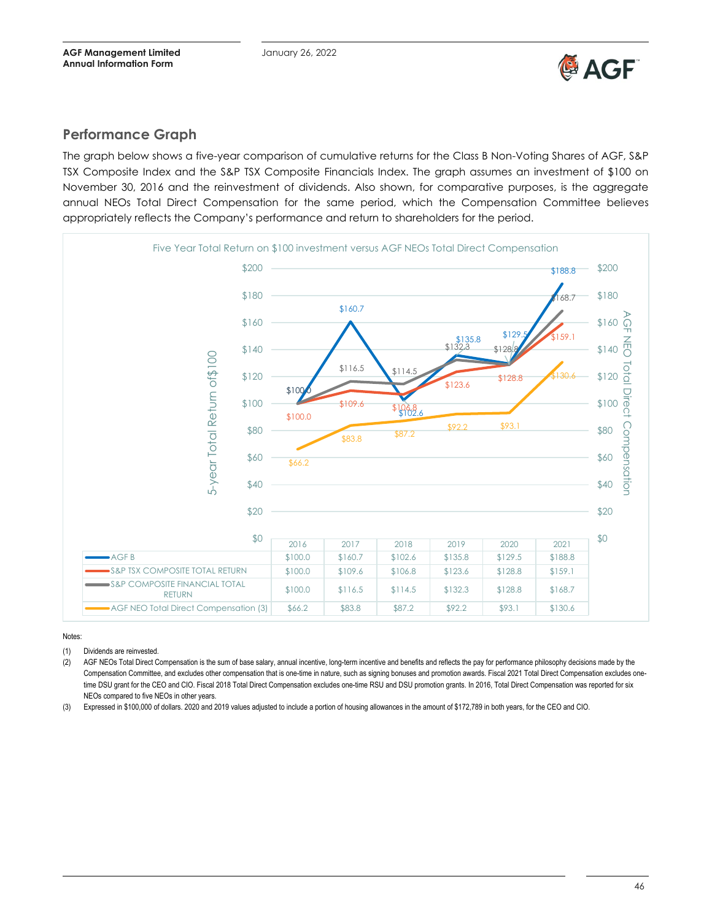## Performance Graph

The graph below shows a five-year comparison of cumulative returns for the Class B Non-Voting Shares of AGF, S&P TSX Composite Index and the S&P TSX Composite Financials Index. The graph assumes an investment of $100 on November 30, 2016 and the reinvestment of dividends. Also shown, for comparative purposes, is the aggregate annual NEOs Total Direct Compensation for the same period, which the Compensation Committee believes appropriately reflects the Company's performance and return to shareholders for the period.

Five Year Total Return on $100 investment versus AGF NEOs Total Direct Compensation

| | 2016 | 2017 | 2018 | 2019 | 2020 | 2021 |
|---|---|---|---|---|---|---|
| AGF B | $100.0 | $160.7 | $102.6 | $135.8 | $129.5 | $188.8 |
| S&P TSX COMPOSITE TOTAL RETURN | $100.0 | $109.6 | $106.8 | $123.6 | $128.8 | $159.1 |
| S&P COMPOSITE FINANCIAL TOTAL RETURN | $100.0 | $116.5 | $114.5 | $132.3 | $128.8 | $168.7 |
| AGF NEO Total Direct Compensation (3) | $66.2 | $83.8 | $87.2 | $92.2 | $93.1 | $130.6 |

Notes:

(1) Dividends are reinvested.

(2) AGF NEOs Total Direct Compensation is the sum of base salary, annual incentive, long-term incentive and benefits and reflects the pay for performance philosophy decisions made by the Compensation Committee, and excludes other compensation that is one-time in nature, such as signing bonuses and promotion awards. Fiscal 2021 Total Direct Compensation excludes one-time DSU grant for the CEO and CIO. Fiscal 2018 Total Direct Compensation excludes one-time RSU and DSU promotion grants. In 2016, Total Direct Compensation was reported for six NEOs compared to five NEOs in other years.

(3) Expressed in $100,000 of dollars. 2020 and 2019 values adjusted to include a portion of housing allowances in the amount of $172,789 in both years, for the CEO and CIO.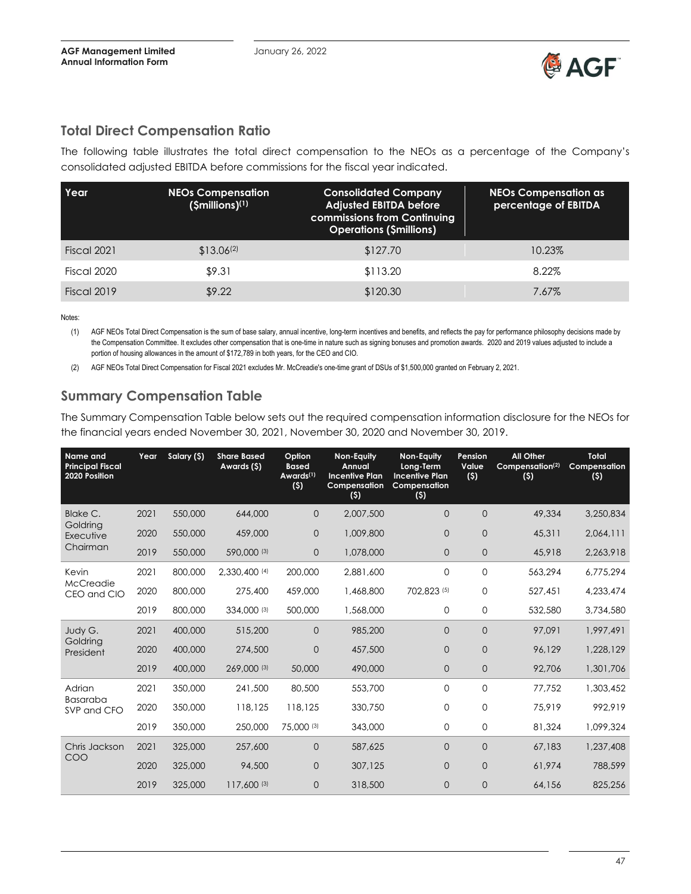## Total Direct Compensation Ratio

The following table illustrates the total direct compensation to the NEOs as a percentage of the Company's consolidated adjusted EBITDA before commissions for the fiscal year indicated.

| Year | NEOs Compensation ($millions)[(1)] | Consolidated Company Adjusted EBITDA before commissions from Continuing Operations ($millions) | NEOs Compensation as percentage of EBITDA |
|---|---|---|---|
| Fiscal 2021 | $13.06[(2)] | $127.70 | 10.23% |
| Fiscal 2020 | $9.31 | $113.20 | 8.22% |
| Fiscal 2019 | $9.22 | $120.30 | 7.67% |

Notes:

(1) AGF NEOs Total Direct Compensation is the sum of base salary, annual incentive, long-term incentives and benefits, and reflects the pay for performance philosophy decisions made by the Compensation Committee. It excludes other compensation that is one-time in nature such as signing bonuses and promotion awards. 2020 and 2019 values adjusted to include a portion of housing allowances in the amount of $172,789 in both years, for the CEO and CIO.

(2) AGF NEOs Total Direct Compensation for Fiscal 2021 excludes Mr. McCreadie's one-time grant of DSUs of $1,500,000 granted on February 2, 2021.

## Summary Compensation Table

The Summary Compensation Table below sets out the required compensation information disclosure for the NEOs for the financial years ended November 30, 2021, November 30, 2020 and November 30, 2019.

| Name and Principal Fiscal 2020 Position | Year | Salary ($) | Share Based Awards ($) | Option Based Awards[(1)] ($) | Non-Equity Annual Incentive Plan Compensation ($) | Non-Equity Long-Term Incentive Plan Compensation ($) | Pension Value ($) | All Other Compensation[(2)] ($) | Total Compensation ($) |
|---|---|---|---|---|---|---|---|---|---|
| Blake C. Goldring Executive Chairman | 2021 | 550,000 | 644,000 | 0 | 2,007,500 | 0 | 0 | 49,334 | 3,250,834 |
| | 2020 | 550,000 | 459,000 | 0 | 1,009,800 | 0 | 0 | 45,311 | 2,064,111 |
| | 2019 | 550,000 | 590,000 [(3)] | 0 | 1,078,000 | 0 | 0 | 45,918 | 2,263,918 |
| Kevin McCreadie CEO and CIO | 2021 | 800,000 | 2,330,400 [(4)] | 200,000 | 2,881,600 | 0 | 0 | 563,294 | 6,775,294 |
| | 2020 | 800,000 | 275,400 | 459,000 | 1,468,800 | 702,823 [(5)] | 0 | 527,451 | 4,233,474 |
| | 2019 | 800,000 | 334,000 [(3)] | 500,000 | 1,568,000 | 0 | 0 | 532,580 | 3,734,580 |
| Judy G. Goldring President | 2021 | 400,000 | 515,200 | 0 | 985,200 | 0 | 0 | 97,091 | 1,997,491 |
| | 2020 | 400,000 | 274,500 | 0 | 457,500 | 0 | 0 | 96,129 | 1,228,129 |
| | 2019 | 400,000 | 269,000 [(3)] | 50,000 | 490,000 | 0 | 0 | 92,706 | 1,301,706 |
| Adrian Basaraba SVP and CFO | 2021 | 350,000 | 241,500 | 80,500 | 553,700 | 0 | 0 | 77,752 | 1,303,452 |
| | 2020 | 350,000 | 118,125 | 118,125 | 330,750 | 0 | 0 | 75,919 | 992,919 |
| | 2019 | 350,000 | 250,000 | 75,000 [(3)] | 343,000 | 0 | 0 | 81,324 | 1,099,324 |
| Chris Jackson COO | 2021 | 325,000 | 257,600 | 0 | 587,625 | 0 | 0 | 67,183 | 1,237,408 |
| | 2020 | 325,000 | 94,500 | 0 | 307,125 | 0 | 0 | 61,974 | 788,599 |
| | 2019 | 325,000 | 117,600 [(3)] | 0 | 318,500 | 0 | 0 | 64,156 | 825,256 |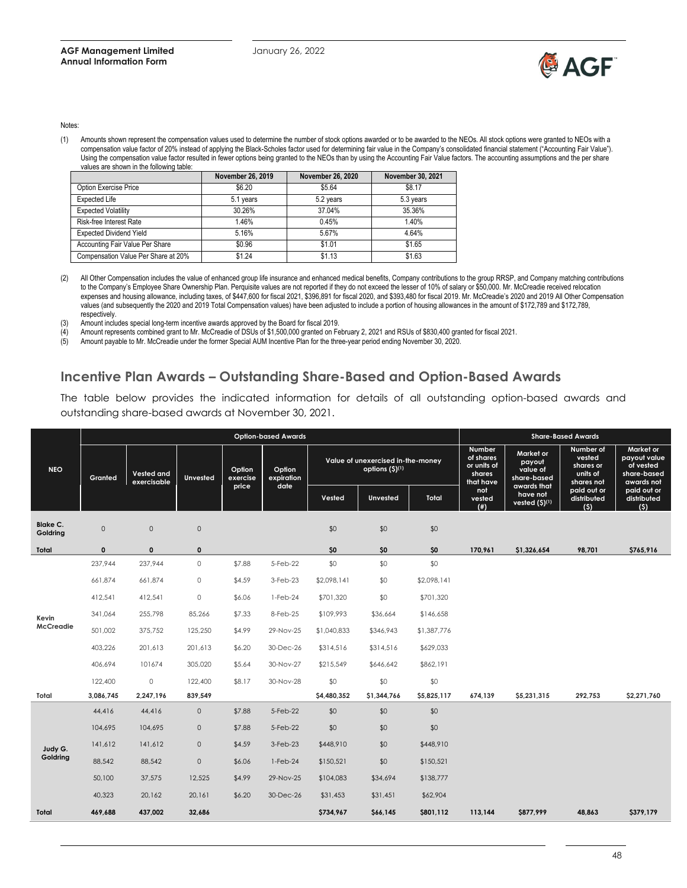Notes:

(1) Amounts shown represent the compensation values used to determine the number of stock options awarded or to be awarded to the NEOs. All stock options were granted to NEOs with a compensation value factor of 20% instead of applying the Black-Scholes factor used for determining fair value in the Company's consolidated financial statement ("Accounting Fair Value"). Using the compensation value factor resulted in fewer options being granted to the NEOs than by using the Accounting Fair Value factors. The accounting assumptions and the per share values are shown in the following table:

| | November 26, 2019 | November 26, 2020 | November 30, 2021 |
|---|---|---|---|
| Option Exercise Price | $6.20 | $5.64 | $8.17 |
| Expected Life | 5.1 years | 5.2 years | 5.3 years |
| Expected Volatility | 30.26% | 37.04% | 35.36% |
| Risk-free Interest Rate | 1.46% | 0.45% | 1.40% |
| Expected Dividend Yield | 5.16% | 5.67% | 4.64% |
| Accounting Fair Value Per Share | $0.96 | $1.01 | $1.65 |
| Compensation Value Per Share at 20% | $1.24 | $1.13 | $1.63 |

(2) All Other Compensation includes the value of enhanced group life insurance and enhanced medical benefits, Company contributions to the group RRSP, and Company matching contributions to the Company's Employee Share Ownership Plan. Perquisite values are not reported if they do not exceed the lesser of 10% of salary or $50,000. Mr. McCreadie received relocation expenses and housing allowance, including taxes, of $447,600 for fiscal 2021, $396,891 for fiscal 2020, and $393,480 for fiscal 2019. Mr. McCreadie's 2020 and 2019 All Other Compensation values (and subsequently the 2020 and 2019 Total Compensation values) have been adjusted to include a portion of housing allowances in the amount of $172,789 and $172,789, respectively.

(3) Amount includes special long-term incentive awards approved by the Board for fiscal 2019.

(4) Amount represents combined grant to Mr. McCreadie of DSUs of $1,500,000 granted on February 2, 2021 and RSUs of $830,400 granted for fiscal 2021.

(5) Amount payable to Mr. McCreadie under the former Special AUM Incentive Plan for the three-year period ending November 30, 2020.

## Incentive Plan Awards – Outstanding Share-Based and Option-Based Awards

The table below provides the indicated information for details of all outstanding option-based awards and outstanding share-based awards at November 30, 2021.

| NEO | Option-based Awards | | | | | | | | Share-Based Awards | | | |
|---|---|---|---|---|---|---|---|---|---|---|---|---|
| | Granted | Vested and exercisable | Unvested | Option exercise price | Option expiration date | Value of unexercised in-the-money options ($)(1) | | | Number of shares or units of shares that have not vested (#) | Market or payout value of share-based awards that have not vested ($)(1) | Number of vested shares or units of shares not paid out or distributed ($) | Market or payout value of vested share-based awards not paid out or distributed ($) |
| | | | | | | Vested | Unvested | Total | | | | |
| Blake C. Goldring | 0 | 0 | 0 | | | $0 | $0 | $0 | | | | |
| **Total** | **0** | **0** | **0** | | | **$0** | **$0** | **$0** | **170,961** | **$1,326,654** | **98,701** | **$765,916** |
| Kevin McCreadie | 237,944 | 237,944 | 0 | $7.88 | 5-Feb-22 | $0 | $0 | $0 | | | | |
| | 661,874 | 661,874 | 0 | $4.59 | 3-Feb-23 | $2,098,141 | $0 | $2,098,141 | | | | |
| | 412,541 | 412,541 | 0 | $6.06 | 1-Feb-24 | $701,320 | $0 | $701,320 | | | | |
| | 341,064 | 255,798 | 85,266 | $7.33 | 8-Feb-25 | $109,993 | $36,664 | $146,658 | | | | |
| | 501,002 | 375,752 | 125,250 | $4.99 | 29-Nov-25 | $1,040,833 | $346,943 | $1,387,776 | | | | |
| | 403,226 | 201,613 | 201,613 | $6.20 | 30-Dec-26 | $314,516 | $314,516 | $629,033 | | | | |
| | 406,694 | 101674 | 305,020 | $5.64 | 30-Nov-27 | $215,549 | $646,642 | $862,191 | | | | |
| | 122,400 | 0 | 122,400 | $8.17 | 30-Nov-28 | $0 | $0 | $0 | | | | |
| **Total** | **3,086,745** | **2,247,196** | **839,549** | | | **$4,480,352** | **$1,344,766** | **$5,825,117** | **674,139** | **$5,231,315** | **292,753** | **$2,271,760** |
| Judy G. Goldring | 44,416 | 44,416 | 0 | $7.88 | 5-Feb-22 | $0 | $0 | $0 | | | | |
| | 104,695 | 104,695 | 0 | $7.88 | 5-Feb-22 | $0 | $0 | $0 | | | | |
| | 141,612 | 141,612 | 0 | $4.59 | 3-Feb-23 | $448,910 | $0 | $448,910 | | | | |
| | 88,542 | 88,542 | 0 | $6.06 | 1-Feb-24 | $150,521 | $0 | $150,521 | | | | |
| | 50,100 | 37,575 | 12,525 | $4.99 | 29-Nov-25 | $104,083 | $34,694 | $138,777 | | | | |
| | 40,323 | 20,162 | 20,161 | $6.20 | 30-Dec-26 | $31,453 | $31,451 | $62,904 | | | | |
| **Total** | **469,688** | **437,002** | **32,686** | | | **$734,967** | **$66,145** | **$801,112** | **113,144** | **$877,999** | **48,863** | **$379,179** |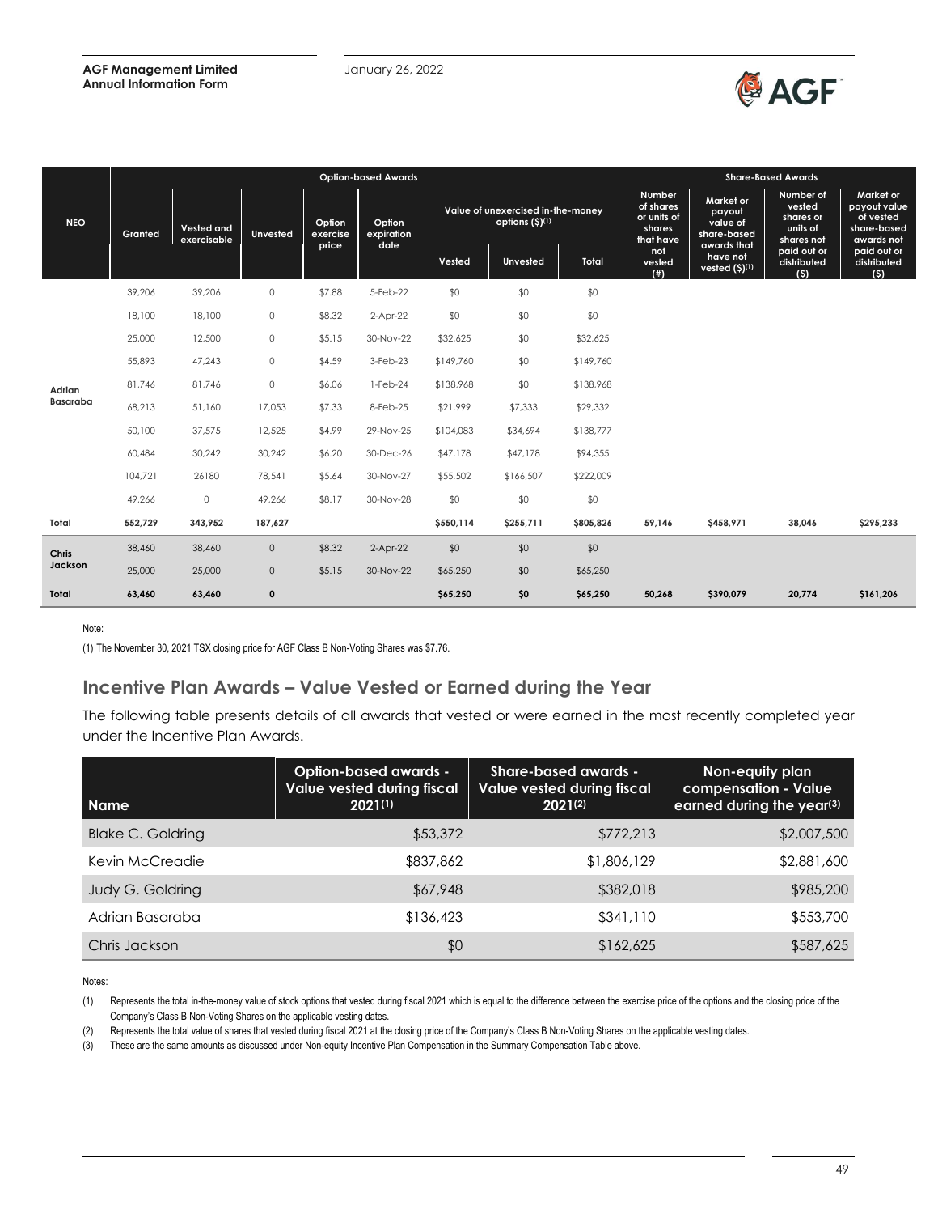| NEO | Option-based Awards | | | | | | | | Share-Based Awards | | | |
|---|---|---|---|---|---|---|---|---|---|---|---|---|
| | Granted | Vested and exercisable | Unvested | Option exercise price | Option expiration date | Value of unexercised in-the-money options ($)(1) | | | Number of shares or units of shares that have not vested (#) | Market or payout value of share-based awards that have not vested ($)(1) | Number of vested shares or units of shares not paid out or distributed ($) | Market or payout value of vested share-based awards not paid out or distributed ($) |
| | | | | | | Vested | Unvested | Total | | | | |
| Adrian Basaraba | 39,206 | 39,206 | 0 | $7.88 | 5-Feb-22 | $0 | $0 | $0 | | | | |
| | 18,100 | 18,100 | 0 | $8.32 | 2-Apr-22 | $0 | $0 | $0 | | | | |
| | 25,000 | 12,500 | 0 | $5.15 | 30-Nov-22 | $32,625 | $0 | $32,625 | | | | |
| | 55,893 | 47,243 | 0 | $4.59 | 3-Feb-23 | $149,760 | $0 | $149,760 | | | | |
| | 81,746 | 81,746 | 0 | $6.06 | 1-Feb-24 | $138,968 | $0 | $138,968 | | | | |
| | 68,213 | 51,160 | 17,053 | $7.33 | 8-Feb-25 | $21,999 | $7,333 | $29,332 | | | | |
| | 50,100 | 37,575 | 12,525 | $4.99 | 29-Nov-25 | $104,083 | $34,694 | $138,777 | | | | |
| | 60,484 | 30,242 | 30,242 | $6.20 | 30-Dec-26 | $47,178 | $47,178 | $94,355 | | | | |
| | 104,721 | 26180 | 78,541 | $5.64 | 30-Nov-27 | $55,502 | $166,507 | $222,009 | | | | |
| | 49,266 | 0 | 49,266 | $8.17 | 30-Nov-28 | $0 | $0 | $0 | | | | |
| **Total** | **552,729** | **343,952** | **187,627** | | | **$550,114** | **$255,711** | **$805,826** | **59,146** | **$458,971** | **38,046** | **$295,233** |
| Chris Jackson | 38,460 | 38,460 | 0 | $8.32 | 2-Apr-22 | $0 | $0 | $0 | | | | |
| | 25,000 | 25,000 | 0 | $5.15 | 30-Nov-22 | $65,250 | $0 | $65,250 | | | | |
| **Total** | **63,460** | **63,460** | **0** | | | **$65,250** | **$0** | **$65,250** | **50,268** | **$390,079** | **20,774** | **$161,206** |

Note:

(1) The November 30, 2021 TSX closing price for AGF Class B Non-Voting Shares was $7.76.

## Incentive Plan Awards – Value Vested or Earned during the Year

The following table presents details of all awards that vested or were earned in the most recently completed year under the Incentive Plan Awards.

| Name | Option-based awards - Value vested during fiscal 2021(1) | Share-based awards - Value vested during fiscal 2021(2) | Non-equity plan compensation - Value earned during the year(3) |
|---|---|---|---|
| Blake C. Goldring | $53,372 | $772,213 | $2,007,500 |
| Kevin McCreadie | $837,862 | $1,806,129 | $2,881,600 |
| Judy G. Goldring | $67,948 | $382,018 | $985,200 |
| Adrian Basaraba | $136,423 | $341,110 | $553,700 |
| Chris Jackson | $0 | $162,625 | $587,625 |

Notes:

(1) Represents the total in-the-money value of stock options that vested during fiscal 2021 which is equal to the difference between the exercise price of the options and the closing price of the Company's Class B Non-Voting Shares on the applicable vesting dates.

(2) Represents the total value of shares that vested during fiscal 2021 at the closing price of the Company's Class B Non-Voting Shares on the applicable vesting dates.

(3) These are the same amounts as discussed under Non-equity Incentive Plan Compensation in the Summary Compensation Table above.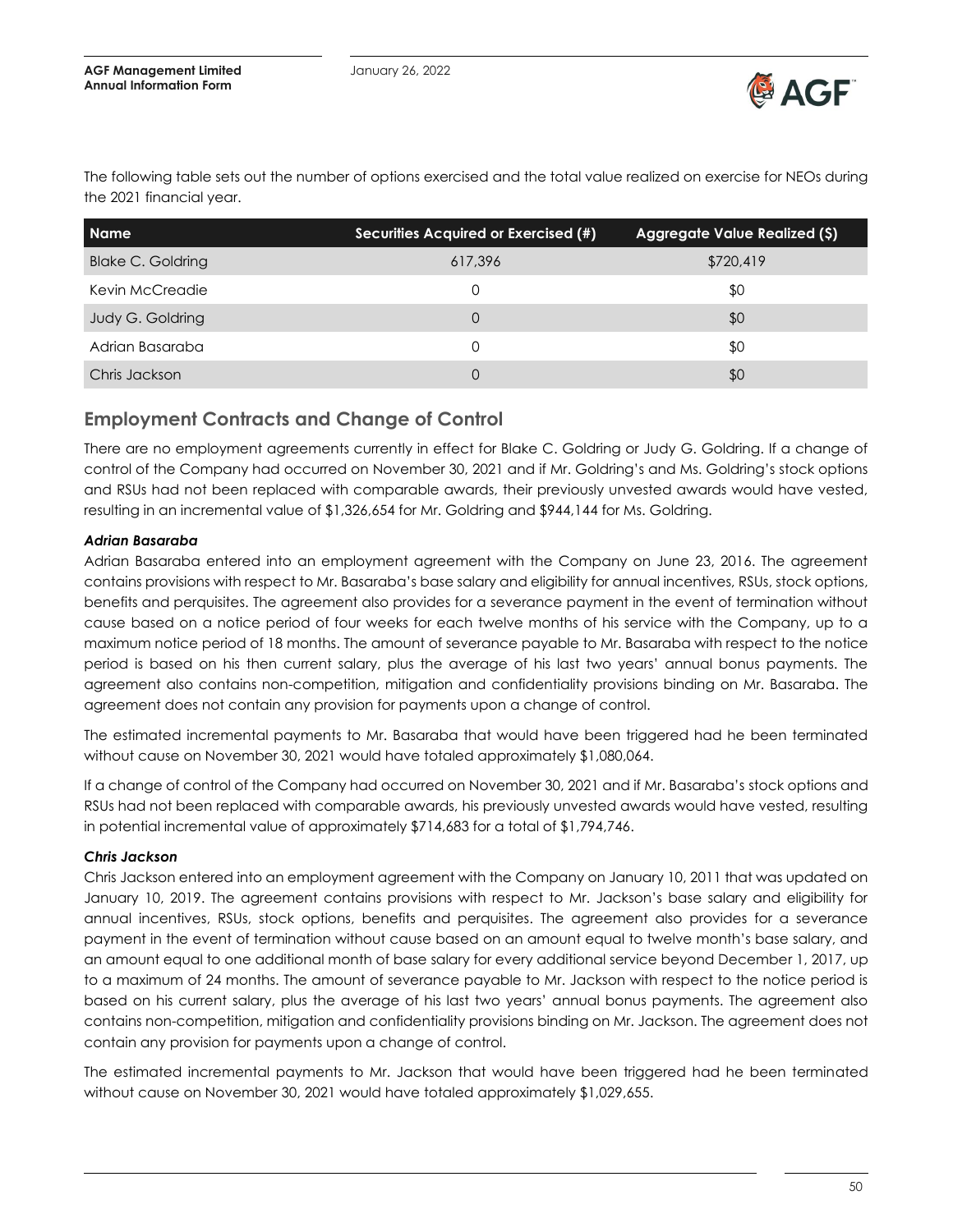The following table sets out the number of options exercised and the total value realized on exercise for NEOs during the 2021 financial year.

| Name | Securities Acquired or Exercised (#) | Aggregate Value Realized ($) |
| --- | --- | --- |
| Blake C. Goldring | 617,396 | $720,419 |
| Kevin McCreadie | 0 | $0 |
| Judy G. Goldring | 0 | $0 |
| Adrian Basaraba | 0 | $0 |
| Chris Jackson | 0 | $0 |

## Employment Contracts and Change of Control

There are no employment agreements currently in effect for Blake C. Goldring or Judy G. Goldring. If a change of control of the Company had occurred on November 30, 2021 and if Mr. Goldring's and Ms. Goldring's stock options and RSUs had not been replaced with comparable awards, their previously unvested awards would have vested, resulting in an incremental value of $1,326,654 for Mr. Goldring and $944,144 for Ms. Goldring.

### *Adrian Basaraba*

Adrian Basaraba entered into an employment agreement with the Company on June 23, 2016. The agreement contains provisions with respect to Mr. Basaraba's base salary and eligibility for annual incentives, RSUs, stock options, benefits and perquisites. The agreement also provides for a severance payment in the event of termination without cause based on a notice period of four weeks for each twelve months of his service with the Company, up to a maximum notice period of 18 months. The amount of severance payable to Mr. Basaraba with respect to the notice period is based on his then current salary, plus the average of his last two years' annual bonus payments. The agreement also contains non-competition, mitigation and confidentiality provisions binding on Mr. Basaraba. The agreement does not contain any provision for payments upon a change of control.

The estimated incremental payments to Mr. Basaraba that would have been triggered had he been terminated without cause on November 30, 2021 would have totaled approximately $1,080,064.

If a change of control of the Company had occurred on November 30, 2021 and if Mr. Basaraba's stock options and RSUs had not been replaced with comparable awards, his previously unvested awards would have vested, resulting in potential incremental value of approximately $714,683 for a total of $1,794,746.

### *Chris Jackson*

Chris Jackson entered into an employment agreement with the Company on January 10, 2011 that was updated on January 10, 2019. The agreement contains provisions with respect to Mr. Jackson's base salary and eligibility for annual incentives, RSUs, stock options, benefits and perquisites. The agreement also provides for a severance payment in the event of termination without cause based on an amount equal to twelve month's base salary, and an amount equal to one additional month of base salary for every additional service beyond December 1, 2017, up to a maximum of 24 months. The amount of severance payable to Mr. Jackson with respect to the notice period is based on his current salary, plus the average of his last two years' annual bonus payments. The agreement also contains non-competition, mitigation and confidentiality provisions binding on Mr. Jackson. The agreement does not contain any provision for payments upon a change of control.

The estimated incremental payments to Mr. Jackson that would have been triggered had he been terminated without cause on November 30, 2021 would have totaled approximately $1,029,655.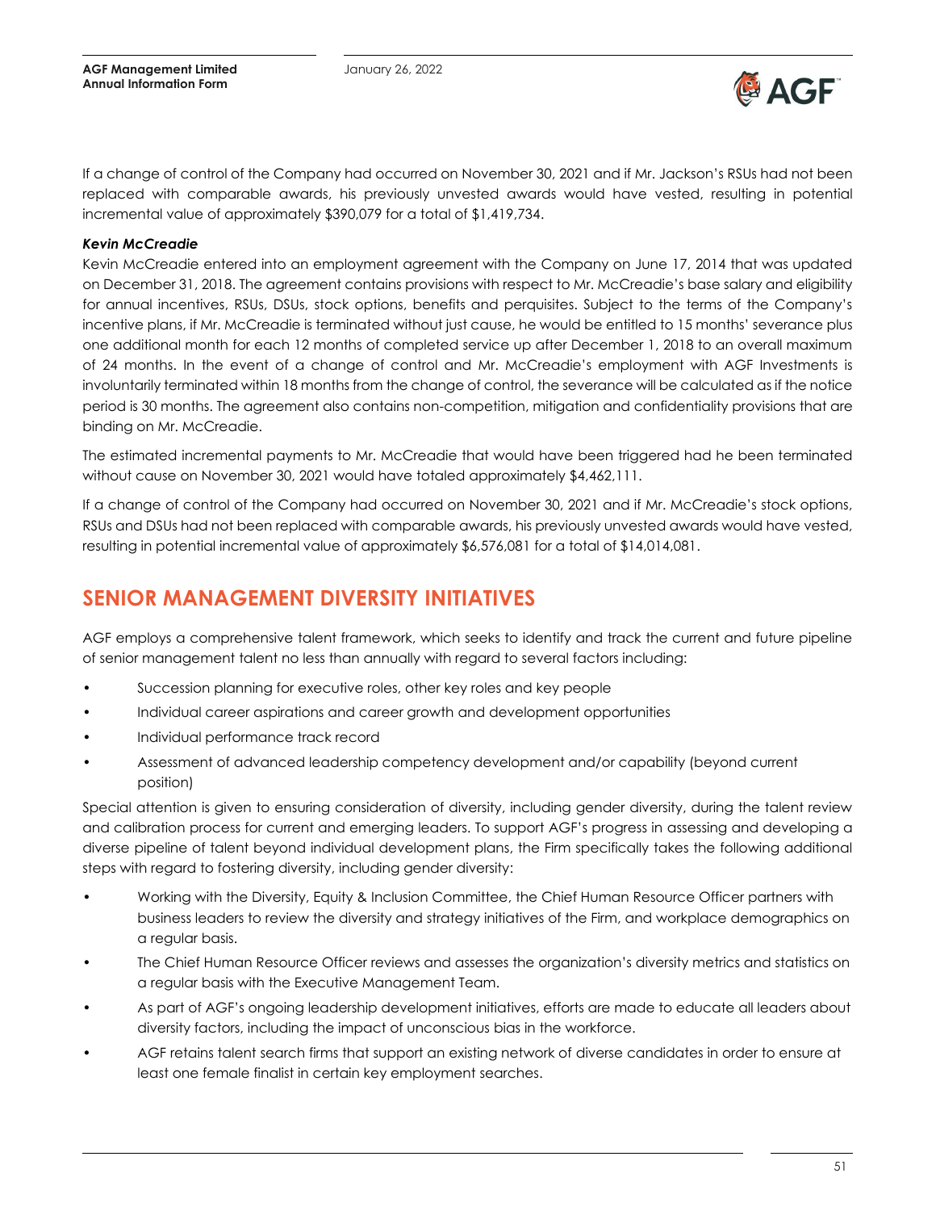If a change of control of the Company had occurred on November 30, 2021 and if Mr. Jackson's RSUs had not been replaced with comparable awards, his previously unvested awards would have vested, resulting in potential incremental value of approximately $390,079 for a total of $1,419,734.

***Kevin McCreadie***

Kevin McCreadie entered into an employment agreement with the Company on June 17, 2014 that was updated on December 31, 2018. The agreement contains provisions with respect to Mr. McCreadie's base salary and eligibility for annual incentives, RSUs, DSUs, stock options, benefits and perquisites. Subject to the terms of the Company's incentive plans, if Mr. McCreadie is terminated without just cause, he would be entitled to 15 months' severance plus one additional month for each 12 months of completed service up after December 1, 2018 to an overall maximum of 24 months. In the event of a change of control and Mr. McCreadie's employment with AGF Investments is involuntarily terminated within 18 months from the change of control, the severance will be calculated as if the notice period is 30 months. The agreement also contains non-competition, mitigation and confidentiality provisions that are binding on Mr. McCreadie.

The estimated incremental payments to Mr. McCreadie that would have been triggered had he been terminated without cause on November 30, 2021 would have totaled approximately $4,462,111.

If a change of control of the Company had occurred on November 30, 2021 and if Mr. McCreadie's stock options, RSUs and DSUs had not been replaced with comparable awards, his previously unvested awards would have vested, resulting in potential incremental value of approximately $6,576,081 for a total of $14,014,081.

## SENIOR MANAGEMENT DIVERSITY INITIATIVES

AGF employs a comprehensive talent framework, which seeks to identify and track the current and future pipeline of senior management talent no less than annually with regard to several factors including:

- Succession planning for executive roles, other key roles and key people
- Individual career aspirations and career growth and development opportunities
- Individual performance track record
- Assessment of advanced leadership competency development and/or capability (beyond current position)

Special attention is given to ensuring consideration of diversity, including gender diversity, during the talent review and calibration process for current and emerging leaders. To support AGF's progress in assessing and developing a diverse pipeline of talent beyond individual development plans, the Firm specifically takes the following additional steps with regard to fostering diversity, including gender diversity:

- Working with the Diversity, Equity & Inclusion Committee, the Chief Human Resource Officer partners with business leaders to review the diversity and strategy initiatives of the Firm, and workplace demographics on a regular basis.
- The Chief Human Resource Officer reviews and assesses the organization's diversity metrics and statistics on a regular basis with the Executive Management Team.
- As part of AGF's ongoing leadership development initiatives, efforts are made to educate all leaders about diversity factors, including the impact of unconscious bias in the workforce.
- AGF retains talent search firms that support an existing network of diverse candidates in order to ensure at least one female finalist in certain key employment searches.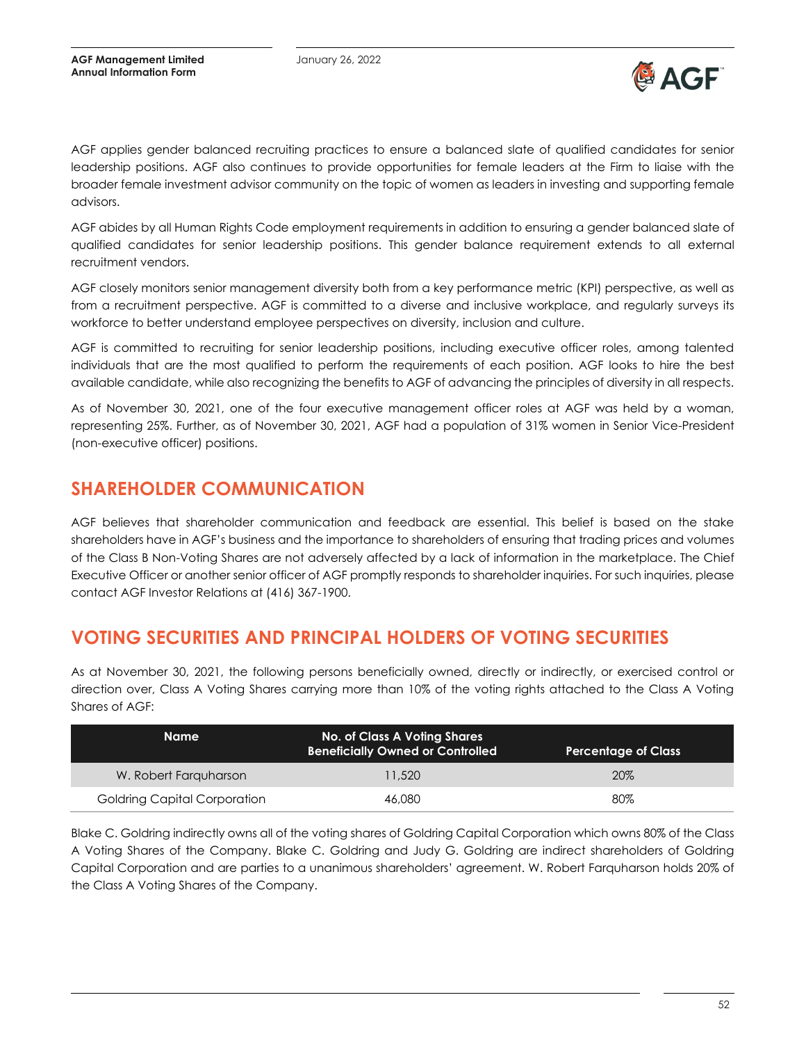AGF applies gender balanced recruiting practices to ensure a balanced slate of qualified candidates for senior leadership positions. AGF also continues to provide opportunities for female leaders at the Firm to liaise with the broader female investment advisor community on the topic of women as leaders in investing and supporting female advisors.

AGF abides by all Human Rights Code employment requirements in addition to ensuring a gender balanced slate of qualified candidates for senior leadership positions. This gender balance requirement extends to all external recruitment vendors.

AGF closely monitors senior management diversity both from a key performance metric (KPI) perspective, as well as from a recruitment perspective. AGF is committed to a diverse and inclusive workplace, and regularly surveys its workforce to better understand employee perspectives on diversity, inclusion and culture.

AGF is committed to recruiting for senior leadership positions, including executive officer roles, among talented individuals that are the most qualified to perform the requirements of each position. AGF looks to hire the best available candidate, while also recognizing the benefits to AGF of advancing the principles of diversity in all respects.

As of November 30, 2021, one of the four executive management officer roles at AGF was held by a woman, representing 25%. Further, as of November 30, 2021, AGF had a population of 31% women in Senior Vice-President (non-executive officer) positions.

## SHAREHOLDER COMMUNICATION

AGF believes that shareholder communication and feedback are essential. This belief is based on the stake shareholders have in AGF's business and the importance to shareholders of ensuring that trading prices and volumes of the Class B Non-Voting Shares are not adversely affected by a lack of information in the marketplace. The Chief Executive Officer or another senior officer of AGF promptly responds to shareholder inquiries. For such inquiries, please contact AGF Investor Relations at (416) 367-1900.

## VOTING SECURITIES AND PRINCIPAL HOLDERS OF VOTING SECURITIES

As at November 30, 2021, the following persons beneficially owned, directly or indirectly, or exercised control or direction over, Class A Voting Shares carrying more than 10% of the voting rights attached to the Class A Voting Shares of AGF:

| Name | No. of Class A Voting Shares Beneficially Owned or Controlled | Percentage of Class |
|---|---|---|
| W. Robert Farquharson | 11,520 | 20% |
| Goldring Capital Corporation | 46,080 | 80% |

Blake C. Goldring indirectly owns all of the voting shares of Goldring Capital Corporation which owns 80% of the Class A Voting Shares of the Company. Blake C. Goldring and Judy G. Goldring are indirect shareholders of Goldring Capital Corporation and are parties to a unanimous shareholders' agreement. W. Robert Farquharson holds 20% of the Class A Voting Shares of the Company.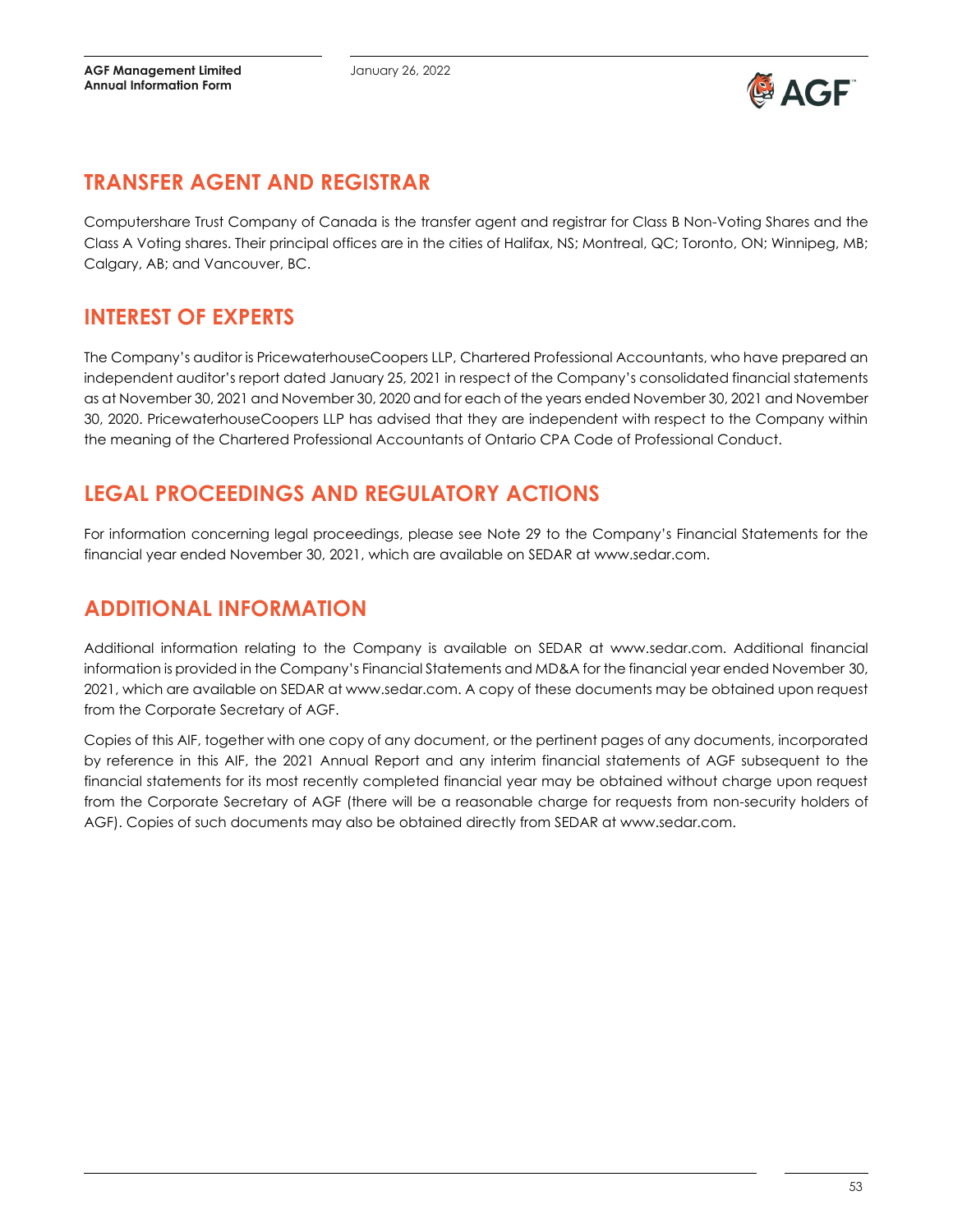## TRANSFER AGENT AND REGISTRAR

Computershare Trust Company of Canada is the transfer agent and registrar for Class B Non-Voting Shares and the Class A Voting shares. Their principal offices are in the cities of Halifax, NS; Montreal, QC; Toronto, ON; Winnipeg, MB; Calgary, AB; and Vancouver, BC.

## INTEREST OF EXPERTS

The Company's auditor is PricewaterhouseCoopers LLP, Chartered Professional Accountants, who have prepared an independent auditor's report dated January 25, 2021 in respect of the Company's consolidated financial statements as at November 30, 2021 and November 30, 2020 and for each of the years ended November 30, 2021 and November 30, 2020. PricewaterhouseCoopers LLP has advised that they are independent with respect to the Company within the meaning of the Chartered Professional Accountants of Ontario CPA Code of Professional Conduct.

## LEGAL PROCEEDINGS AND REGULATORY ACTIONS

For information concerning legal proceedings, please see Note 29 to the Company's Financial Statements for the financial year ended November 30, 2021, which are available on SEDAR at www.sedar.com.

## ADDITIONAL INFORMATION

Additional information relating to the Company is available on SEDAR at www.sedar.com. Additional financial information is provided in the Company's Financial Statements and MD&A for the financial year ended November 30, 2021, which are available on SEDAR at www.sedar.com. A copy of these documents may be obtained upon request from the Corporate Secretary of AGF.

Copies of this AIF, together with one copy of any document, or the pertinent pages of any documents, incorporated by reference in this AIF, the 2021 Annual Report and any interim financial statements of AGF subsequent to the financial statements for its most recently completed financial year may be obtained without charge upon request from the Corporate Secretary of AGF (there will be a reasonable charge for requests from non-security holders of AGF). Copies of such documents may also be obtained directly from SEDAR at www.sedar.com.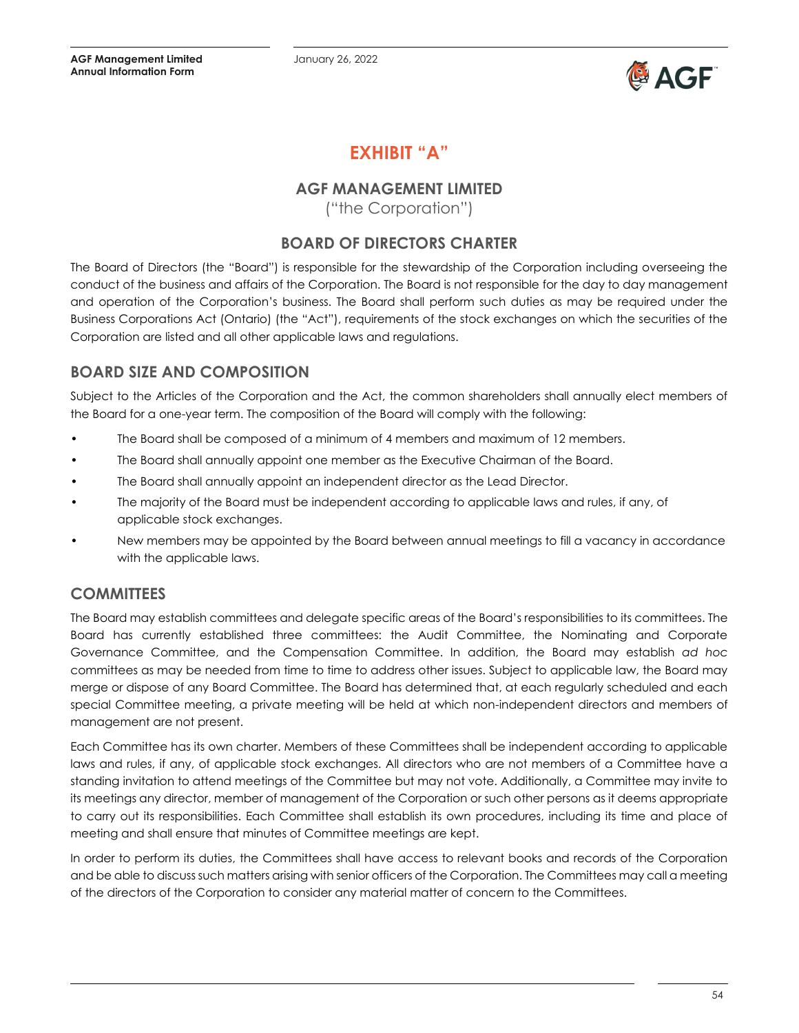# EXHIBIT "A"

## AGF MANAGEMENT LIMITED

("the Corporation")

## BOARD OF DIRECTORS CHARTER

The Board of Directors (the "Board") is responsible for the stewardship of the Corporation including overseeing the conduct of the business and affairs of the Corporation. The Board is not responsible for the day to day management and operation of the Corporation's business. The Board shall perform such duties as may be required under the Business Corporations Act (Ontario) (the "Act"), requirements of the stock exchanges on which the securities of the Corporation are listed and all other applicable laws and regulations.

### BOARD SIZE AND COMPOSITION

Subject to the Articles of the Corporation and the Act, the common shareholders shall annually elect members of the Board for a one-year term. The composition of the Board will comply with the following:

- The Board shall be composed of a minimum of 4 members and maximum of 12 members.
- The Board shall annually appoint one member as the Executive Chairman of the Board.
- The Board shall annually appoint an independent director as the Lead Director.
- The majority of the Board must be independent according to applicable laws and rules, if any, of applicable stock exchanges.
- New members may be appointed by the Board between annual meetings to fill a vacancy in accordance with the applicable laws.

### COMMITTEES

The Board may establish committees and delegate specific areas of the Board's responsibilities to its committees. The Board has currently established three committees: the Audit Committee, the Nominating and Corporate Governance Committee, and the Compensation Committee. In addition, the Board may establish *ad hoc* committees as may be needed from time to time to address other issues. Subject to applicable law, the Board may merge or dispose of any Board Committee. The Board has determined that, at each regularly scheduled and each special Committee meeting, a private meeting will be held at which non-independent directors and members of management are not present.

Each Committee has its own charter. Members of these Committees shall be independent according to applicable laws and rules, if any, of applicable stock exchanges. All directors who are not members of a Committee have a standing invitation to attend meetings of the Committee but may not vote. Additionally, a Committee may invite to its meetings any director, member of management of the Corporation or such other persons as it deems appropriate to carry out its responsibilities. Each Committee shall establish its own procedures, including its time and place of meeting and shall ensure that minutes of Committee meetings are kept.

In order to perform its duties, the Committees shall have access to relevant books and records of the Corporation and be able to discuss such matters arising with senior officers of the Corporation. The Committees may call a meeting of the directors of the Corporation to consider any material matter of concern to the Committees.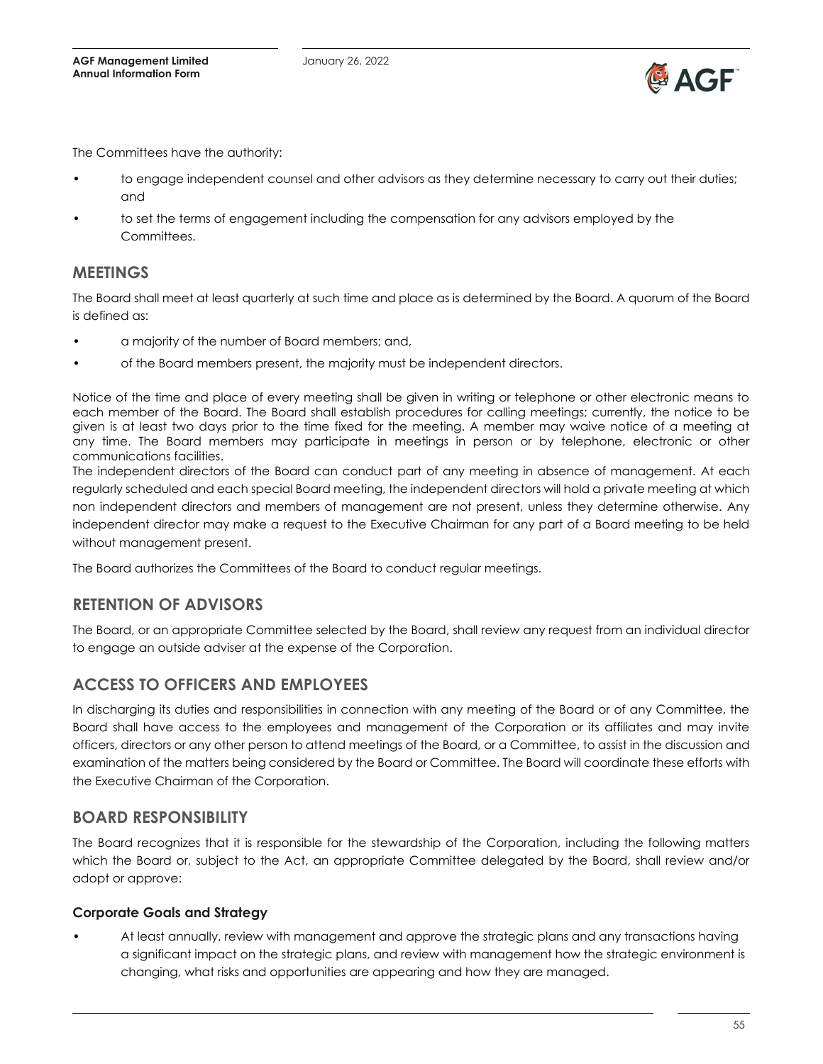The Committees have the authority:

- to engage independent counsel and other advisors as they determine necessary to carry out their duties; and
- to set the terms of engagement including the compensation for any advisors employed by the Committees.

## MEETINGS

The Board shall meet at least quarterly at such time and place as is determined by the Board. A quorum of the Board is defined as:

- a majority of the number of Board members; and,
- of the Board members present, the majority must be independent directors.

Notice of the time and place of every meeting shall be given in writing or telephone or other electronic means to each member of the Board. The Board shall establish procedures for calling meetings; currently, the notice to be given is at least two days prior to the time fixed for the meeting. A member may waive notice of a meeting at any time. The Board members may participate in meetings in person or by telephone, electronic or other communications facilities.

The independent directors of the Board can conduct part of any meeting in absence of management. At each regularly scheduled and each special Board meeting, the independent directors will hold a private meeting at which non independent directors and members of management are not present, unless they determine otherwise. Any independent director may make a request to the Executive Chairman for any part of a Board meeting to be held without management present.

The Board authorizes the Committees of the Board to conduct regular meetings.

## RETENTION OF ADVISORS

The Board, or an appropriate Committee selected by the Board, shall review any request from an individual director to engage an outside adviser at the expense of the Corporation.

## ACCESS TO OFFICERS AND EMPLOYEES

In discharging its duties and responsibilities in connection with any meeting of the Board or of any Committee, the Board shall have access to the employees and management of the Corporation or its affiliates and may invite officers, directors or any other person to attend meetings of the Board, or a Committee, to assist in the discussion and examination of the matters being considered by the Board or Committee. The Board will coordinate these efforts with the Executive Chairman of the Corporation.

## BOARD RESPONSIBILITY

The Board recognizes that it is responsible for the stewardship of the Corporation, including the following matters which the Board or, subject to the Act, an appropriate Committee delegated by the Board, shall review and/or adopt or approve:

### Corporate Goals and Strategy

- At least annually, review with management and approve the strategic plans and any transactions having a significant impact on the strategic plans, and review with management how the strategic environment is changing, what risks and opportunities are appearing and how they are managed.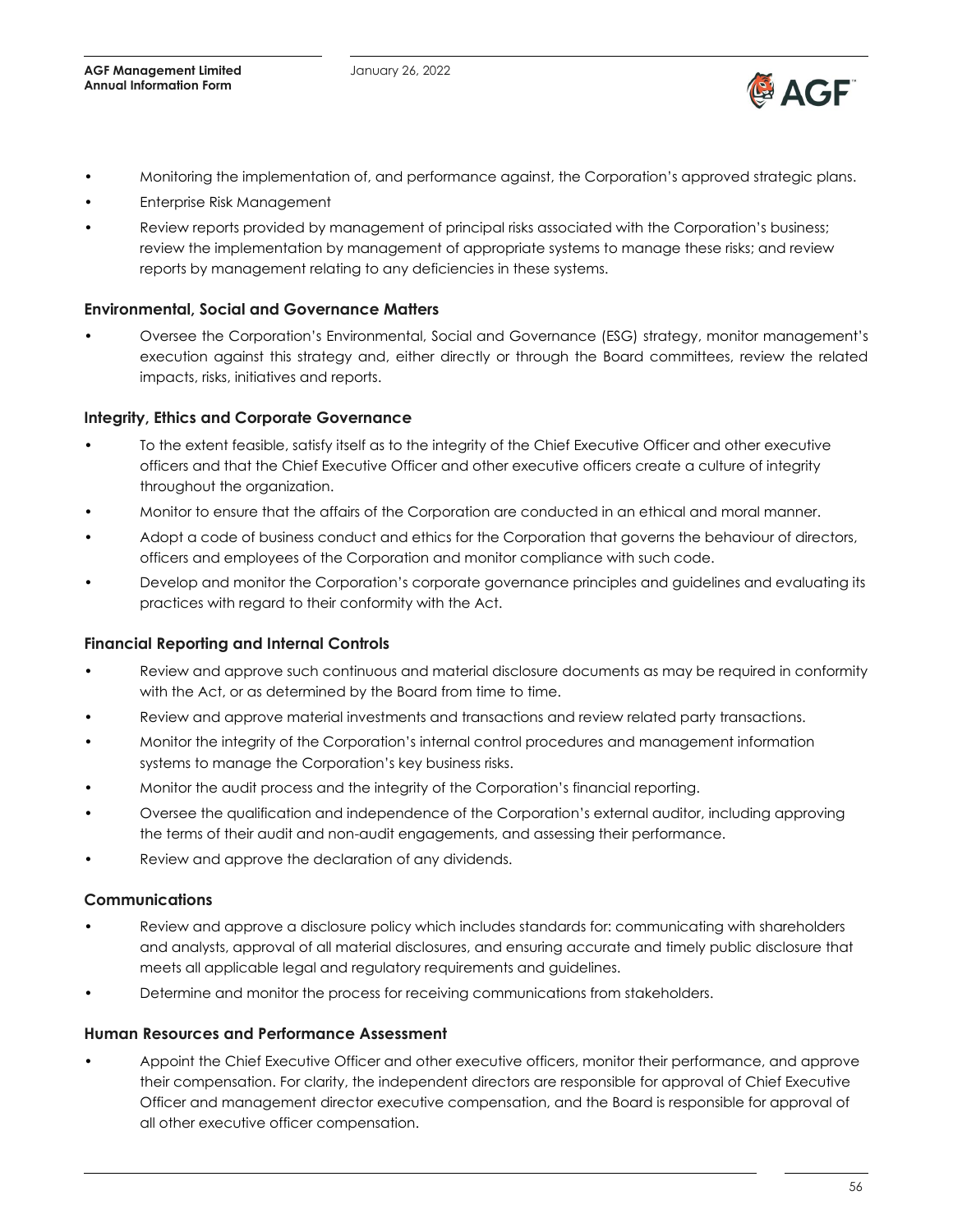- Monitoring the implementation of, and performance against, the Corporation's approved strategic plans.
- Enterprise Risk Management
- Review reports provided by management of principal risks associated with the Corporation's business; review the implementation by management of appropriate systems to manage these risks; and review reports by management relating to any deficiencies in these systems.

### Environmental, Social and Governance Matters

- Oversee the Corporation's Environmental, Social and Governance (ESG) strategy, monitor management's execution against this strategy and, either directly or through the Board committees, review the related impacts, risks, initiatives and reports.

### Integrity, Ethics and Corporate Governance

- To the extent feasible, satisfy itself as to the integrity of the Chief Executive Officer and other executive officers and that the Chief Executive Officer and other executive officers create a culture of integrity throughout the organization.
- Monitor to ensure that the affairs of the Corporation are conducted in an ethical and moral manner.
- Adopt a code of business conduct and ethics for the Corporation that governs the behaviour of directors, officers and employees of the Corporation and monitor compliance with such code.
- Develop and monitor the Corporation's corporate governance principles and guidelines and evaluating its practices with regard to their conformity with the Act.

### Financial Reporting and Internal Controls

- Review and approve such continuous and material disclosure documents as may be required in conformity with the Act, or as determined by the Board from time to time.
- Review and approve material investments and transactions and review related party transactions.
- Monitor the integrity of the Corporation's internal control procedures and management information systems to manage the Corporation's key business risks.
- Monitor the audit process and the integrity of the Corporation's financial reporting.
- Oversee the qualification and independence of the Corporation's external auditor, including approving the terms of their audit and non-audit engagements, and assessing their performance.
- Review and approve the declaration of any dividends.

### Communications

- Review and approve a disclosure policy which includes standards for: communicating with shareholders and analysts, approval of all material disclosures, and ensuring accurate and timely public disclosure that meets all applicable legal and regulatory requirements and guidelines.
- Determine and monitor the process for receiving communications from stakeholders.

### Human Resources and Performance Assessment

- Appoint the Chief Executive Officer and other executive officers, monitor their performance, and approve their compensation. For clarity, the independent directors are responsible for approval of Chief Executive Officer and management director executive compensation, and the Board is responsible for approval of all other executive officer compensation.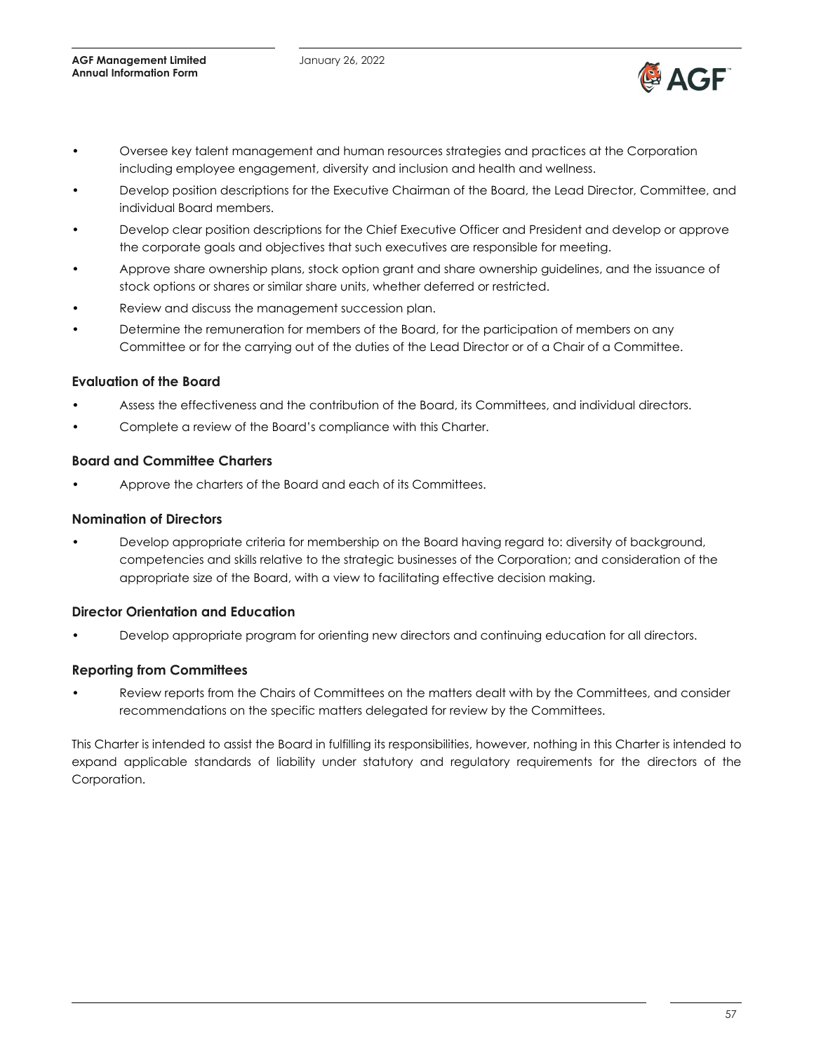- Oversee key talent management and human resources strategies and practices at the Corporation including employee engagement, diversity and inclusion and health and wellness.
- Develop position descriptions for the Executive Chairman of the Board, the Lead Director, Committee, and individual Board members.
- Develop clear position descriptions for the Chief Executive Officer and President and develop or approve the corporate goals and objectives that such executives are responsible for meeting.
- Approve share ownership plans, stock option grant and share ownership guidelines, and the issuance of stock options or shares or similar share units, whether deferred or restricted.
- Review and discuss the management succession plan.
- Determine the remuneration for members of the Board, for the participation of members on any Committee or for the carrying out of the duties of the Lead Director or of a Chair of a Committee.

### Evaluation of the Board

- Assess the effectiveness and the contribution of the Board, its Committees, and individual directors.
- Complete a review of the Board's compliance with this Charter.

### Board and Committee Charters

- Approve the charters of the Board and each of its Committees.

### Nomination of Directors

- Develop appropriate criteria for membership on the Board having regard to: diversity of background, competencies and skills relative to the strategic businesses of the Corporation; and consideration of the appropriate size of the Board, with a view to facilitating effective decision making.

### Director Orientation and Education

- Develop appropriate program for orienting new directors and continuing education for all directors.

### Reporting from Committees

- Review reports from the Chairs of Committees on the matters dealt with by the Committees, and consider recommendations on the specific matters delegated for review by the Committees.

This Charter is intended to assist the Board in fulfilling its responsibilities, however, nothing in this Charter is intended to expand applicable standards of liability under statutory and regulatory requirements for the directors of the Corporation.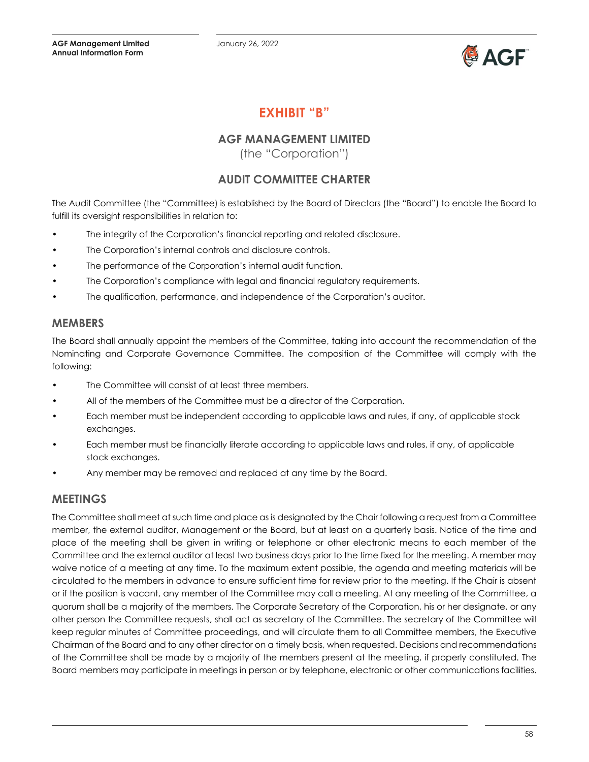# EXHIBIT "B"

## AGF MANAGEMENT LIMITED

(the "Corporation")

## AUDIT COMMITTEE CHARTER

The Audit Committee (the "Committee) is established by the Board of Directors (the "Board") to enable the Board to fulfill its oversight responsibilities in relation to:

- The integrity of the Corporation's financial reporting and related disclosure.
- The Corporation's internal controls and disclosure controls.
- The performance of the Corporation's internal audit function.
- The Corporation's compliance with legal and financial regulatory requirements.
- The qualification, performance, and independence of the Corporation's auditor.

### MEMBERS

The Board shall annually appoint the members of the Committee, taking into account the recommendation of the Nominating and Corporate Governance Committee. The composition of the Committee will comply with the following:

- The Committee will consist of at least three members.
- All of the members of the Committee must be a director of the Corporation.
- Each member must be independent according to applicable laws and rules, if any, of applicable stock exchanges.
- Each member must be financially literate according to applicable laws and rules, if any, of applicable stock exchanges.
- Any member may be removed and replaced at any time by the Board.

### MEETINGS

The Committee shall meet at such time and place as is designated by the Chair following a request from a Committee member, the external auditor, Management or the Board, but at least on a quarterly basis. Notice of the time and place of the meeting shall be given in writing or telephone or other electronic means to each member of the Committee and the external auditor at least two business days prior to the time fixed for the meeting. A member may waive notice of a meeting at any time. To the maximum extent possible, the agenda and meeting materials will be circulated to the members in advance to ensure sufficient time for review prior to the meeting. If the Chair is absent or if the position is vacant, any member of the Committee may call a meeting. At any meeting of the Committee, a quorum shall be a majority of the members. The Corporate Secretary of the Corporation, his or her designate, or any other person the Committee requests, shall act as secretary of the Committee. The secretary of the Committee will keep regular minutes of Committee proceedings, and will circulate them to all Committee members, the Executive Chairman of the Board and to any other director on a timely basis, when requested. Decisions and recommendations of the Committee shall be made by a majority of the members present at the meeting, if properly constituted. The Board members may participate in meetings in person or by telephone, electronic or other communications facilities.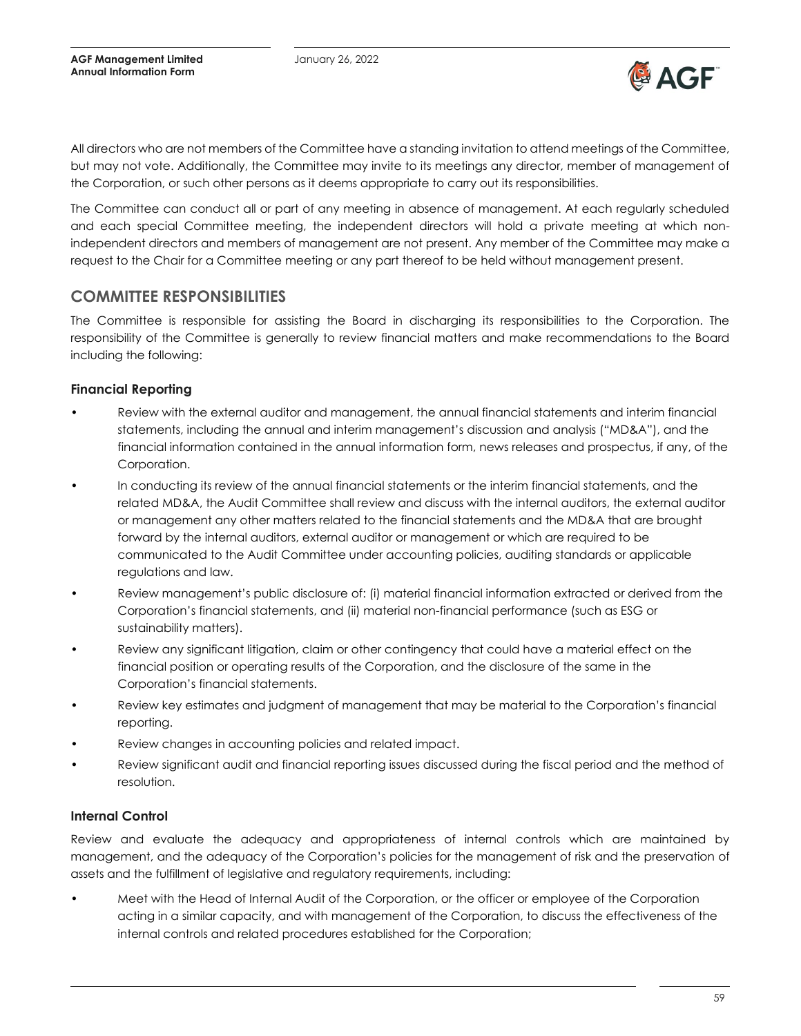All directors who are not members of the Committee have a standing invitation to attend meetings of the Committee, but may not vote. Additionally, the Committee may invite to its meetings any director, member of management of the Corporation, or such other persons as it deems appropriate to carry out its responsibilities.

The Committee can conduct all or part of any meeting in absence of management. At each regularly scheduled and each special Committee meeting, the independent directors will hold a private meeting at which non-independent directors and members of management are not present. Any member of the Committee may make a request to the Chair for a Committee meeting or any part thereof to be held without management present.

## COMMITTEE RESPONSIBILITIES

The Committee is responsible for assisting the Board in discharging its responsibilities to the Corporation. The responsibility of the Committee is generally to review financial matters and make recommendations to the Board including the following:

### Financial Reporting

- Review with the external auditor and management, the annual financial statements and interim financial statements, including the annual and interim management's discussion and analysis ("MD&A"), and the financial information contained in the annual information form, news releases and prospectus, if any, of the Corporation.
- In conducting its review of the annual financial statements or the interim financial statements, and the related MD&A, the Audit Committee shall review and discuss with the internal auditors, the external auditor or management any other matters related to the financial statements and the MD&A that are brought forward by the internal auditors, external auditor or management or which are required to be communicated to the Audit Committee under accounting policies, auditing standards or applicable regulations and law.
- Review management's public disclosure of: (i) material financial information extracted or derived from the Corporation's financial statements, and (ii) material non-financial performance (such as ESG or sustainability matters).
- Review any significant litigation, claim or other contingency that could have a material effect on the financial position or operating results of the Corporation, and the disclosure of the same in the Corporation's financial statements.
- Review key estimates and judgment of management that may be material to the Corporation's financial reporting.
- Review changes in accounting policies and related impact.
- Review significant audit and financial reporting issues discussed during the fiscal period and the method of resolution.

### Internal Control

Review and evaluate the adequacy and appropriateness of internal controls which are maintained by management, and the adequacy of the Corporation's policies for the management of risk and the preservation of assets and the fulfillment of legislative and regulatory requirements, including:

- Meet with the Head of Internal Audit of the Corporation, or the officer or employee of the Corporation acting in a similar capacity, and with management of the Corporation, to discuss the effectiveness of the internal controls and related procedures established for the Corporation;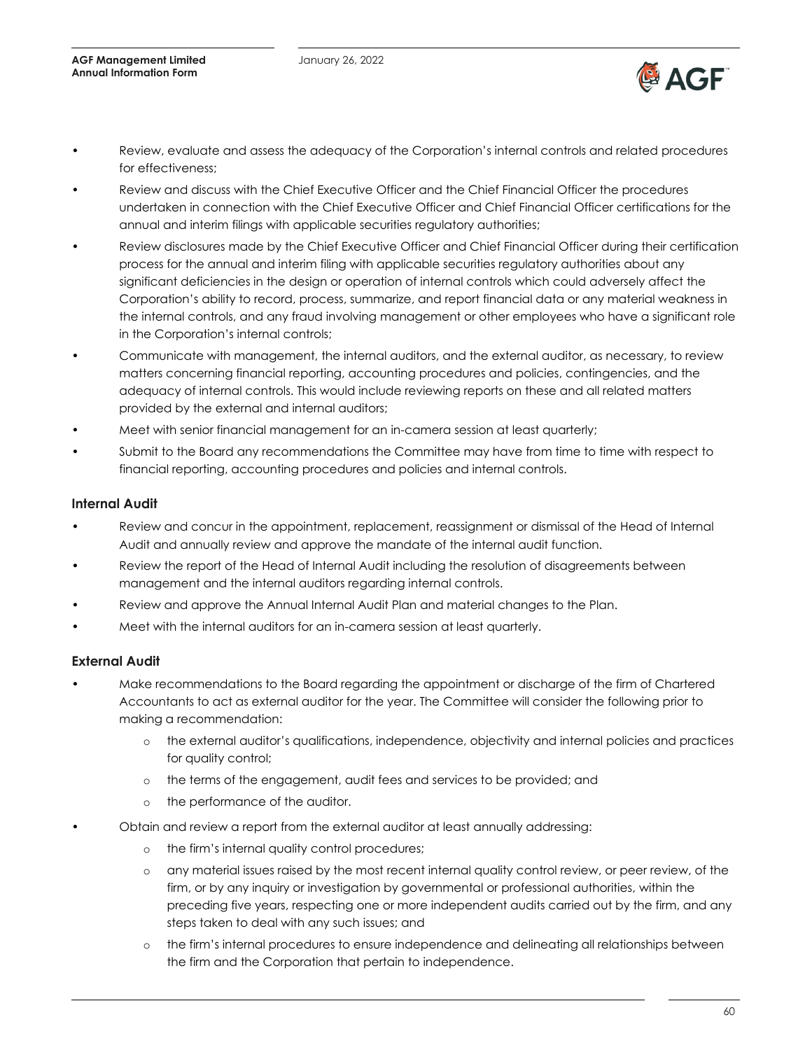- Review, evaluate and assess the adequacy of the Corporation's internal controls and related procedures for effectiveness;
- Review and discuss with the Chief Executive Officer and the Chief Financial Officer the procedures undertaken in connection with the Chief Executive Officer and Chief Financial Officer certifications for the annual and interim filings with applicable securities regulatory authorities;
- Review disclosures made by the Chief Executive Officer and Chief Financial Officer during their certification process for the annual and interim filing with applicable securities regulatory authorities about any significant deficiencies in the design or operation of internal controls which could adversely affect the Corporation's ability to record, process, summarize, and report financial data or any material weakness in the internal controls, and any fraud involving management or other employees who have a significant role in the Corporation's internal controls;
- Communicate with management, the internal auditors, and the external auditor, as necessary, to review matters concerning financial reporting, accounting procedures and policies, contingencies, and the adequacy of internal controls. This would include reviewing reports on these and all related matters provided by the external and internal auditors;
- Meet with senior financial management for an in-camera session at least quarterly;
- Submit to the Board any recommendations the Committee may have from time to time with respect to financial reporting, accounting procedures and policies and internal controls.

### Internal Audit

- Review and concur in the appointment, replacement, reassignment or dismissal of the Head of Internal Audit and annually review and approve the mandate of the internal audit function.
- Review the report of the Head of Internal Audit including the resolution of disagreements between management and the internal auditors regarding internal controls.
- Review and approve the Annual Internal Audit Plan and material changes to the Plan.
- Meet with the internal auditors for an in-camera session at least quarterly.

### External Audit

- Make recommendations to the Board regarding the appointment or discharge of the firm of Chartered Accountants to act as external auditor for the year. The Committee will consider the following prior to making a recommendation:
  - the external auditor's qualifications, independence, objectivity and internal policies and practices for quality control;
  - the terms of the engagement, audit fees and services to be provided; and
  - the performance of the auditor.
- Obtain and review a report from the external auditor at least annually addressing:
  - the firm's internal quality control procedures;
  - any material issues raised by the most recent internal quality control review, or peer review, of the firm, or by any inquiry or investigation by governmental or professional authorities, within the preceding five years, respecting one or more independent audits carried out by the firm, and any steps taken to deal with any such issues; and
  - the firm's internal procedures to ensure independence and delineating all relationships between the firm and the Corporation that pertain to independence.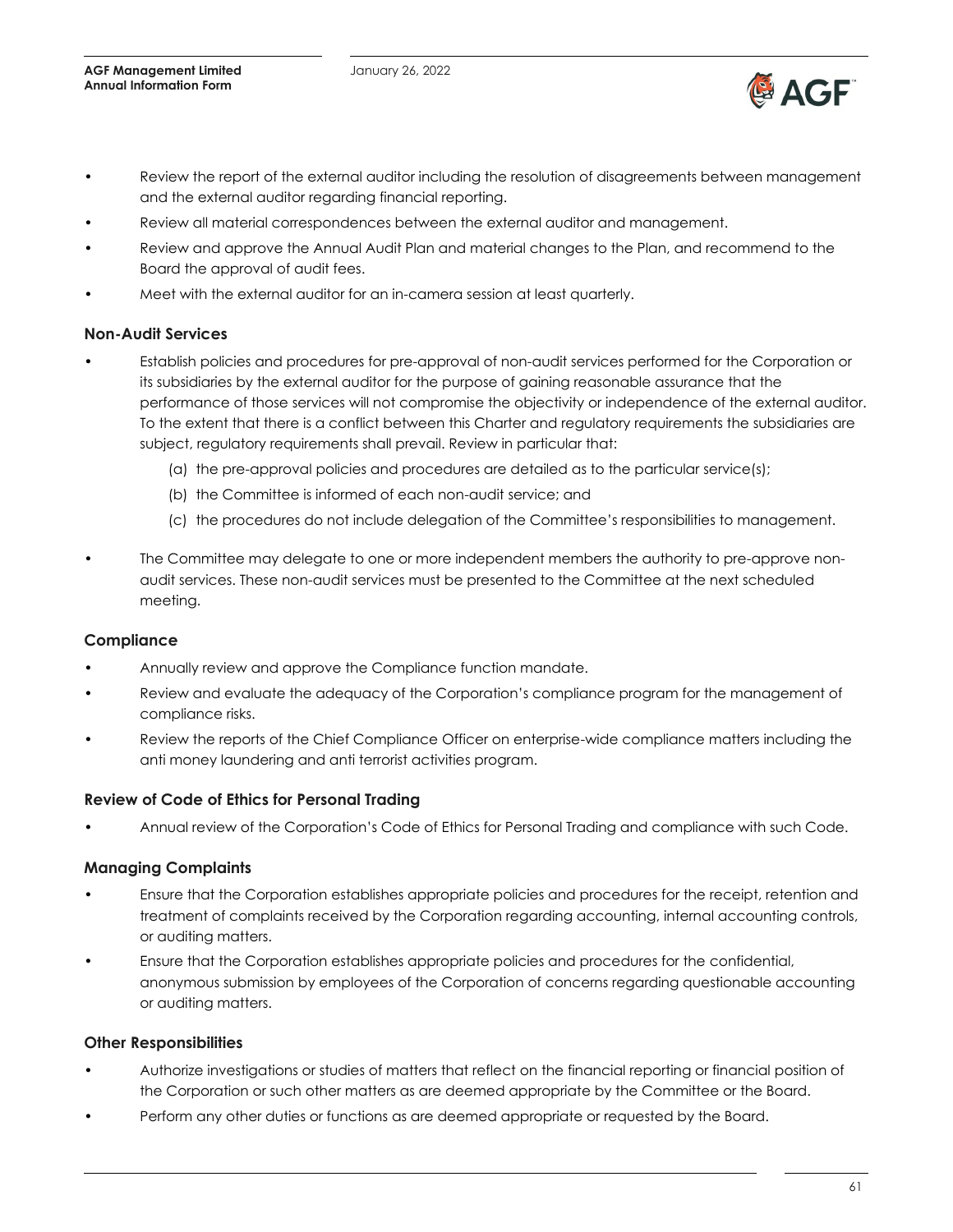- Review the report of the external auditor including the resolution of disagreements between management and the external auditor regarding financial reporting.
- Review all material correspondences between the external auditor and management.
- Review and approve the Annual Audit Plan and material changes to the Plan, and recommend to the Board the approval of audit fees.
- Meet with the external auditor for an in-camera session at least quarterly.

### Non-Audit Services

- Establish policies and procedures for pre-approval of non-audit services performed for the Corporation or its subsidiaries by the external auditor for the purpose of gaining reasonable assurance that the performance of those services will not compromise the objectivity or independence of the external auditor. To the extent that there is a conflict between this Charter and regulatory requirements the subsidiaries are subject, regulatory requirements shall prevail. Review in particular that:
  - (a) the pre-approval policies and procedures are detailed as to the particular service(s);
  - (b) the Committee is informed of each non-audit service; and
  - (c) the procedures do not include delegation of the Committee's responsibilities to management.
- The Committee may delegate to one or more independent members the authority to pre-approve non-audit services. These non-audit services must be presented to the Committee at the next scheduled meeting.

### Compliance

- Annually review and approve the Compliance function mandate.
- Review and evaluate the adequacy of the Corporation's compliance program for the management of compliance risks.
- Review the reports of the Chief Compliance Officer on enterprise-wide compliance matters including the anti money laundering and anti terrorist activities program.

### Review of Code of Ethics for Personal Trading

- Annual review of the Corporation's Code of Ethics for Personal Trading and compliance with such Code.

### Managing Complaints

- Ensure that the Corporation establishes appropriate policies and procedures for the receipt, retention and treatment of complaints received by the Corporation regarding accounting, internal accounting controls, or auditing matters.
- Ensure that the Corporation establishes appropriate policies and procedures for the confidential, anonymous submission by employees of the Corporation of concerns regarding questionable accounting or auditing matters.

### Other Responsibilities

- Authorize investigations or studies of matters that reflect on the financial reporting or financial position of the Corporation or such other matters as are deemed appropriate by the Committee or the Board.
- Perform any other duties or functions as are deemed appropriate or requested by the Board.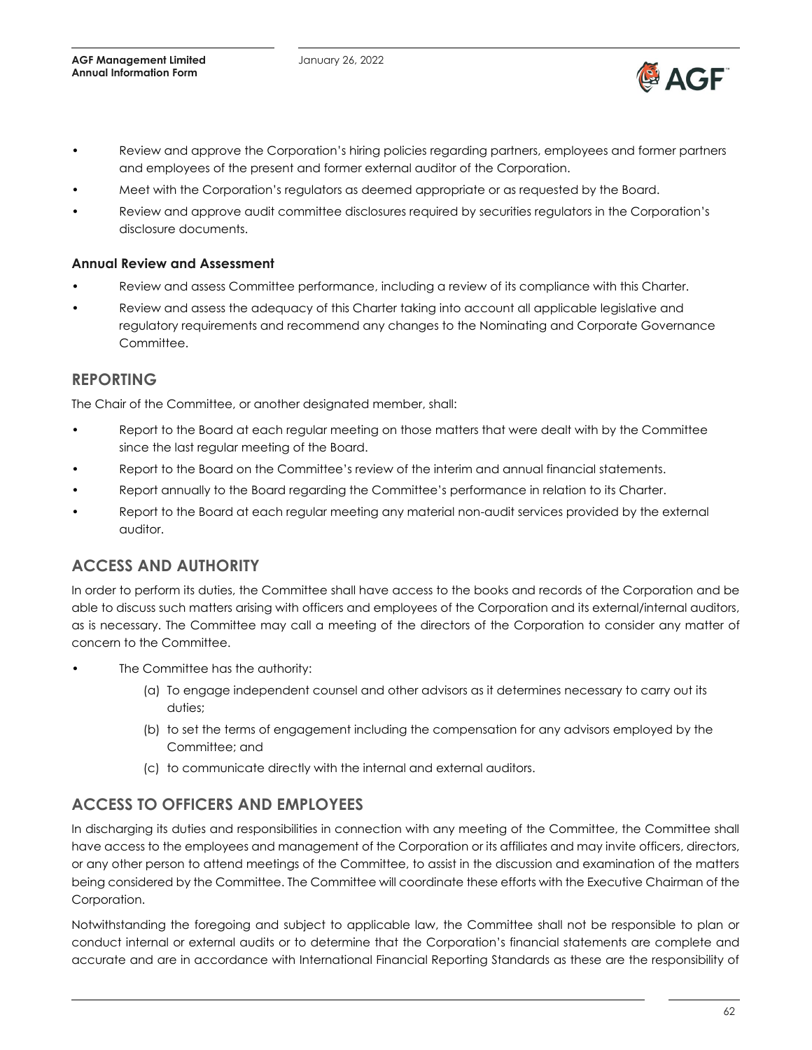- Review and approve the Corporation's hiring policies regarding partners, employees and former partners and employees of the present and former external auditor of the Corporation.
- Meet with the Corporation's regulators as deemed appropriate or as requested by the Board.
- Review and approve audit committee disclosures required by securities regulators in the Corporation's disclosure documents.

**Annual Review and Assessment**

- Review and assess Committee performance, including a review of its compliance with this Charter.
- Review and assess the adequacy of this Charter taking into account all applicable legislative and regulatory requirements and recommend any changes to the Nominating and Corporate Governance Committee.

## REPORTING

The Chair of the Committee, or another designated member, shall:

- Report to the Board at each regular meeting on those matters that were dealt with by the Committee since the last regular meeting of the Board.
- Report to the Board on the Committee's review of the interim and annual financial statements.
- Report annually to the Board regarding the Committee's performance in relation to its Charter.
- Report to the Board at each regular meeting any material non-audit services provided by the external auditor.

## ACCESS AND AUTHORITY

In order to perform its duties, the Committee shall have access to the books and records of the Corporation and be able to discuss such matters arising with officers and employees of the Corporation and its external/internal auditors, as is necessary. The Committee may call a meeting of the directors of the Corporation to consider any matter of concern to the Committee.

- The Committee has the authority:
  - (a) To engage independent counsel and other advisors as it determines necessary to carry out its duties;
  - (b) to set the terms of engagement including the compensation for any advisors employed by the Committee; and
  - (c) to communicate directly with the internal and external auditors.

## ACCESS TO OFFICERS AND EMPLOYEES

In discharging its duties and responsibilities in connection with any meeting of the Committee, the Committee shall have access to the employees and management of the Corporation or its affiliates and may invite officers, directors, or any other person to attend meetings of the Committee, to assist in the discussion and examination of the matters being considered by the Committee. The Committee will coordinate these efforts with the Executive Chairman of the Corporation.

Notwithstanding the foregoing and subject to applicable law, the Committee shall not be responsible to plan or conduct internal or external audits or to determine that the Corporation's financial statements are complete and accurate and are in accordance with International Financial Reporting Standards as these are the responsibility of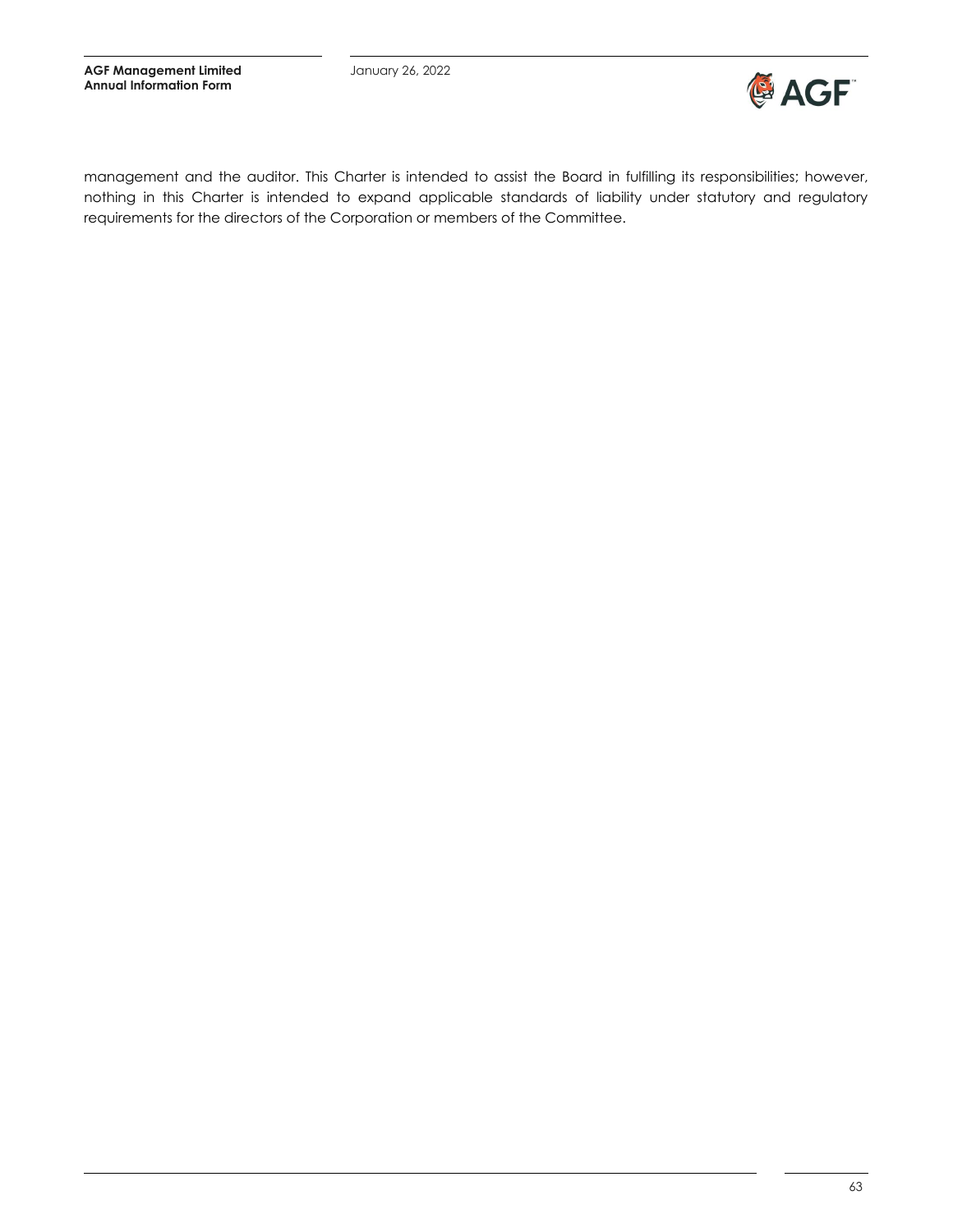management and the auditor. This Charter is intended to assist the Board in fulfilling its responsibilities; however, nothing in this Charter is intended to expand applicable standards of liability under statutory and regulatory requirements for the directors of the Corporation or members of the Committee.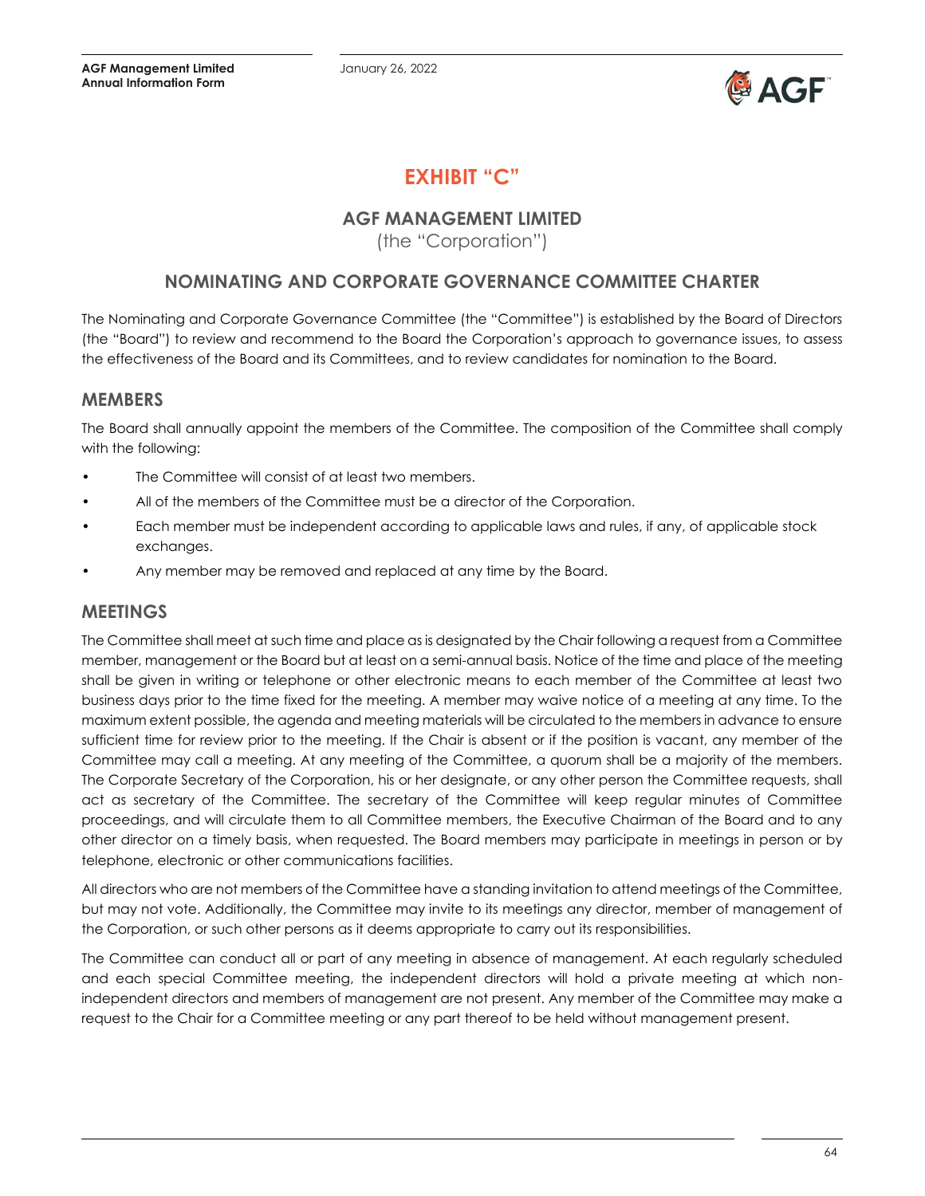# EXHIBIT "C"

## AGF MANAGEMENT LIMITED
(the "Corporation")

## NOMINATING AND CORPORATE GOVERNANCE COMMITTEE CHARTER

The Nominating and Corporate Governance Committee (the "Committee") is established by the Board of Directors (the "Board") to review and recommend to the Board the Corporation's approach to governance issues, to assess the effectiveness of the Board and its Committees, and to review candidates for nomination to the Board.

### MEMBERS

The Board shall annually appoint the members of the Committee. The composition of the Committee shall comply with the following:

- The Committee will consist of at least two members.
- All of the members of the Committee must be a director of the Corporation.
- Each member must be independent according to applicable laws and rules, if any, of applicable stock exchanges.
- Any member may be removed and replaced at any time by the Board.

### MEETINGS

The Committee shall meet at such time and place as is designated by the Chair following a request from a Committee member, management or the Board but at least on a semi-annual basis. Notice of the time and place of the meeting shall be given in writing or telephone or other electronic means to each member of the Committee at least two business days prior to the time fixed for the meeting. A member may waive notice of a meeting at any time. To the maximum extent possible, the agenda and meeting materials will be circulated to the members in advance to ensure sufficient time for review prior to the meeting. If the Chair is absent or if the position is vacant, any member of the Committee may call a meeting. At any meeting of the Committee, a quorum shall be a majority of the members. The Corporate Secretary of the Corporation, his or her designate, or any other person the Committee requests, shall act as secretary of the Committee. The secretary of the Committee will keep regular minutes of Committee proceedings, and will circulate them to all Committee members, the Executive Chairman of the Board and to any other director on a timely basis, when requested. The Board members may participate in meetings in person or by telephone, electronic or other communications facilities.

All directors who are not members of the Committee have a standing invitation to attend meetings of the Committee, but may not vote. Additionally, the Committee may invite to its meetings any director, member of management of the Corporation, or such other persons as it deems appropriate to carry out its responsibilities.

The Committee can conduct all or part of any meeting in absence of management. At each regularly scheduled and each special Committee meeting, the independent directors will hold a private meeting at which non-independent directors and members of management are not present. Any member of the Committee may make a request to the Chair for a Committee meeting or any part thereof to be held without management present.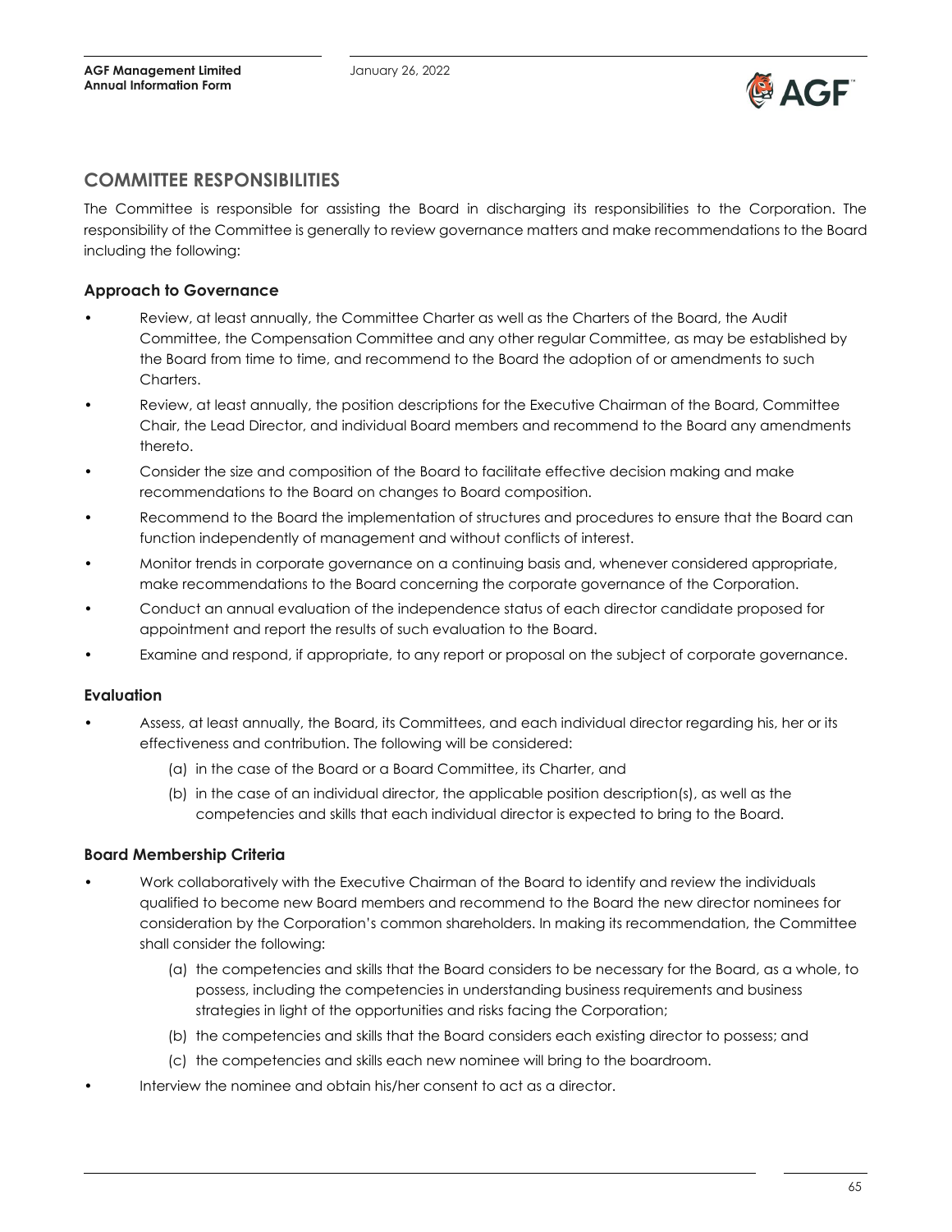## COMMITTEE RESPONSIBILITIES

The Committee is responsible for assisting the Board in discharging its responsibilities to the Corporation. The responsibility of the Committee is generally to review governance matters and make recommendations to the Board including the following:

### Approach to Governance

- Review, at least annually, the Committee Charter as well as the Charters of the Board, the Audit Committee, the Compensation Committee and any other regular Committee, as may be established by the Board from time to time, and recommend to the Board the adoption of or amendments to such Charters.
- Review, at least annually, the position descriptions for the Executive Chairman of the Board, Committee Chair, the Lead Director, and individual Board members and recommend to the Board any amendments thereto.
- Consider the size and composition of the Board to facilitate effective decision making and make recommendations to the Board on changes to Board composition.
- Recommend to the Board the implementation of structures and procedures to ensure that the Board can function independently of management and without conflicts of interest.
- Monitor trends in corporate governance on a continuing basis and, whenever considered appropriate, make recommendations to the Board concerning the corporate governance of the Corporation.
- Conduct an annual evaluation of the independence status of each director candidate proposed for appointment and report the results of such evaluation to the Board.
- Examine and respond, if appropriate, to any report or proposal on the subject of corporate governance.

### Evaluation

- Assess, at least annually, the Board, its Committees, and each individual director regarding his, her or its effectiveness and contribution. The following will be considered:
  - (a) in the case of the Board or a Board Committee, its Charter, and
  - (b) in the case of an individual director, the applicable position description(s), as well as the competencies and skills that each individual director is expected to bring to the Board.

### Board Membership Criteria

- Work collaboratively with the Executive Chairman of the Board to identify and review the individuals qualified to become new Board members and recommend to the Board the new director nominees for consideration by the Corporation's common shareholders. In making its recommendation, the Committee shall consider the following:
  - (a) the competencies and skills that the Board considers to be necessary for the Board, as a whole, to possess, including the competencies in understanding business requirements and business strategies in light of the opportunities and risks facing the Corporation;
  - (b) the competencies and skills that the Board considers each existing director to possess; and
  - (c) the competencies and skills each new nominee will bring to the boardroom.
- Interview the nominee and obtain his/her consent to act as a director.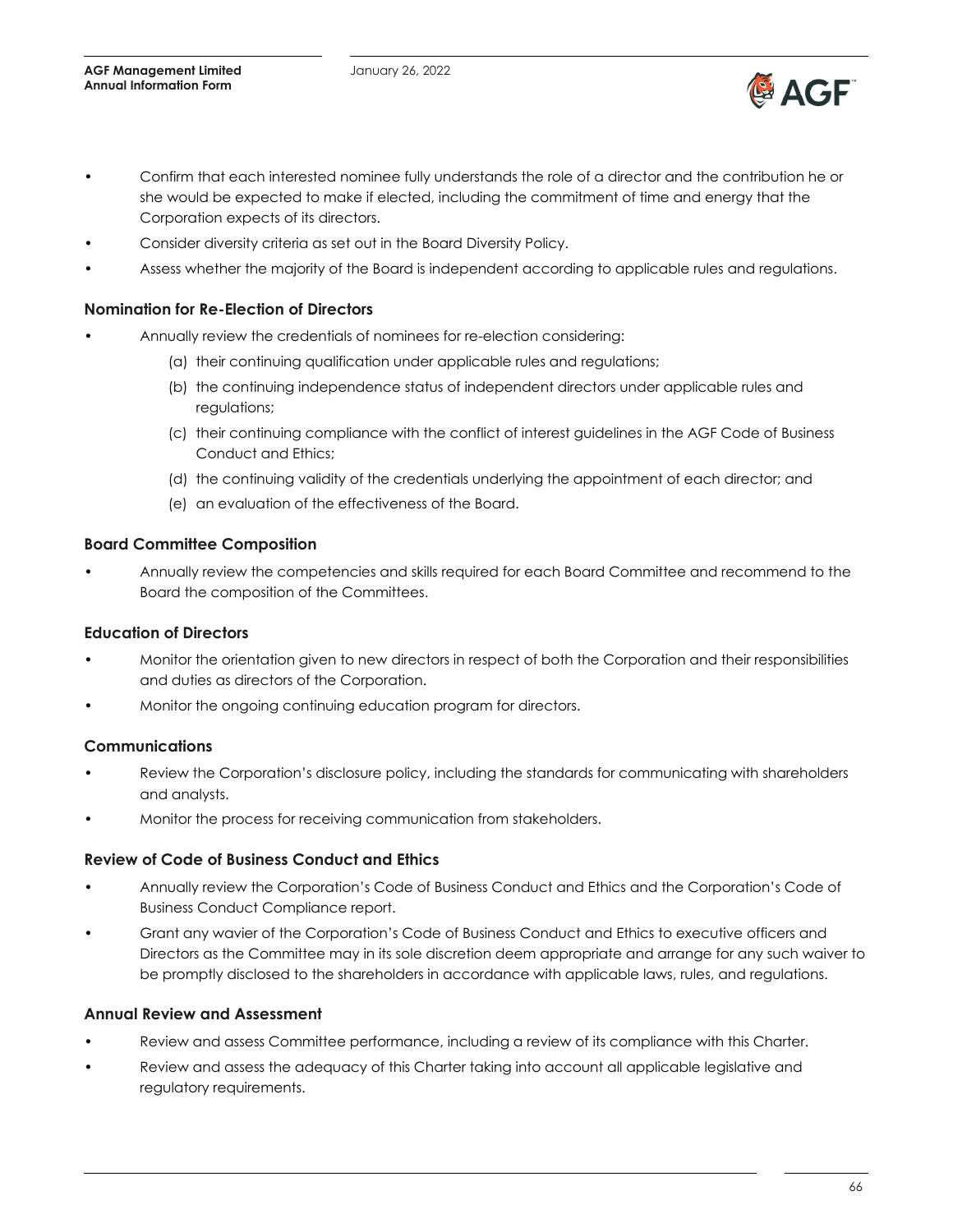- Confirm that each interested nominee fully understands the role of a director and the contribution he or she would be expected to make if elected, including the commitment of time and energy that the Corporation expects of its directors.
- Consider diversity criteria as set out in the Board Diversity Policy.
- Assess whether the majority of the Board is independent according to applicable rules and regulations.

### Nomination for Re-Election of Directors

- Annually review the credentials of nominees for re-election considering:
    - (a) their continuing qualification under applicable rules and regulations;
    - (b) the continuing independence status of independent directors under applicable rules and regulations;
    - (c) their continuing compliance with the conflict of interest guidelines in the AGF Code of Business Conduct and Ethics;
    - (d) the continuing validity of the credentials underlying the appointment of each director; and
    - (e) an evaluation of the effectiveness of the Board.

### Board Committee Composition

- Annually review the competencies and skills required for each Board Committee and recommend to the Board the composition of the Committees.

### Education of Directors

- Monitor the orientation given to new directors in respect of both the Corporation and their responsibilities and duties as directors of the Corporation.
- Monitor the ongoing continuing education program for directors.

### Communications

- Review the Corporation's disclosure policy, including the standards for communicating with shareholders and analysts.
- Monitor the process for receiving communication from stakeholders.

### Review of Code of Business Conduct and Ethics

- Annually review the Corporation's Code of Business Conduct and Ethics and the Corporation's Code of Business Conduct Compliance report.
- Grant any wavier of the Corporation's Code of Business Conduct and Ethics to executive officers and Directors as the Committee may in its sole discretion deem appropriate and arrange for any such waiver to be promptly disclosed to the shareholders in accordance with applicable laws, rules, and regulations.

### Annual Review and Assessment

- Review and assess Committee performance, including a review of its compliance with this Charter.
- Review and assess the adequacy of this Charter taking into account all applicable legislative and regulatory requirements.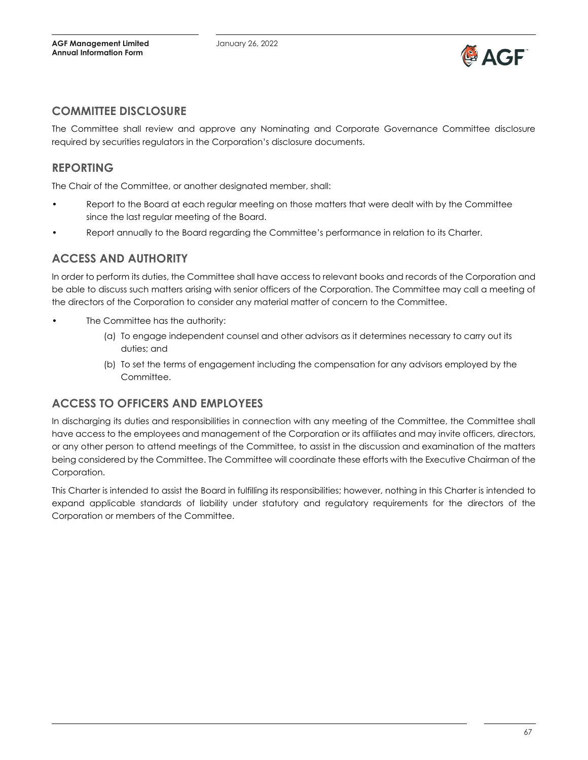## COMMITTEE DISCLOSURE

The Committee shall review and approve any Nominating and Corporate Governance Committee disclosure required by securities regulators in the Corporation's disclosure documents.

## REPORTING

The Chair of the Committee, or another designated member, shall:

- Report to the Board at each regular meeting on those matters that were dealt with by the Committee since the last regular meeting of the Board.
- Report annually to the Board regarding the Committee's performance in relation to its Charter.

## ACCESS AND AUTHORITY

In order to perform its duties, the Committee shall have access to relevant books and records of the Corporation and be able to discuss such matters arising with senior officers of the Corporation. The Committee may call a meeting of the directors of the Corporation to consider any material matter of concern to the Committee.

- The Committee has the authority:
  - (a) To engage independent counsel and other advisors as it determines necessary to carry out its duties; and
  - (b) To set the terms of engagement including the compensation for any advisors employed by the Committee.

## ACCESS TO OFFICERS AND EMPLOYEES

In discharging its duties and responsibilities in connection with any meeting of the Committee, the Committee shall have access to the employees and management of the Corporation or its affiliates and may invite officers, directors, or any other person to attend meetings of the Committee, to assist in the discussion and examination of the matters being considered by the Committee. The Committee will coordinate these efforts with the Executive Chairman of the Corporation.

This Charter is intended to assist the Board in fulfilling its responsibilities; however, nothing in this Charter is intended to expand applicable standards of liability under statutory and regulatory requirements for the directors of the Corporation or members of the Committee.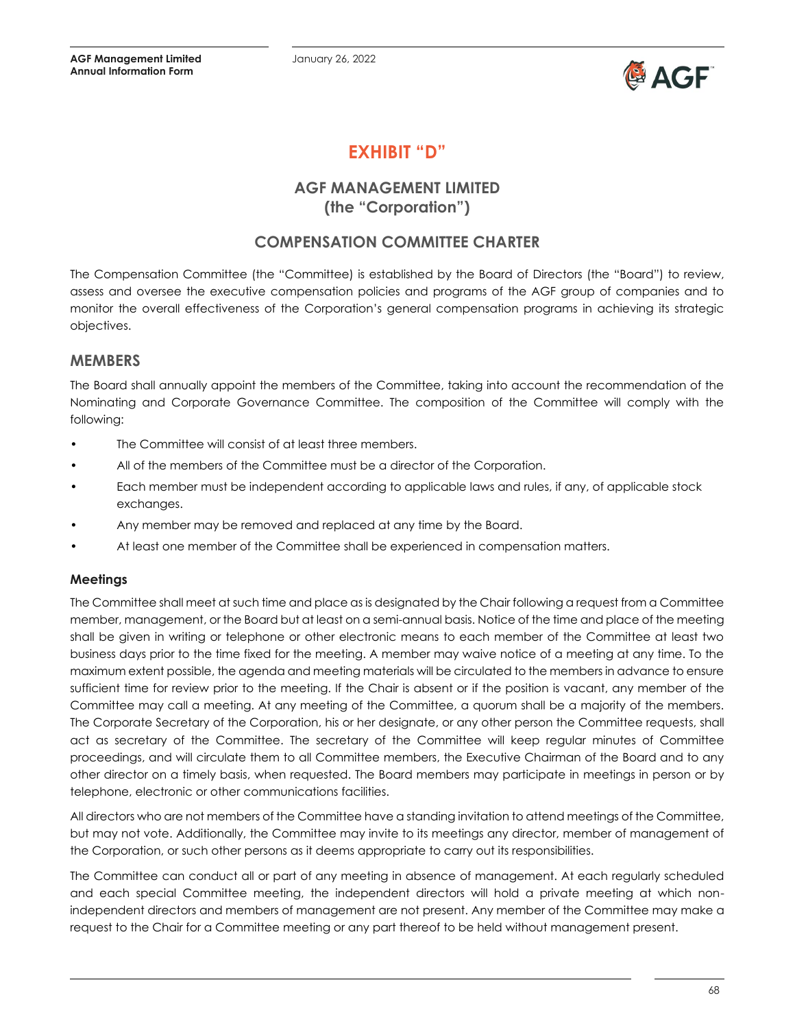# EXHIBIT "D"

## AGF MANAGEMENT LIMITED
## (the "Corporation")

## COMPENSATION COMMITTEE CHARTER

The Compensation Committee (the "Committee) is established by the Board of Directors (the "Board") to review, assess and oversee the executive compensation policies and programs of the AGF group of companies and to monitor the overall effectiveness of the Corporation's general compensation programs in achieving its strategic objectives.

## MEMBERS

The Board shall annually appoint the members of the Committee, taking into account the recommendation of the Nominating and Corporate Governance Committee. The composition of the Committee will comply with the following:

- The Committee will consist of at least three members.
- All of the members of the Committee must be a director of the Corporation.
- Each member must be independent according to applicable laws and rules, if any, of applicable stock exchanges.
- Any member may be removed and replaced at any time by the Board.
- At least one member of the Committee shall be experienced in compensation matters.

### Meetings

The Committee shall meet at such time and place as is designated by the Chair following a request from a Committee member, management, or the Board but at least on a semi-annual basis. Notice of the time and place of the meeting shall be given in writing or telephone or other electronic means to each member of the Committee at least two business days prior to the time fixed for the meeting. A member may waive notice of a meeting at any time. To the maximum extent possible, the agenda and meeting materials will be circulated to the members in advance to ensure sufficient time for review prior to the meeting. If the Chair is absent or if the position is vacant, any member of the Committee may call a meeting. At any meeting of the Committee, a quorum shall be a majority of the members. The Corporate Secretary of the Corporation, his or her designate, or any other person the Committee requests, shall act as secretary of the Committee. The secretary of the Committee will keep regular minutes of Committee proceedings, and will circulate them to all Committee members, the Executive Chairman of the Board and to any other director on a timely basis, when requested. The Board members may participate in meetings in person or by telephone, electronic or other communications facilities.

All directors who are not members of the Committee have a standing invitation to attend meetings of the Committee, but may not vote. Additionally, the Committee may invite to its meetings any director, member of management of the Corporation, or such other persons as it deems appropriate to carry out its responsibilities.

The Committee can conduct all or part of any meeting in absence of management. At each regularly scheduled and each special Committee meeting, the independent directors will hold a private meeting at which non-independent directors and members of management are not present. Any member of the Committee may make a request to the Chair for a Committee meeting or any part thereof to be held without management present.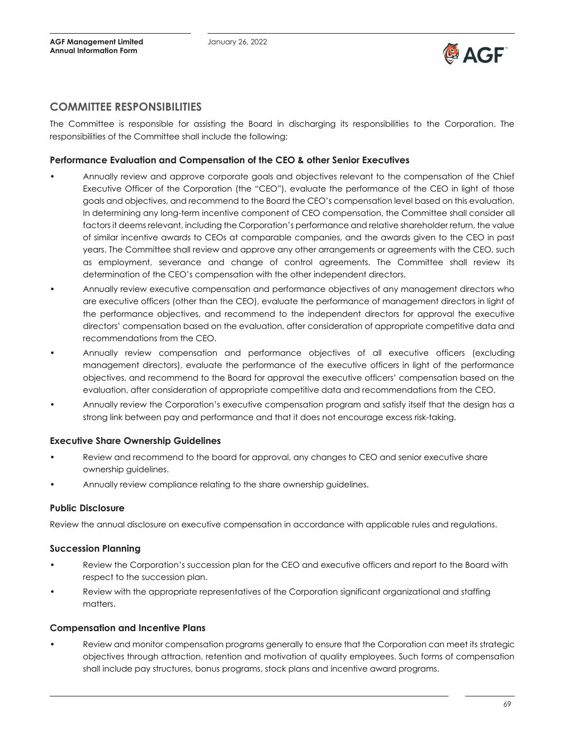## COMMITTEE RESPONSIBILITIES

The Committee is responsible for assisting the Board in discharging its responsibilities to the Corporation. The responsibilities of the Committee shall include the following;

### Performance Evaluation and Compensation of the CEO & other Senior Executives

- Annually review and approve corporate goals and objectives relevant to the compensation of the Chief Executive Officer of the Corporation (the "CEO"), evaluate the performance of the CEO in light of those goals and objectives, and recommend to the Board the CEO's compensation level based on this evaluation. In determining any long-term incentive component of CEO compensation, the Committee shall consider all factors it deems relevant, including the Corporation's performance and relative shareholder return, the value of similar incentive awards to CEOs at comparable companies, and the awards given to the CEO in past years. The Committee shall review and approve any other arrangements or agreements with the CEO, such as employment, severance and change of control agreements. The Committee shall review its determination of the CEO's compensation with the other independent directors.
- Annually review executive compensation and performance objectives of any management directors who are executive officers (other than the CEO), evaluate the performance of management directors in light of the performance objectives, and recommend to the independent directors for approval the executive directors' compensation based on the evaluation, after consideration of appropriate competitive data and recommendations from the CEO.
- Annually review compensation and performance objectives of all executive officers (excluding management directors), evaluate the performance of the executive officers in light of the performance objectives, and recommend to the Board for approval the executive officers' compensation based on the evaluation, after consideration of appropriate competitive data and recommendations from the CEO.
- Annually review the Corporation's executive compensation program and satisfy itself that the design has a strong link between pay and performance and that it does not encourage excess risk-taking.

### Executive Share Ownership Guidelines

- Review and recommend to the board for approval, any changes to CEO and senior executive share ownership guidelines.
- Annually review compliance relating to the share ownership guidelines.

### Public Disclosure

Review the annual disclosure on executive compensation in accordance with applicable rules and regulations.

### Succession Planning

- Review the Corporation's succession plan for the CEO and executive officers and report to the Board with respect to the succession plan.
- Review with the appropriate representatives of the Corporation significant organizational and staffing matters.

### Compensation and Incentive Plans

- Review and monitor compensation programs generally to ensure that the Corporation can meet its strategic objectives through attraction, retention and motivation of quality employees. Such forms of compensation shall include pay structures, bonus programs, stock plans and incentive award programs.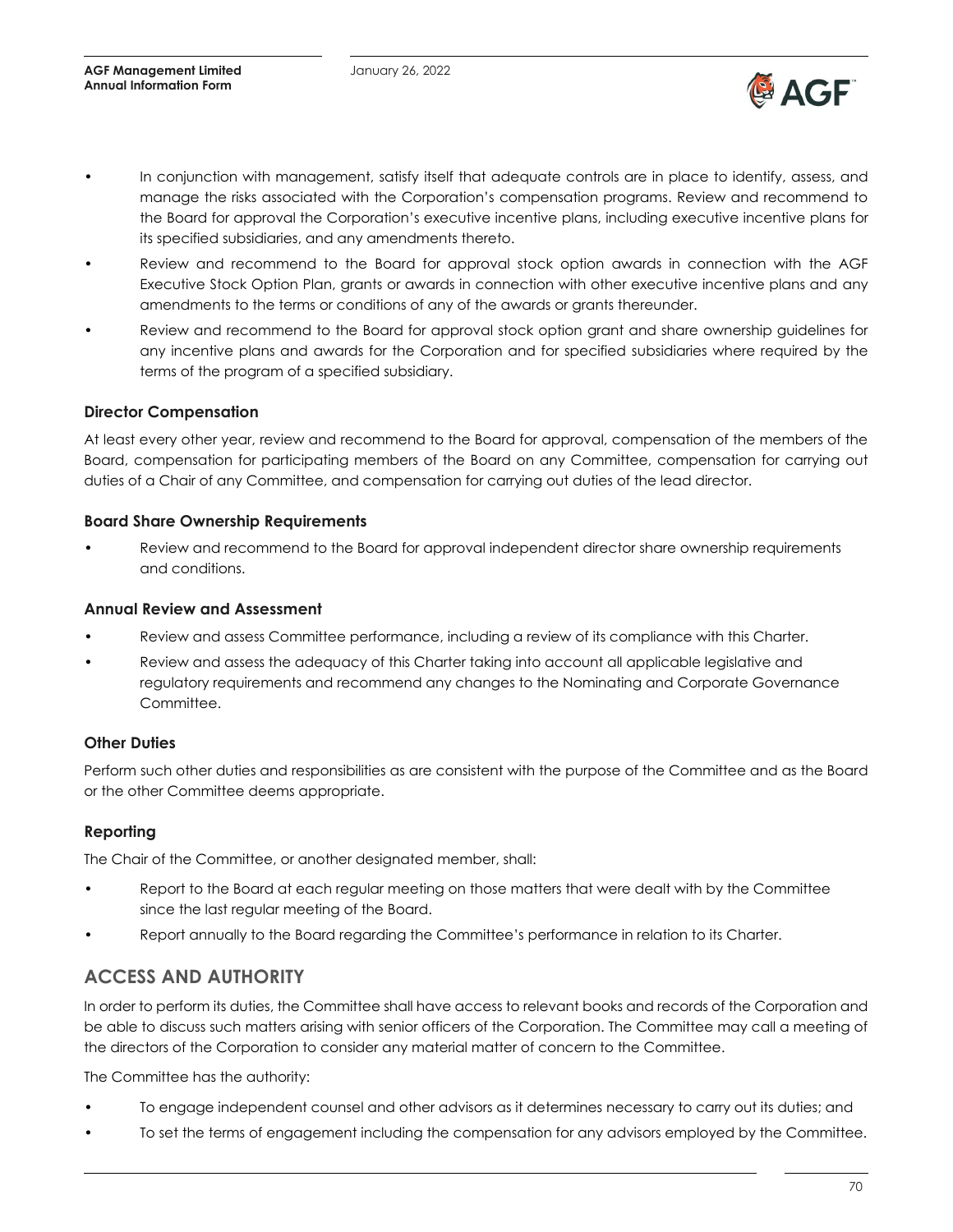- In conjunction with management, satisfy itself that adequate controls are in place to identify, assess, and manage the risks associated with the Corporation's compensation programs. Review and recommend to the Board for approval the Corporation's executive incentive plans, including executive incentive plans for its specified subsidiaries, and any amendments thereto.
- Review and recommend to the Board for approval stock option awards in connection with the AGF Executive Stock Option Plan, grants or awards in connection with other executive incentive plans and any amendments to the terms or conditions of any of the awards or grants thereunder.
- Review and recommend to the Board for approval stock option grant and share ownership guidelines for any incentive plans and awards for the Corporation and for specified subsidiaries where required by the terms of the program of a specified subsidiary.

### Director Compensation

At least every other year, review and recommend to the Board for approval, compensation of the members of the Board, compensation for participating members of the Board on any Committee, compensation for carrying out duties of a Chair of any Committee, and compensation for carrying out duties of the lead director.

### Board Share Ownership Requirements

- Review and recommend to the Board for approval independent director share ownership requirements and conditions.

### Annual Review and Assessment

- Review and assess Committee performance, including a review of its compliance with this Charter.
- Review and assess the adequacy of this Charter taking into account all applicable legislative and regulatory requirements and recommend any changes to the Nominating and Corporate Governance Committee.

### Other Duties

Perform such other duties and responsibilities as are consistent with the purpose of the Committee and as the Board or the other Committee deems appropriate.

### Reporting

The Chair of the Committee, or another designated member, shall:

- Report to the Board at each regular meeting on those matters that were dealt with by the Committee since the last regular meeting of the Board.
- Report annually to the Board regarding the Committee's performance in relation to its Charter.

## ACCESS AND AUTHORITY

In order to perform its duties, the Committee shall have access to relevant books and records of the Corporation and be able to discuss such matters arising with senior officers of the Corporation. The Committee may call a meeting of the directors of the Corporation to consider any material matter of concern to the Committee.

The Committee has the authority:

- To engage independent counsel and other advisors as it determines necessary to carry out its duties; and
- To set the terms of engagement including the compensation for any advisors employed by the Committee.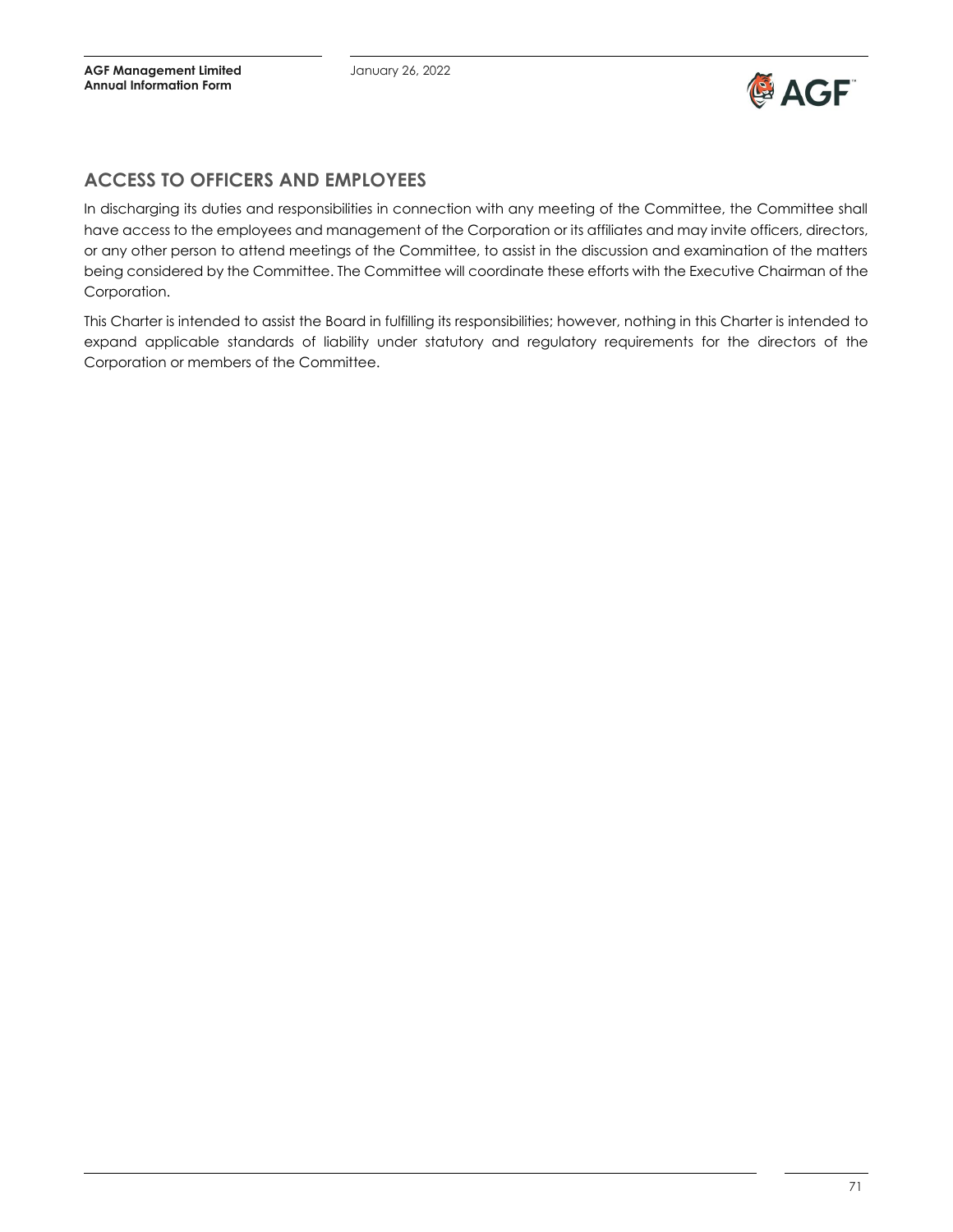## ACCESS TO OFFICERS AND EMPLOYEES

In discharging its duties and responsibilities in connection with any meeting of the Committee, the Committee shall have access to the employees and management of the Corporation or its affiliates and may invite officers, directors, or any other person to attend meetings of the Committee, to assist in the discussion and examination of the matters being considered by the Committee. The Committee will coordinate these efforts with the Executive Chairman of the Corporation.

This Charter is intended to assist the Board in fulfilling its responsibilities; however, nothing in this Charter is intended to expand applicable standards of liability under statutory and regulatory requirements for the directors of the Corporation or members of the Committee.